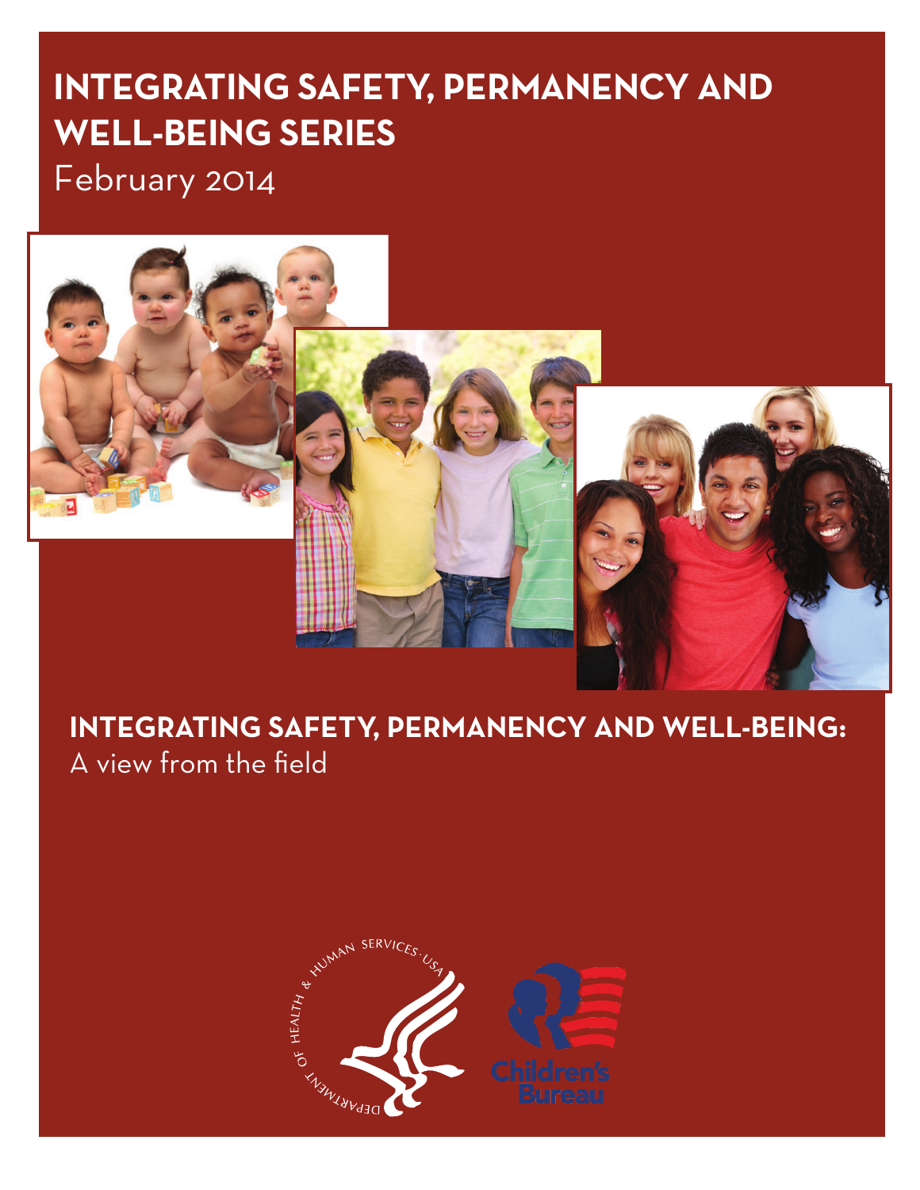# INTEGRATING SAFETY, PERMANENCY AND WELL-BEING SERIES

February 2014

## INTEGRATING SAFETY, PERMANENCY AND WELL-BEING:

A view from the field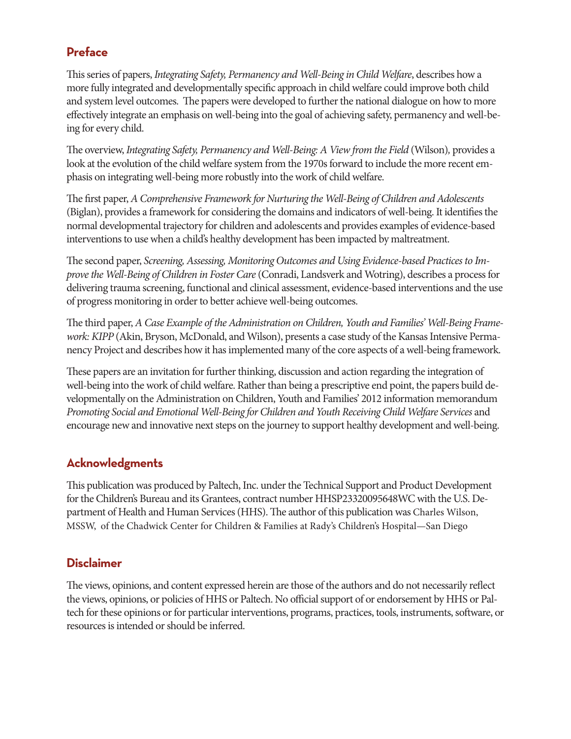## Preface

This series of papers, *Integrating Safety, Permanency and Well-Being in Child Welfare*, describes how a more fully integrated and developmentally specific approach in child welfare could improve both child and system level outcomes. The papers were developed to further the national dialogue on how to more effectively integrate an emphasis on well-being into the goal of achieving safety, permanency and well-being for every child.

The overview, *Integrating Safety, Permanency and Well-Being: A View from the Field* (Wilson), provides a look at the evolution of the child welfare system from the 1970s forward to include the more recent emphasis on integrating well-being more robustly into the work of child welfare.

The first paper, *A Comprehensive Framework for Nurturing the Well-Being of Children and Adolescents* (Biglan), provides a framework for considering the domains and indicators of well-being. It identifies the normal developmental trajectory for children and adolescents and provides examples of evidence-based interventions to use when a child's healthy development has been impacted by maltreatment.

The second paper, *Screening, Assessing, Monitoring Outcomes and Using Evidence-based Practices to Improve the Well-Being of Children in Foster Care* (Conradi, Landsverk and Wotring), describes a process for delivering trauma screening, functional and clinical assessment, evidence-based interventions and the use of progress monitoring in order to better achieve well-being outcomes.

The third paper, *A Case Example of the Administration on Children, Youth and Families' Well-Being Framework: KIPP* (Akin, Bryson, McDonald, and Wilson), presents a case study of the Kansas Intensive Permanency Project and describes how it has implemented many of the core aspects of a well-being framework.

These papers are an invitation for further thinking, discussion and action regarding the integration of well-being into the work of child welfare. Rather than being a prescriptive end point, the papers build developmentally on the Administration on Children, Youth and Families' 2012 information memorandum *Promoting Social and Emotional Well-Being for Children and Youth Receiving Child Welfare Services* and encourage new and innovative next steps on the journey to support healthy development and well-being.

## Acknowledgments

This publication was produced by Paltech, Inc. under the Technical Support and Product Development for the Children's Bureau and its Grantees, contract number HHSP23320095648WC with the U.S. Department of Health and Human Services (HHS). The author of this publication was Charles Wilson, MSSW, of the Chadwick Center for Children & Families at Rady's Children's Hospital—San Diego

## Disclaimer

The views, opinions, and content expressed herein are those of the authors and do not necessarily reflect the views, opinions, or policies of HHS or Paltech. No official support of or endorsement by HHS or Paltech for these opinions or for particular interventions, programs, practices, tools, instruments, software, or resources is intended or should be inferred.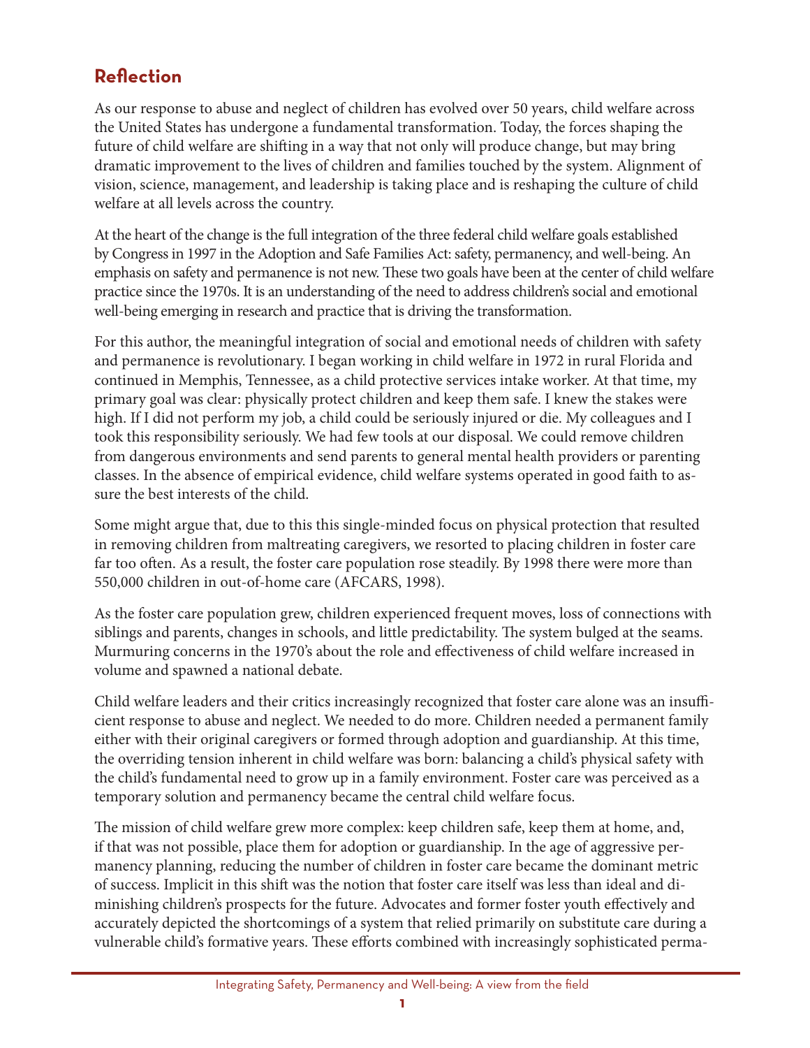## Reflection

As our response to abuse and neglect of children has evolved over 50 years, child welfare across the United States has undergone a fundamental transformation. Today, the forces shaping the future of child welfare are shifting in a way that not only will produce change, but may bring dramatic improvement to the lives of children and families touched by the system. Alignment of vision, science, management, and leadership is taking place and is reshaping the culture of child welfare at all levels across the country.

At the heart of the change is the full integration of the three federal child welfare goals established by Congress in 1997 in the Adoption and Safe Families Act: safety, permanency, and well-being. An emphasis on safety and permanence is not new. These two goals have been at the center of child welfare practice since the 1970s. It is an understanding of the need to address children's social and emotional well-being emerging in research and practice that is driving the transformation.

For this author, the meaningful integration of social and emotional needs of children with safety and permanence is revolutionary. I began working in child welfare in 1972 in rural Florida and continued in Memphis, Tennessee, as a child protective services intake worker. At that time, my primary goal was clear: physically protect children and keep them safe. I knew the stakes were high. If I did not perform my job, a child could be seriously injured or die. My colleagues and I took this responsibility seriously. We had few tools at our disposal. We could remove children from dangerous environments and send parents to general mental health providers or parenting classes. In the absence of empirical evidence, child welfare systems operated in good faith to assure the best interests of the child.

Some might argue that, due to this this single-minded focus on physical protection that resulted in removing children from maltreating caregivers, we resorted to placing children in foster care far too often. As a result, the foster care population rose steadily. By 1998 there were more than 550,000 children in out-of-home care (AFCARS, 1998).

As the foster care population grew, children experienced frequent moves, loss of connections with siblings and parents, changes in schools, and little predictability. The system bulged at the seams. Murmuring concerns in the 1970's about the role and effectiveness of child welfare increased in volume and spawned a national debate.

Child welfare leaders and their critics increasingly recognized that foster care alone was an insufficient response to abuse and neglect. We needed to do more. Children needed a permanent family either with their original caregivers or formed through adoption and guardianship. At this time, the overriding tension inherent in child welfare was born: balancing a child's physical safety with the child's fundamental need to grow up in a family environment. Foster care was perceived as a temporary solution and permanency became the central child welfare focus.

The mission of child welfare grew more complex: keep children safe, keep them at home, and, if that was not possible, place them for adoption or guardianship. In the age of aggressive permanency planning, reducing the number of children in foster care became the dominant metric of success. Implicit in this shift was the notion that foster care itself was less than ideal and diminishing children's prospects for the future. Advocates and former foster youth effectively and accurately depicted the shortcomings of a system that relied primarily on substitute care during a vulnerable child's formative years. These efforts combined with increasingly sophisticated perma-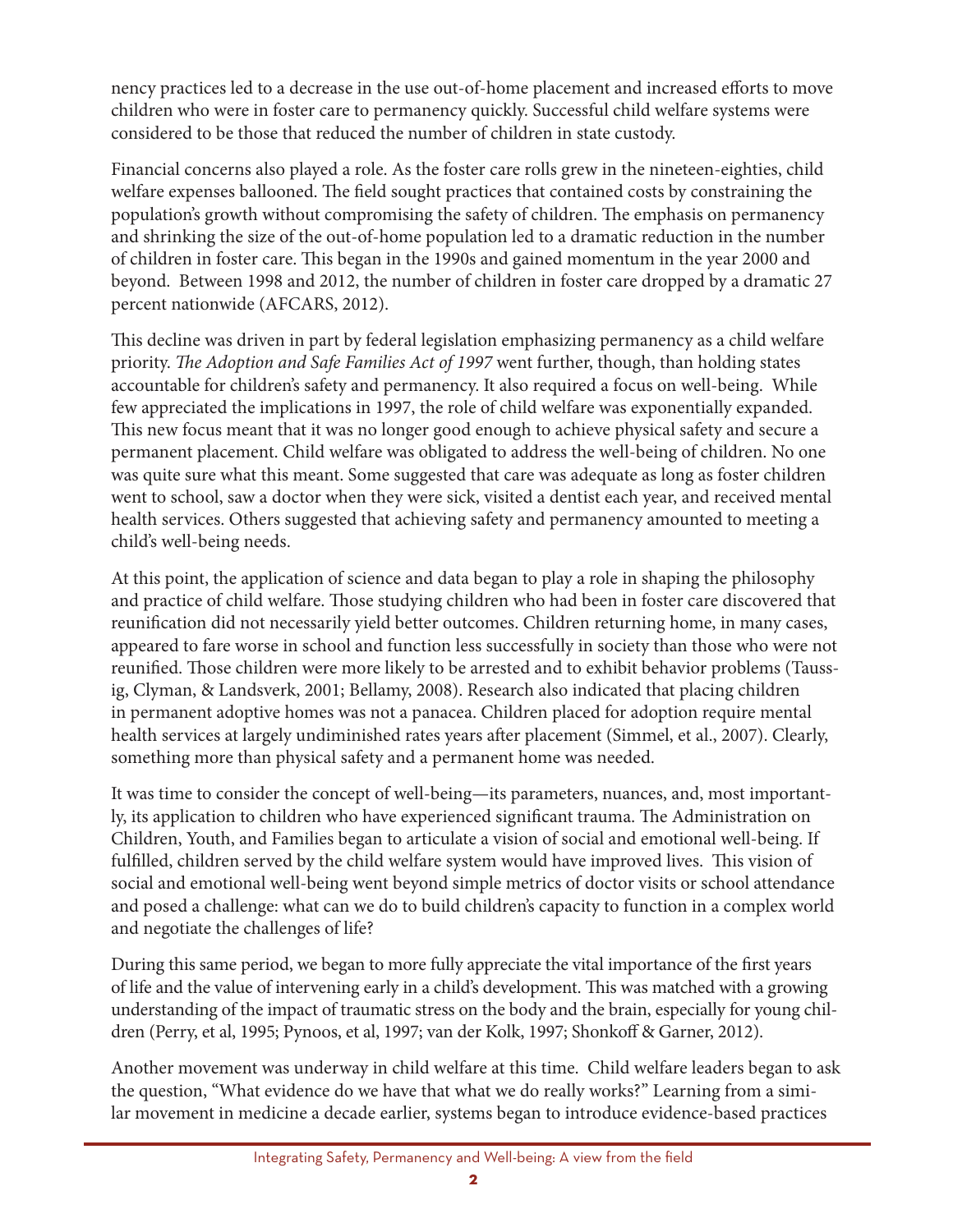nency practices led to a decrease in the use out-of-home placement and increased efforts to move children who were in foster care to permanency quickly. Successful child welfare systems were considered to be those that reduced the number of children in state custody.

Financial concerns also played a role. As the foster care rolls grew in the nineteen-eighties, child welfare expenses ballooned. The field sought practices that contained costs by constraining the population's growth without compromising the safety of children. The emphasis on permanency and shrinking the size of the out-of-home population led to a dramatic reduction in the number of children in foster care. This began in the 1990s and gained momentum in the year 2000 and beyond. Between 1998 and 2012, the number of children in foster care dropped by a dramatic 27 percent nationwide (AFCARS, 2012).

This decline was driven in part by federal legislation emphasizing permanency as a child welfare priority. *The Adoption and Safe Families Act of 1997* went further, though, than holding states accountable for children's safety and permanency. It also required a focus on well-being. While few appreciated the implications in 1997, the role of child welfare was exponentially expanded. This new focus meant that it was no longer good enough to achieve physical safety and secure a permanent placement. Child welfare was obligated to address the well-being of children. No one was quite sure what this meant. Some suggested that care was adequate as long as foster children went to school, saw a doctor when they were sick, visited a dentist each year, and received mental health services. Others suggested that achieving safety and permanency amounted to meeting a child's well-being needs.

At this point, the application of science and data began to play a role in shaping the philosophy and practice of child welfare. Those studying children who had been in foster care discovered that reunification did not necessarily yield better outcomes. Children returning home, in many cases, appeared to fare worse in school and function less successfully in society than those who were not reunified. Those children were more likely to be arrested and to exhibit behavior problems (Taussig, Clyman, & Landsverk, 2001; Bellamy, 2008). Research also indicated that placing children in permanent adoptive homes was not a panacea. Children placed for adoption require mental health services at largely undiminished rates years after placement (Simmel, et al., 2007). Clearly, something more than physical safety and a permanent home was needed.

It was time to consider the concept of well-being—its parameters, nuances, and, most importantly, its application to children who have experienced significant trauma. The Administration on Children, Youth, and Families began to articulate a vision of social and emotional well-being. If fulfilled, children served by the child welfare system would have improved lives. This vision of social and emotional well-being went beyond simple metrics of doctor visits or school attendance and posed a challenge: what can we do to build children's capacity to function in a complex world and negotiate the challenges of life?

During this same period, we began to more fully appreciate the vital importance of the first years of life and the value of intervening early in a child's development. This was matched with a growing understanding of the impact of traumatic stress on the body and the brain, especially for young children (Perry, et al, 1995; Pynoos, et al, 1997; van der Kolk, 1997; Shonkoff & Garner, 2012).

Another movement was underway in child welfare at this time. Child welfare leaders began to ask the question, "What evidence do we have that what we do really works?" Learning from a similar movement in medicine a decade earlier, systems began to introduce evidence-based practices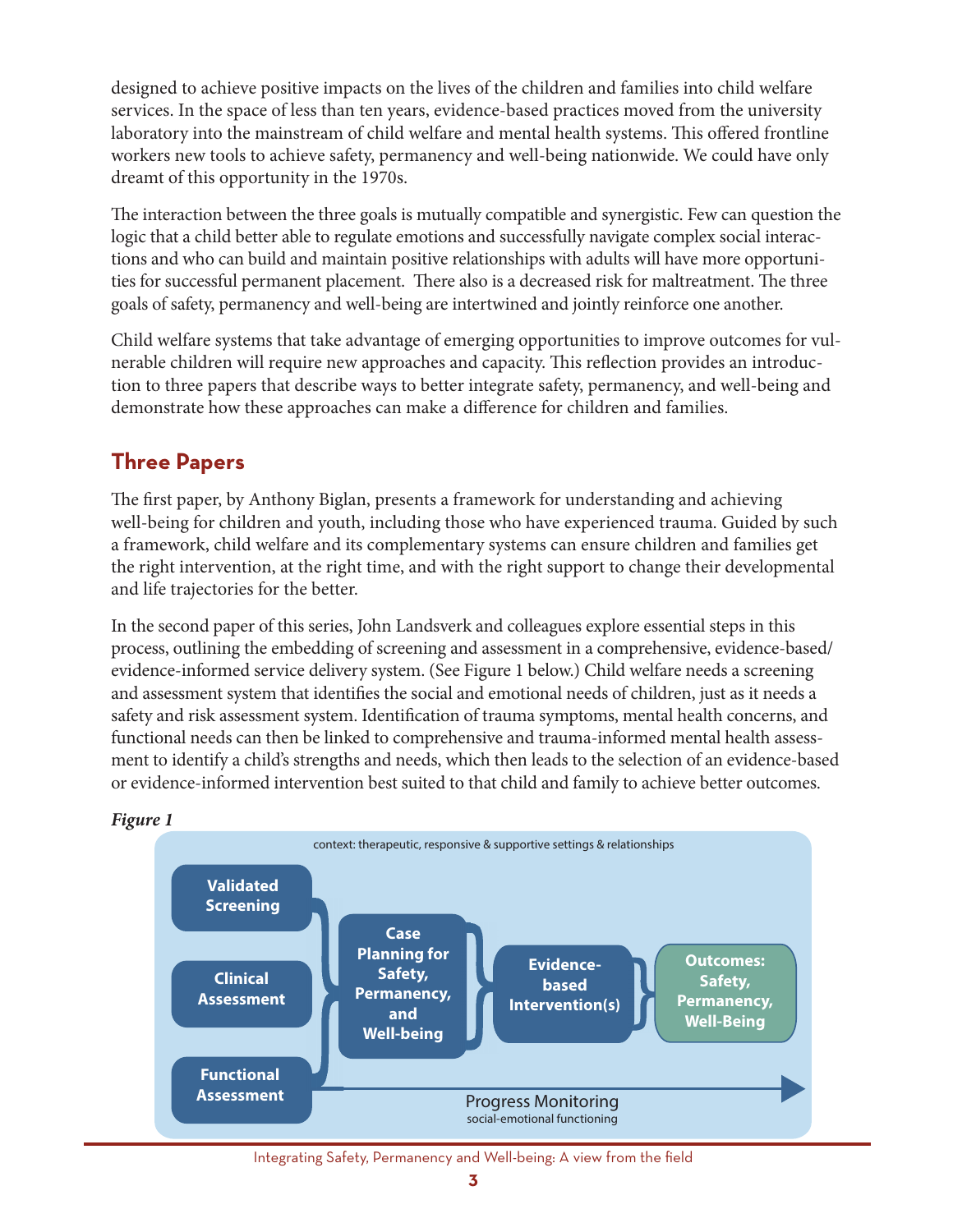designed to achieve positive impacts on the lives of the children and families into child welfare services. In the space of less than ten years, evidence-based practices moved from the university laboratory into the mainstream of child welfare and mental health systems. This offered frontline workers new tools to achieve safety, permanency and well-being nationwide. We could have only dreamt of this opportunity in the 1970s.

The interaction between the three goals is mutually compatible and synergistic. Few can question the logic that a child better able to regulate emotions and successfully navigate complex social interactions and who can build and maintain positive relationships with adults will have more opportunities for successful permanent placement. There also is a decreased risk for maltreatment. The three goals of safety, permanency and well-being are intertwined and jointly reinforce one another.

Child welfare systems that take advantage of emerging opportunities to improve outcomes for vulnerable children will require new approaches and capacity. This reflection provides an introduction to three papers that describe ways to better integrate safety, permanency, and well-being and demonstrate how these approaches can make a difference for children and families.

## Three Papers

The first paper, by Anthony Biglan, presents a framework for understanding and achieving well-being for children and youth, including those who have experienced trauma. Guided by such a framework, child welfare and its complementary systems can ensure children and families get the right intervention, at the right time, and with the right support to change their developmental and life trajectories for the better.

In the second paper of this series, John Landsverk and colleagues explore essential steps in this process, outlining the embedding of screening and assessment in a comprehensive, evidence-based/evidence-informed service delivery system. (See Figure 1 below.) Child welfare needs a screening and assessment system that identifies the social and emotional needs of children, just as it needs a safety and risk assessment system. Identification of trauma symptoms, mental health concerns, and functional needs can then be linked to comprehensive and trauma-informed mental health assessment to identify a child's strengths and needs, which then leads to the selection of an evidence-based or evidence-informed intervention best suited to that child and family to achieve better outcomes.

*Figure 1*

context: therapeutic, responsive & supportive settings & relationships

Validated Screening | Clinical Assessment | Functional Assessment → Case Planning for Safety, Permanency, and Well-being → Evidence-based Intervention(s) → Outcomes: Safety, Permanency, Well-Being

Progress Monitoring
social-emotional functioning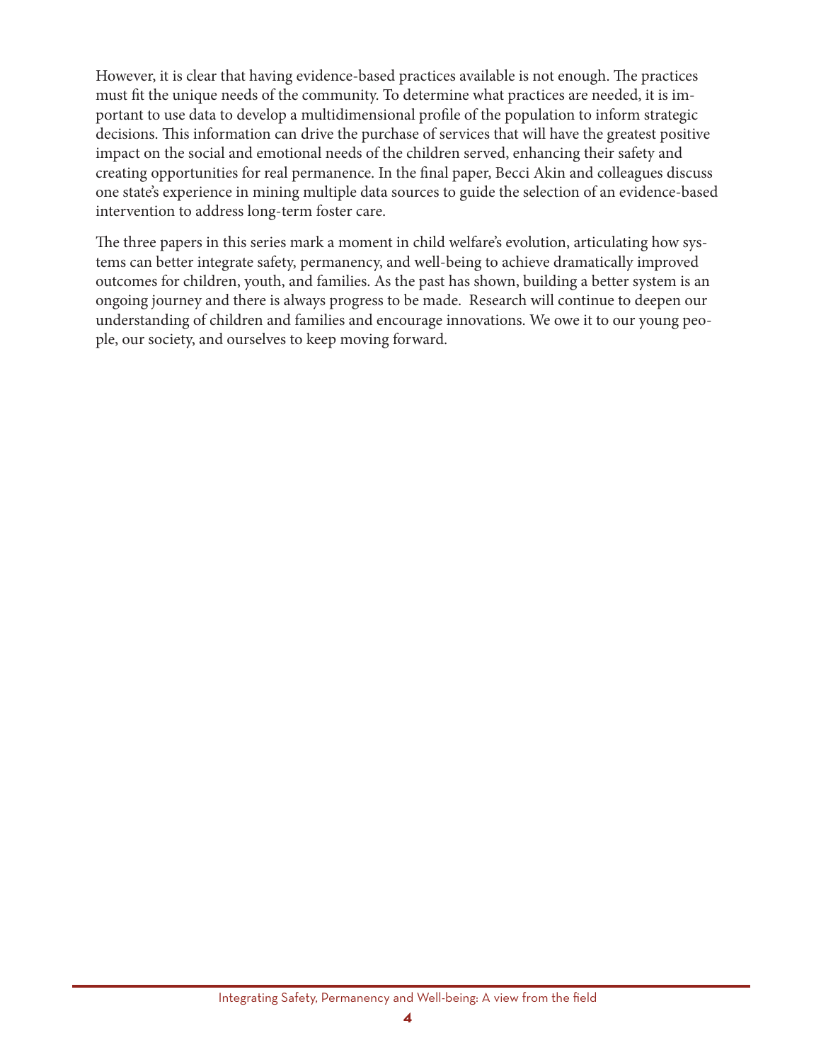However, it is clear that having evidence-based practices available is not enough. The practices must fit the unique needs of the community. To determine what practices are needed, it is important to use data to develop a multidimensional profile of the population to inform strategic decisions. This information can drive the purchase of services that will have the greatest positive impact on the social and emotional needs of the children served, enhancing their safety and creating opportunities for real permanence. In the final paper, Becci Akin and colleagues discuss one state's experience in mining multiple data sources to guide the selection of an evidence-based intervention to address long-term foster care.

The three papers in this series mark a moment in child welfare's evolution, articulating how systems can better integrate safety, permanency, and well-being to achieve dramatically improved outcomes for children, youth, and families. As the past has shown, building a better system is an ongoing journey and there is always progress to be made. Research will continue to deepen our understanding of children and families and encourage innovations. We owe it to our young people, our society, and ourselves to keep moving forward.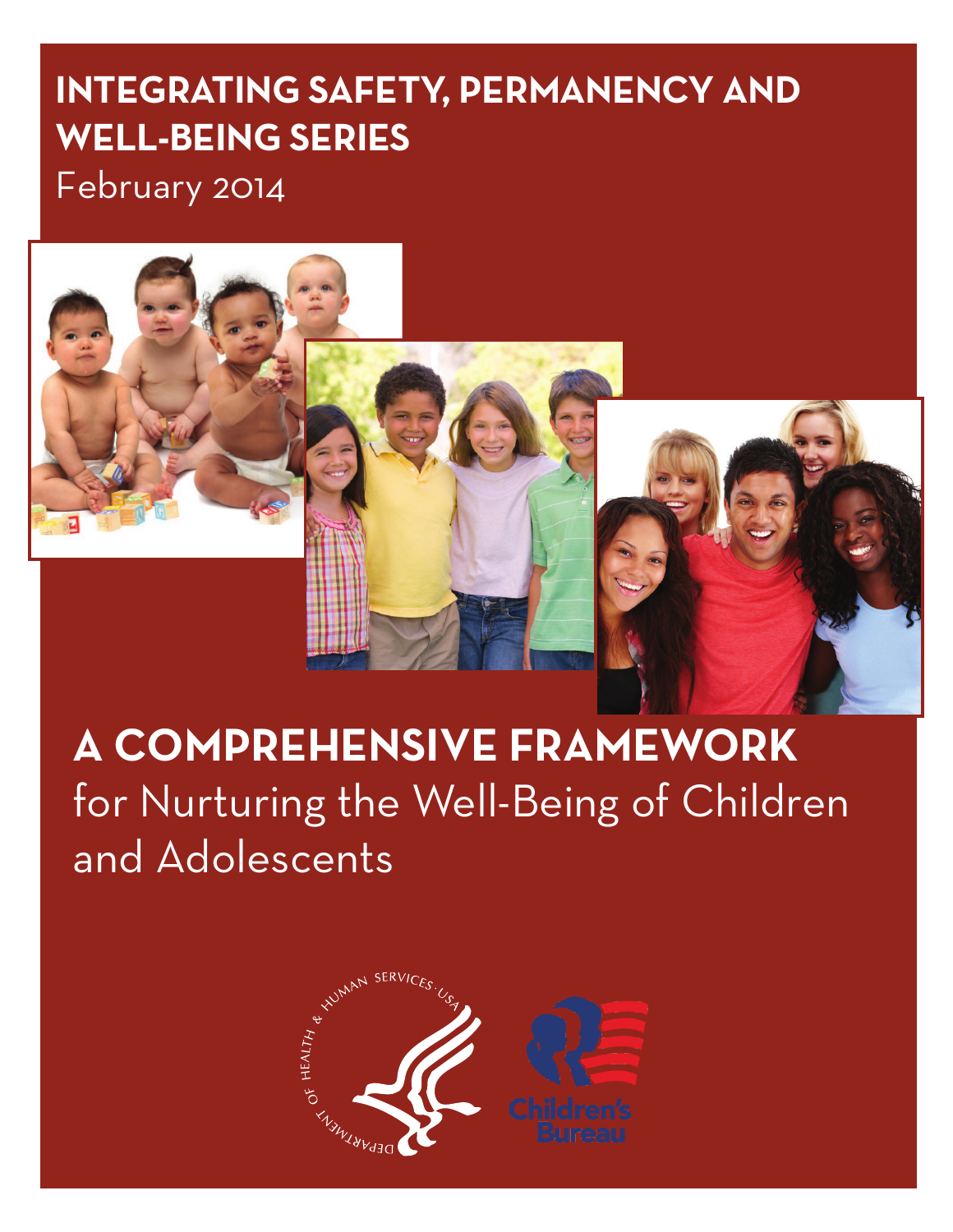# INTEGRATING SAFETY, PERMANENCY AND WELL-BEING SERIES

February 2014

# A COMPREHENSIVE FRAMEWORK

for Nurturing the Well-Being of Children and Adolescents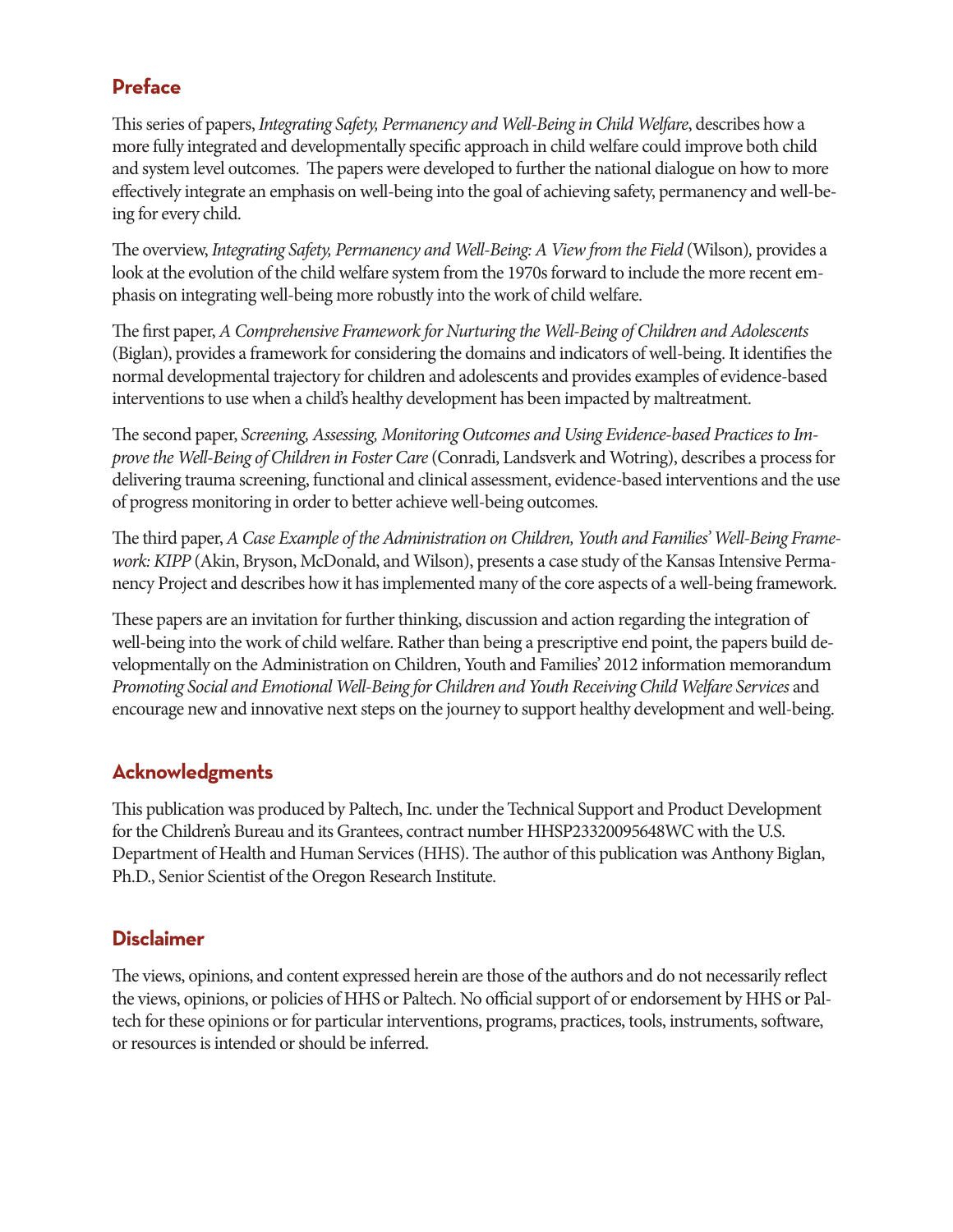## Preface

This series of papers, *Integrating Safety, Permanency and Well-Being in Child Welfare*, describes how a more fully integrated and developmentally specific approach in child welfare could improve both child and system level outcomes. The papers were developed to further the national dialogue on how to more effectively integrate an emphasis on well-being into the goal of achieving safety, permanency and well-being for every child.

The overview, *Integrating Safety, Permanency and Well-Being: A View from the Field* (Wilson), provides a look at the evolution of the child welfare system from the 1970s forward to include the more recent emphasis on integrating well-being more robustly into the work of child welfare.

The first paper, *A Comprehensive Framework for Nurturing the Well-Being of Children and Adolescents* (Biglan), provides a framework for considering the domains and indicators of well-being. It identifies the normal developmental trajectory for children and adolescents and provides examples of evidence-based interventions to use when a child's healthy development has been impacted by maltreatment.

The second paper, *Screening, Assessing, Monitoring Outcomes and Using Evidence-based Practices to Improve the Well-Being of Children in Foster Care* (Conradi, Landsverk and Wotring), describes a process for delivering trauma screening, functional and clinical assessment, evidence-based interventions and the use of progress monitoring in order to better achieve well-being outcomes.

The third paper, *A Case Example of the Administration on Children, Youth and Families' Well-Being Framework: KIPP* (Akin, Bryson, McDonald, and Wilson), presents a case study of the Kansas Intensive Permanency Project and describes how it has implemented many of the core aspects of a well-being framework.

These papers are an invitation for further thinking, discussion and action regarding the integration of well-being into the work of child welfare. Rather than being a prescriptive end point, the papers build developmentally on the Administration on Children, Youth and Families' 2012 information memorandum *Promoting Social and Emotional Well-Being for Children and Youth Receiving Child Welfare Services* and encourage new and innovative next steps on the journey to support healthy development and well-being.

## Acknowledgments

This publication was produced by Paltech, Inc. under the Technical Support and Product Development for the Children's Bureau and its Grantees, contract number HHSP23320095648WC with the U.S. Department of Health and Human Services (HHS). The author of this publication was Anthony Biglan, Ph.D., Senior Scientist of the Oregon Research Institute.

## Disclaimer

The views, opinions, and content expressed herein are those of the authors and do not necessarily reflect the views, opinions, or policies of HHS or Paltech. No official support of or endorsement by HHS or Paltech for these opinions or for particular interventions, programs, practices, tools, instruments, software, or resources is intended or should be inferred.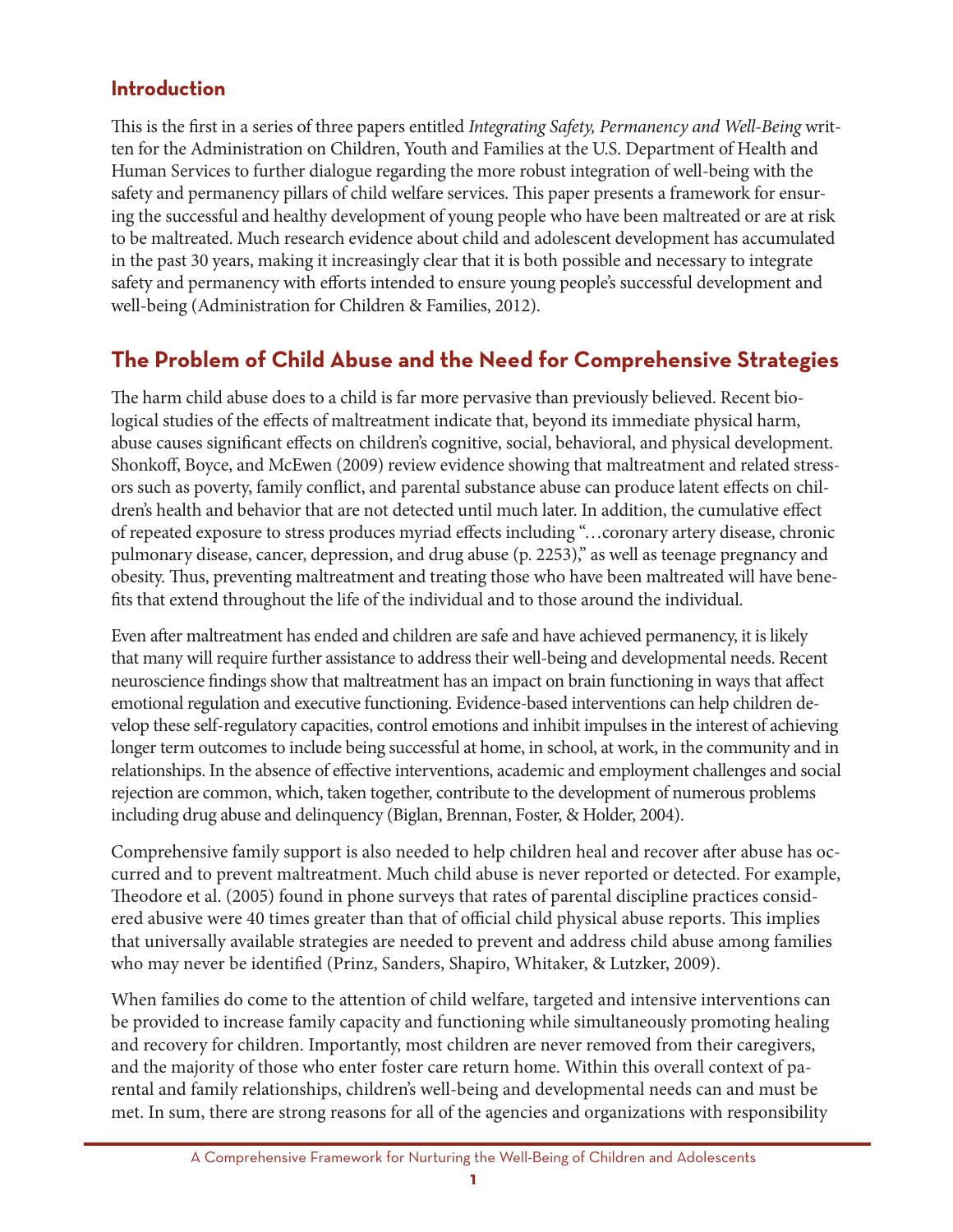## Introduction

This is the first in a series of three papers entitled *Integrating Safety, Permanency and Well-Being* written for the Administration on Children, Youth and Families at the U.S. Department of Health and Human Services to further dialogue regarding the more robust integration of well-being with the safety and permanency pillars of child welfare services. This paper presents a framework for ensuring the successful and healthy development of young people who have been maltreated or are at risk to be maltreated. Much research evidence about child and adolescent development has accumulated in the past 30 years, making it increasingly clear that it is both possible and necessary to integrate safety and permanency with efforts intended to ensure young people's successful development and well-being (Administration for Children & Families, 2012).

## The Problem of Child Abuse and the Need for Comprehensive Strategies

The harm child abuse does to a child is far more pervasive than previously believed. Recent biological studies of the effects of maltreatment indicate that, beyond its immediate physical harm, abuse causes significant effects on children's cognitive, social, behavioral, and physical development. Shonkoff, Boyce, and McEwen (2009) review evidence showing that maltreatment and related stressors such as poverty, family conflict, and parental substance abuse can produce latent effects on children's health and behavior that are not detected until much later. In addition, the cumulative effect of repeated exposure to stress produces myriad effects including "…coronary artery disease, chronic pulmonary disease, cancer, depression, and drug abuse (p. 2253)," as well as teenage pregnancy and obesity. Thus, preventing maltreatment and treating those who have been maltreated will have benefits that extend throughout the life of the individual and to those around the individual.

Even after maltreatment has ended and children are safe and have achieved permanency, it is likely that many will require further assistance to address their well-being and developmental needs. Recent neuroscience findings show that maltreatment has an impact on brain functioning in ways that affect emotional regulation and executive functioning. Evidence-based interventions can help children develop these self-regulatory capacities, control emotions and inhibit impulses in the interest of achieving longer term outcomes to include being successful at home, in school, at work, in the community and in relationships. In the absence of effective interventions, academic and employment challenges and social rejection are common, which, taken together, contribute to the development of numerous problems including drug abuse and delinquency (Biglan, Brennan, Foster, & Holder, 2004).

Comprehensive family support is also needed to help children heal and recover after abuse has occurred and to prevent maltreatment. Much child abuse is never reported or detected. For example, Theodore et al. (2005) found in phone surveys that rates of parental discipline practices considered abusive were 40 times greater than that of official child physical abuse reports. This implies that universally available strategies are needed to prevent and address child abuse among families who may never be identified (Prinz, Sanders, Shapiro, Whitaker, & Lutzker, 2009).

When families do come to the attention of child welfare, targeted and intensive interventions can be provided to increase family capacity and functioning while simultaneously promoting healing and recovery for children. Importantly, most children are never removed from their caregivers, and the majority of those who enter foster care return home. Within this overall context of parental and family relationships, children's well-being and developmental needs can and must be met. In sum, there are strong reasons for all of the agencies and organizations with responsibility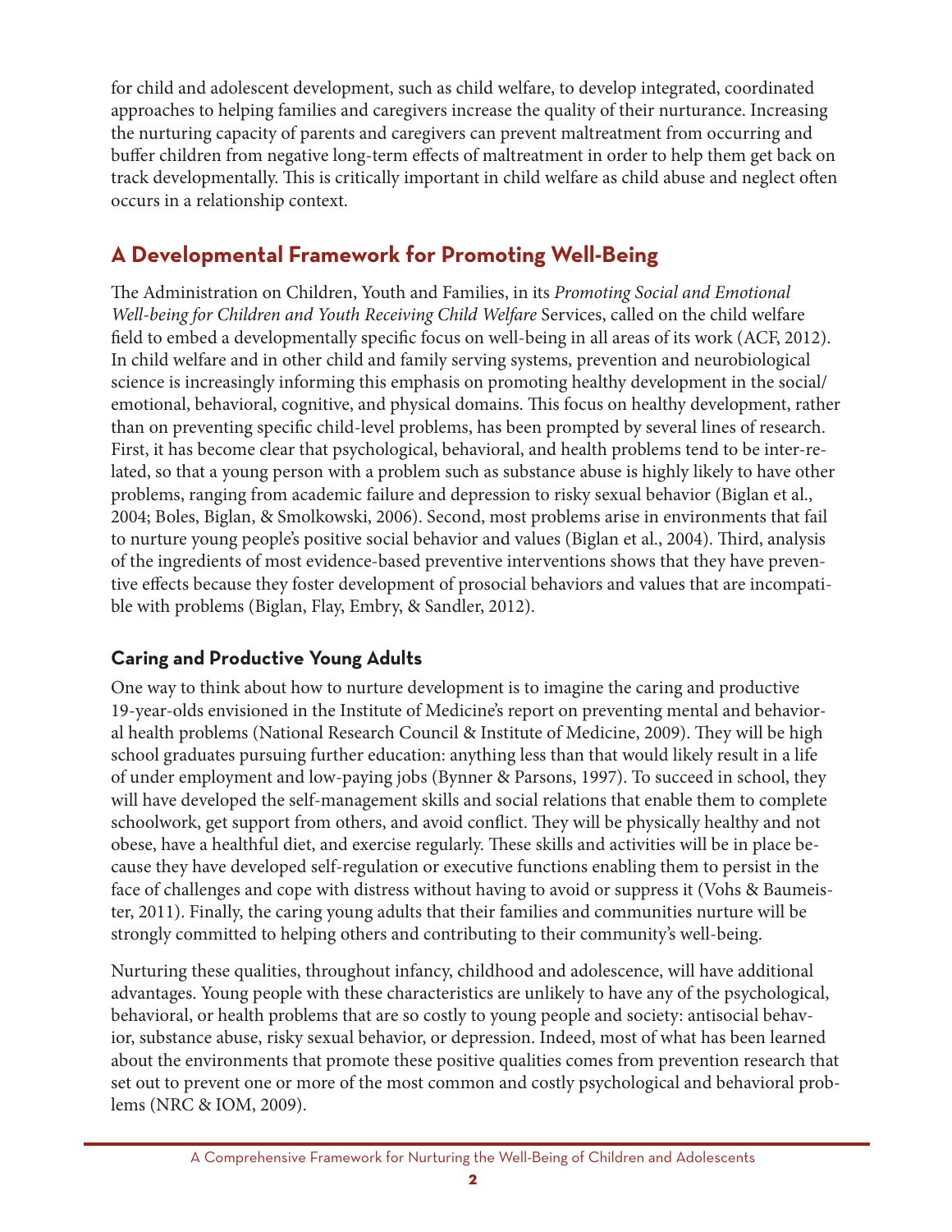for child and adolescent development, such as child welfare, to develop integrated, coordinated approaches to helping families and caregivers increase the quality of their nurturance. Increasing the nurturing capacity of parents and caregivers can prevent maltreatment from occurring and buffer children from negative long-term effects of maltreatment in order to help them get back on track developmentally. This is critically important in child welfare as child abuse and neglect often occurs in a relationship context.

## A Developmental Framework for Promoting Well-Being

The Administration on Children, Youth and Families, in its *Promoting Social and Emotional Well-being for Children and Youth Receiving Child Welfare* Services, called on the child welfare field to embed a developmentally specific focus on well-being in all areas of its work (ACF, 2012). In child welfare and in other child and family serving systems, prevention and neurobiological science is increasingly informing this emphasis on promoting healthy development in the social/emotional, behavioral, cognitive, and physical domains. This focus on healthy development, rather than on preventing specific child-level problems, has been prompted by several lines of research. First, it has become clear that psychological, behavioral, and health problems tend to be inter-related, so that a young person with a problem such as substance abuse is highly likely to have other problems, ranging from academic failure and depression to risky sexual behavior (Biglan et al., 2004; Boles, Biglan, & Smolkowski, 2006). Second, most problems arise in environments that fail to nurture young people's positive social behavior and values (Biglan et al., 2004). Third, analysis of the ingredients of most evidence-based preventive interventions shows that they have preventive effects because they foster development of prosocial behaviors and values that are incompatible with problems (Biglan, Flay, Embry, & Sandler, 2012).

### Caring and Productive Young Adults

One way to think about how to nurture development is to imagine the caring and productive 19-year-olds envisioned in the Institute of Medicine's report on preventing mental and behavioral health problems (National Research Council & Institute of Medicine, 2009). They will be high school graduates pursuing further education: anything less than that would likely result in a life of under employment and low-paying jobs (Bynner & Parsons, 1997). To succeed in school, they will have developed the self-management skills and social relations that enable them to complete schoolwork, get support from others, and avoid conflict. They will be physically healthy and not obese, have a healthful diet, and exercise regularly. These skills and activities will be in place because they have developed self-regulation or executive functions enabling them to persist in the face of challenges and cope with distress without having to avoid or suppress it (Vohs & Baumeister, 2011). Finally, the caring young adults that their families and communities nurture will be strongly committed to helping others and contributing to their community's well-being.

Nurturing these qualities, throughout infancy, childhood and adolescence, will have additional advantages. Young people with these characteristics are unlikely to have any of the psychological, behavioral, or health problems that are so costly to young people and society: antisocial behavior, substance abuse, risky sexual behavior, or depression. Indeed, most of what has been learned about the environments that promote these positive qualities comes from prevention research that set out to prevent one or more of the most common and costly psychological and behavioral problems (NRC & IOM, 2009).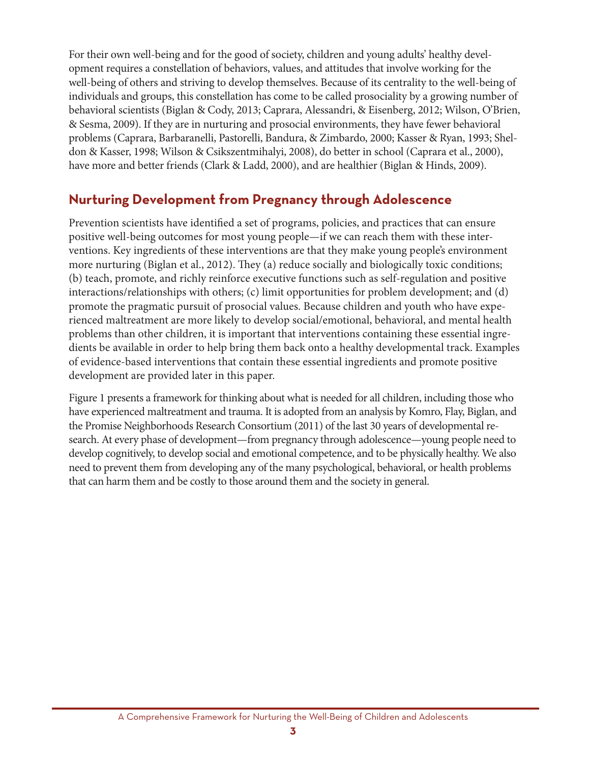For their own well-being and for the good of society, children and young adults' healthy development requires a constellation of behaviors, values, and attitudes that involve working for the well-being of others and striving to develop themselves. Because of its centrality to the well-being of individuals and groups, this constellation has come to be called prosociality by a growing number of behavioral scientists (Biglan & Cody, 2013; Caprara, Alessandri, & Eisenberg, 2012; Wilson, O'Brien, & Sesma, 2009). If they are in nurturing and prosocial environments, they have fewer behavioral problems (Caprara, Barbaranelli, Pastorelli, Bandura, & Zimbardo, 2000; Kasser & Ryan, 1993; Sheldon & Kasser, 1998; Wilson & Csikszentmihalyi, 2008), do better in school (Caprara et al., 2000), have more and better friends (Clark & Ladd, 2000), and are healthier (Biglan & Hinds, 2009).

## Nurturing Development from Pregnancy through Adolescence

Prevention scientists have identified a set of programs, policies, and practices that can ensure positive well-being outcomes for most young people—if we can reach them with these interventions. Key ingredients of these interventions are that they make young people's environment more nurturing (Biglan et al., 2012). They (a) reduce socially and biologically toxic conditions; (b) teach, promote, and richly reinforce executive functions such as self-regulation and positive interactions/relationships with others; (c) limit opportunities for problem development; and (d) promote the pragmatic pursuit of prosocial values. Because children and youth who have experienced maltreatment are more likely to develop social/emotional, behavioral, and mental health problems than other children, it is important that interventions containing these essential ingredients be available in order to help bring them back onto a healthy developmental track. Examples of evidence-based interventions that contain these essential ingredients and promote positive development are provided later in this paper.

Figure 1 presents a framework for thinking about what is needed for all children, including those who have experienced maltreatment and trauma. It is adopted from an analysis by Komro, Flay, Biglan, and the Promise Neighborhoods Research Consortium (2011) of the last 30 years of developmental research. At every phase of development—from pregnancy through adolescence—young people need to develop cognitively, to develop social and emotional competence, and to be physically healthy. We also need to prevent them from developing any of the many psychological, behavioral, or health problems that can harm them and be costly to those around them and the society in general.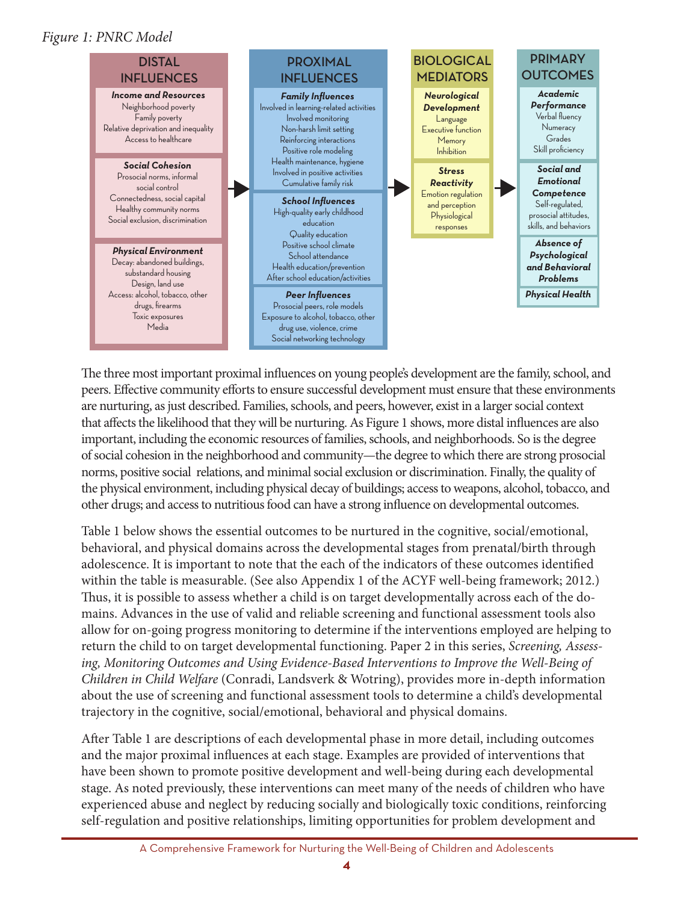*Figure 1: PNRC Model*

| DISTAL INFLUENCES | PROXIMAL INFLUENCES | BIOLOGICAL MEDIATORS | PRIMARY OUTCOMES |
|---|---|---|---|
| ***Income and Resources*** Neighborhood poverty; Family poverty; Relative deprivation and inequality; Access to healthcare | ***Family Influences*** Involved in learning-related activities; Involved monitoring; Non-harsh limit setting; Reinforcing interactions; Positive role modeling; Health maintenance, hygiene; Involved in positive activities; Cumulative family risk | ***Neurological Development*** Language; Executive function; Memory; Inhibition | ***Academic Performance*** Verbal fluency; Numeracy; Grades; Skill proficiency |
| ***Social Cohesion*** Prosocial norms, informal social control; Connectedness, social capital; Healthy community norms; Social exclusion, discrimination | ***School Influences*** High-quality early childhood education; Quality education; Positive school climate; School attendance; Health education/prevention; After school education/activities | ***Stress Reactivity*** Emotion regulation and perception; Physiological responses | ***Social and Emotional Competence*** Self-regulated, prosocial attitudes, skills, and behaviors |
| ***Physical Environment*** Decay: abandoned buildings, substandard housing; Design, land use; Access: alcohol, tobacco, other drugs, firearms; Toxic exposures; Media | ***Peer Influences*** Prosocial peers, role models; Exposure to alcohol, tobacco, other drug use, violence, crime; Social networking technology | | ***Absence of Psychological and Behavioral Problems*** |
| | | | ***Physical Health*** |

The three most important proximal influences on young people's development are the family, school, and peers. Effective community efforts to ensure successful development must ensure that these environments are nurturing, as just described. Families, schools, and peers, however, exist in a larger social context that affects the likelihood that they will be nurturing. As Figure 1 shows, more distal influences are also important, including the economic resources of families, schools, and neighborhoods. So is the degree of social cohesion in the neighborhood and community—the degree to which there are strong prosocial norms, positive social relations, and minimal social exclusion or discrimination. Finally, the quality of the physical environment, including physical decay of buildings; access to weapons, alcohol, tobacco, and other drugs; and access to nutritious food can have a strong influence on developmental outcomes.

Table 1 below shows the essential outcomes to be nurtured in the cognitive, social/emotional, behavioral, and physical domains across the developmental stages from prenatal/birth through adolescence. It is important to note that the each of the indicators of these outcomes identified within the table is measurable. (See also Appendix 1 of the ACYF well-being framework; 2012.) Thus, it is possible to assess whether a child is on target developmentally across each of the domains. Advances in the use of valid and reliable screening and functional assessment tools also allow for on-going progress monitoring to determine if the interventions employed are helping to return the child to on target developmental functioning. Paper 2 in this series, *Screening, Assessing, Monitoring Outcomes and Using Evidence-Based Interventions to Improve the Well-Being of Children in Child Welfare* (Conradi, Landsverk & Wotring), provides more in-depth information about the use of screening and functional assessment tools to determine a child's developmental trajectory in the cognitive, social/emotional, behavioral and physical domains.

After Table 1 are descriptions of each developmental phase in more detail, including outcomes and the major proximal influences at each stage. Examples are provided of interventions that have been shown to promote positive development and well-being during each developmental stage. As noted previously, these interventions can meet many of the needs of children who have experienced abuse and neglect by reducing socially and biologically toxic conditions, reinforcing self-regulation and positive relationships, limiting opportunities for problem development and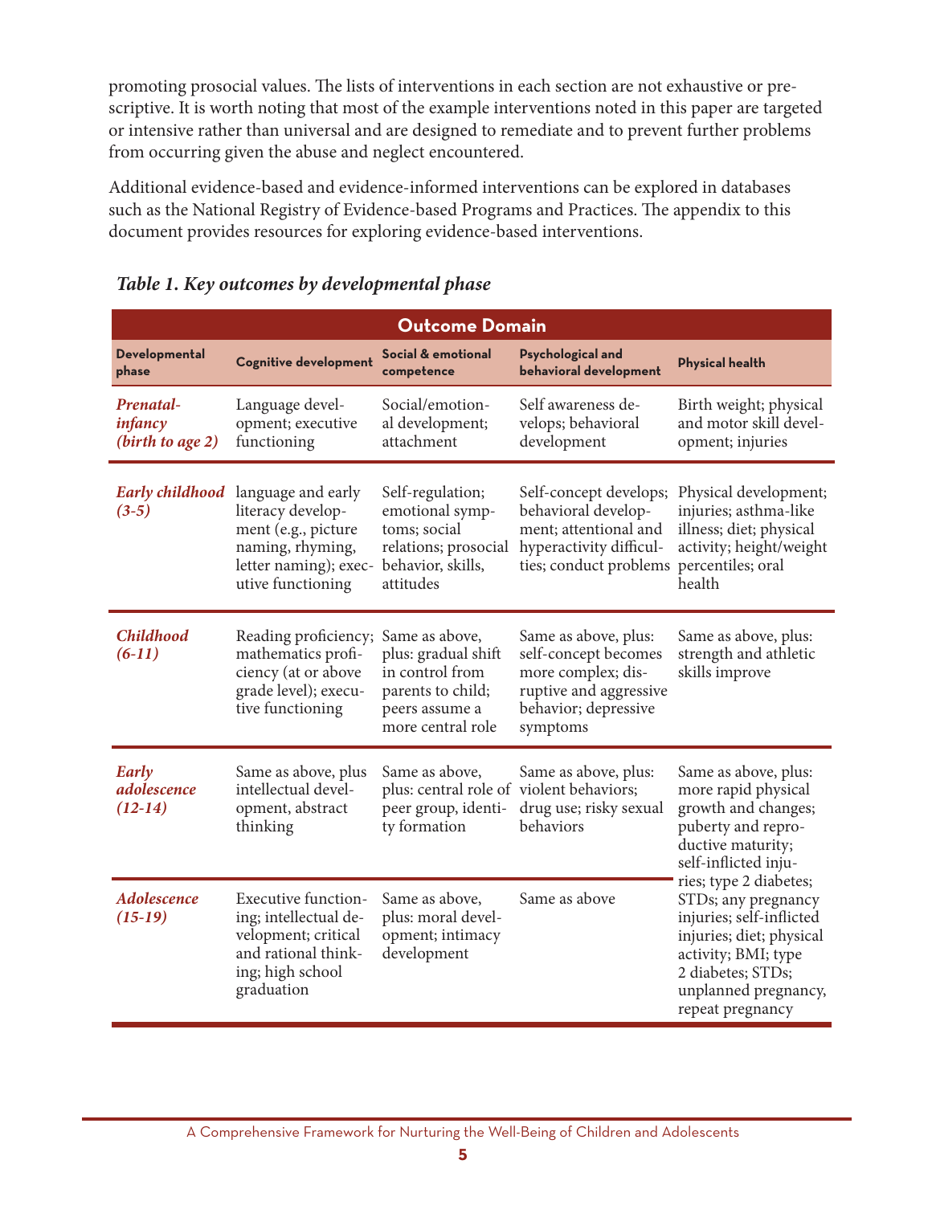promoting prosocial values. The lists of interventions in each section are not exhaustive or prescriptive. It is worth noting that most of the example interventions noted in this paper are targeted or intensive rather than universal and are designed to remediate and to prevent further problems from occurring given the abuse and neglect encountered.

Additional evidence-based and evidence-informed interventions can be explored in databases such as the National Registry of Evidence-based Programs and Practices. The appendix to this document provides resources for exploring evidence-based interventions.

***Table 1. Key outcomes by developmental phase***

| | Outcome Domain | | | |
|---|---|---|---|---|
| **Developmental phase** | **Cognitive development** | **Social & emotional competence** | **Psychological and behavioral development** | **Physical health** |
| ***Prenatal-infancy (birth to age 2)*** | Language development; executive functioning | Social/emotional development; attachment | Self awareness develops; behavioral development | Birth weight; physical and motor skill development; injuries |
| ***Early childhood (3-5)*** | language and early literacy development (e.g., picture naming, rhyming, letter naming); executive functioning | Self-regulation; emotional symptoms; social relations; prosocial behavior, skills, attitudes | Self-concept develops; behavioral development; attentional and hyperactivity difficulties; conduct problems | Physical development; injuries; asthma-like illness; diet; physical activity; height/weight percentiles; oral health |
| ***Childhood (6-11)*** | Reading proficiency; mathematics proficiency (at or above grade level); executive functioning | Same as above, plus: gradual shift in control from parents to child; peers assume a more central role | Same as above, plus: self-concept becomes more complex; disruptive and aggressive behavior; depressive symptoms | Same as above, plus: strength and athletic skills improve |
| ***Early adolescence (12-14)*** | Same as above, plus intellectual development, abstract thinking | Same as above, plus: central role of peer group, identity formation | Same as above, plus: violent behaviors; drug use; risky sexual behaviors | Same as above, plus: more rapid physical growth and changes; puberty and reproductive maturity; self-inflicted injuries; type 2 diabetes; STDs; any pregnancy injuries; self-inflicted injuries; diet; physical activity; BMI; type 2 diabetes; STDs; unplanned pregnancy, repeat pregnancy |
| ***Adolescence (15-19)*** | Executive functioning; intellectual development; critical and rational thinking; high school graduation | Same as above, plus: moral development; intimacy development | Same as above | |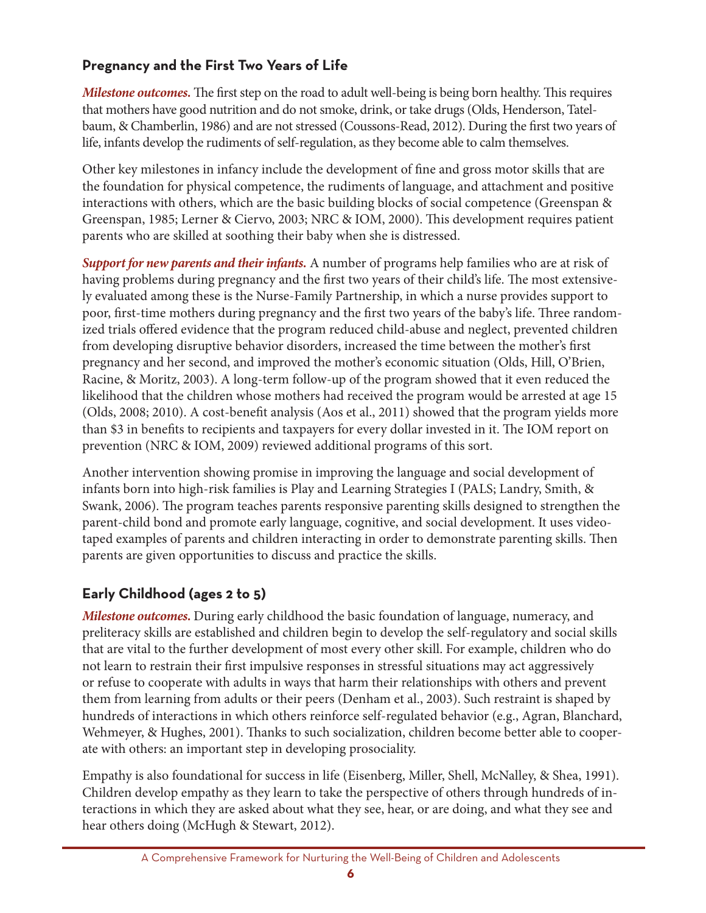### Pregnancy and the First Two Years of Life

***Milestone outcomes.*** The first step on the road to adult well-being is being born healthy. This requires that mothers have good nutrition and do not smoke, drink, or take drugs (Olds, Henderson, Tatelbaum, & Chamberlin, 1986) and are not stressed (Coussons-Read, 2012). During the first two years of life, infants develop the rudiments of self-regulation, as they become able to calm themselves.

Other key milestones in infancy include the development of fine and gross motor skills that are the foundation for physical competence, the rudiments of language, and attachment and positive interactions with others, which are the basic building blocks of social competence (Greenspan & Greenspan, 1985; Lerner & Ciervo, 2003; NRC & IOM, 2000). This development requires patient parents who are skilled at soothing their baby when she is distressed.

***Support for new parents and their infants.*** A number of programs help families who are at risk of having problems during pregnancy and the first two years of their child's life. The most extensively evaluated among these is the Nurse-Family Partnership, in which a nurse provides support to poor, first-time mothers during pregnancy and the first two years of the baby's life. Three randomized trials offered evidence that the program reduced child-abuse and neglect, prevented children from developing disruptive behavior disorders, increased the time between the mother's first pregnancy and her second, and improved the mother's economic situation (Olds, Hill, O'Brien, Racine, & Moritz, 2003). A long-term follow-up of the program showed that it even reduced the likelihood that the children whose mothers had received the program would be arrested at age 15 (Olds, 2008; 2010). A cost-benefit analysis (Aos et al., 2011) showed that the program yields more than $3 in benefits to recipients and taxpayers for every dollar invested in it. The IOM report on prevention (NRC & IOM, 2009) reviewed additional programs of this sort.

Another intervention showing promise in improving the language and social development of infants born into high-risk families is Play and Learning Strategies I (PALS; Landry, Smith, & Swank, 2006). The program teaches parents responsive parenting skills designed to strengthen the parent-child bond and promote early language, cognitive, and social development. It uses videotaped examples of parents and children interacting in order to demonstrate parenting skills. Then parents are given opportunities to discuss and practice the skills.

### Early Childhood (ages 2 to 5)

***Milestone outcomes.*** During early childhood the basic foundation of language, numeracy, and preliteracy skills are established and children begin to develop the self-regulatory and social skills that are vital to the further development of most every other skill. For example, children who do not learn to restrain their first impulsive responses in stressful situations may act aggressively or refuse to cooperate with adults in ways that harm their relationships with others and prevent them from learning from adults or their peers (Denham et al., 2003). Such restraint is shaped by hundreds of interactions in which others reinforce self-regulated behavior (e.g., Agran, Blanchard, Wehmeyer, & Hughes, 2001). Thanks to such socialization, children become better able to cooperate with others: an important step in developing prosociality.

Empathy is also foundational for success in life (Eisenberg, Miller, Shell, McNalley, & Shea, 1991). Children develop empathy as they learn to take the perspective of others through hundreds of interactions in which they are asked about what they see, hear, or are doing, and what they see and hear others doing (McHugh & Stewart, 2012).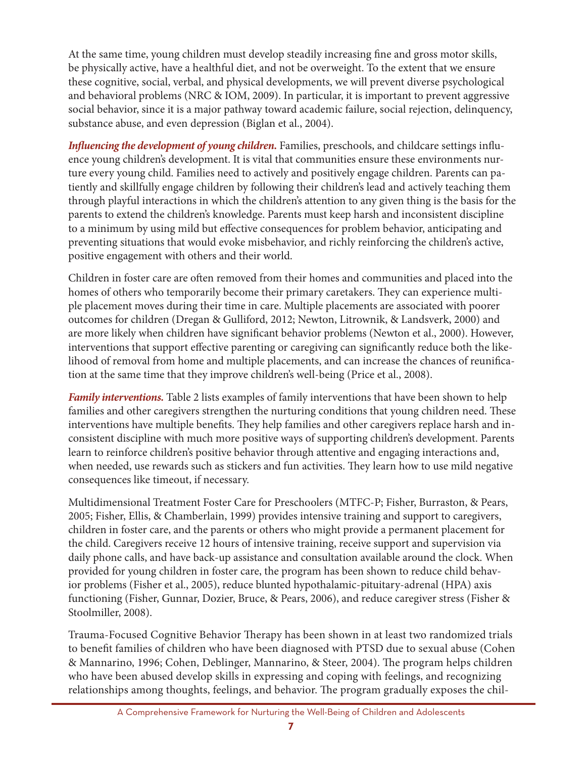At the same time, young children must develop steadily increasing fine and gross motor skills, be physically active, have a healthful diet, and not be overweight. To the extent that we ensure these cognitive, social, verbal, and physical developments, we will prevent diverse psychological and behavioral problems (NRC & IOM, 2009). In particular, it is important to prevent aggressive social behavior, since it is a major pathway toward academic failure, social rejection, delinquency, substance abuse, and even depression (Biglan et al., 2004).

***Influencing the development of young children.*** Families, preschools, and childcare settings influence young children's development. It is vital that communities ensure these environments nurture every young child. Families need to actively and positively engage children. Parents can patiently and skillfully engage children by following their children's lead and actively teaching them through playful interactions in which the children's attention to any given thing is the basis for the parents to extend the children's knowledge. Parents must keep harsh and inconsistent discipline to a minimum by using mild but effective consequences for problem behavior, anticipating and preventing situations that would evoke misbehavior, and richly reinforcing the children's active, positive engagement with others and their world.

Children in foster care are often removed from their homes and communities and placed into the homes of others who temporarily become their primary caretakers. They can experience multiple placement moves during their time in care. Multiple placements are associated with poorer outcomes for children (Dregan & Gulliford, 2012; Newton, Litrownik, & Landsverk, 2000) and are more likely when children have significant behavior problems (Newton et al., 2000). However, interventions that support effective parenting or caregiving can significantly reduce both the likelihood of removal from home and multiple placements, and can increase the chances of reunification at the same time that they improve children's well-being (Price et al., 2008).

***Family interventions.*** Table 2 lists examples of family interventions that have been shown to help families and other caregivers strengthen the nurturing conditions that young children need. These interventions have multiple benefits. They help families and other caregivers replace harsh and inconsistent discipline with much more positive ways of supporting children's development. Parents learn to reinforce children's positive behavior through attentive and engaging interactions and, when needed, use rewards such as stickers and fun activities. They learn how to use mild negative consequences like timeout, if necessary.

Multidimensional Treatment Foster Care for Preschoolers (MTFC-P; Fisher, Burraston, & Pears, 2005; Fisher, Ellis, & Chamberlain, 1999) provides intensive training and support to caregivers, children in foster care, and the parents or others who might provide a permanent placement for the child. Caregivers receive 12 hours of intensive training, receive support and supervision via daily phone calls, and have back-up assistance and consultation available around the clock. When provided for young children in foster care, the program has been shown to reduce child behavior problems (Fisher et al., 2005), reduce blunted hypothalamic-pituitary-adrenal (HPA) axis functioning (Fisher, Gunnar, Dozier, Bruce, & Pears, 2006), and reduce caregiver stress (Fisher & Stoolmiller, 2008).

Trauma-Focused Cognitive Behavior Therapy has been shown in at least two randomized trials to benefit families of children who have been diagnosed with PTSD due to sexual abuse (Cohen & Mannarino, 1996; Cohen, Deblinger, Mannarino, & Steer, 2004). The program helps children who have been abused develop skills in expressing and coping with feelings, and recognizing relationships among thoughts, feelings, and behavior. The program gradually exposes the chil-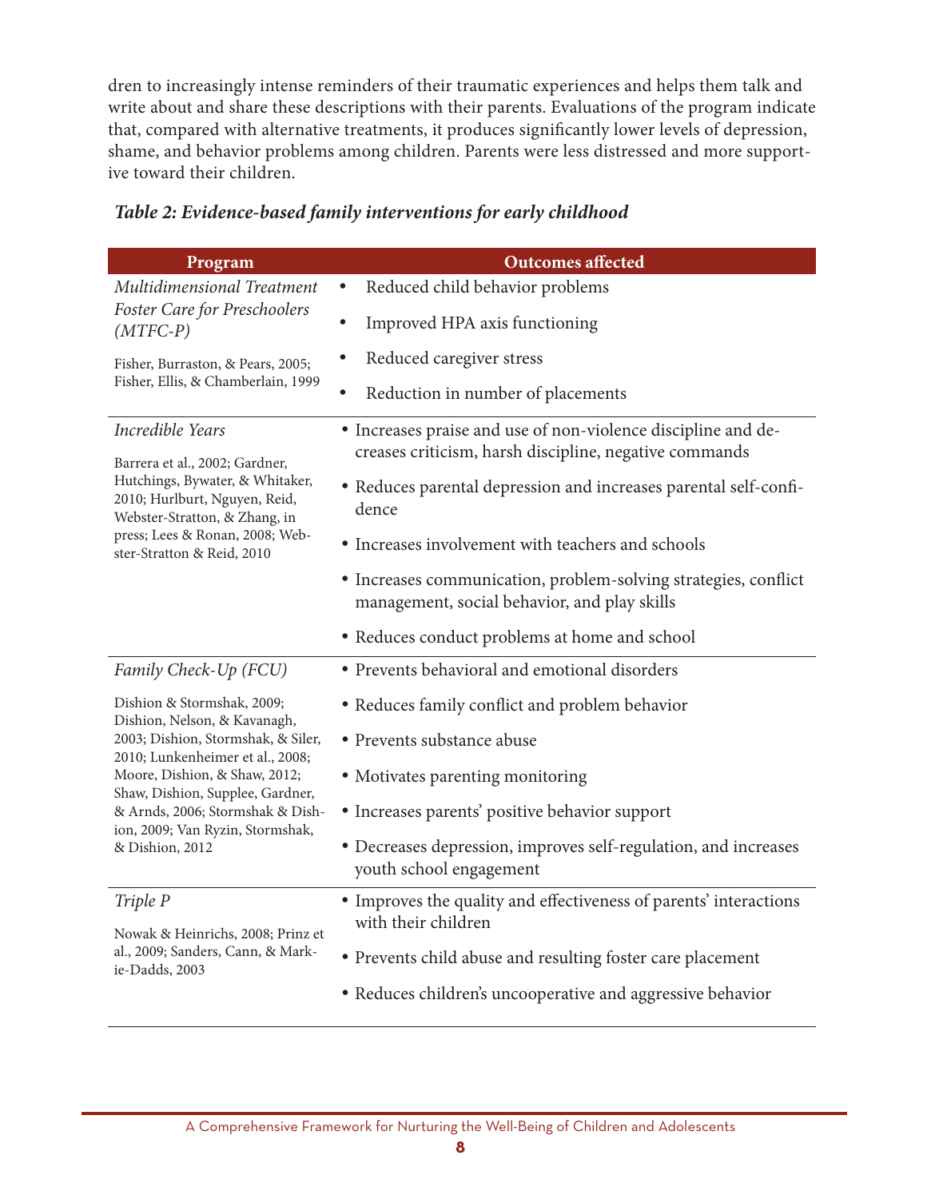dren to increasingly intense reminders of their traumatic experiences and helps them talk and write about and share these descriptions with their parents. Evaluations of the program indicate that, compared with alternative treatments, it produces significantly lower levels of depression, shame, and behavior problems among children. Parents were less distressed and more supportive toward their children.

***Table 2: Evidence-based family interventions for early childhood***

| Program | Outcomes affected |
|---|---|
| *Multidimensional Treatment Foster Care for Preschoolers (MTFC-P)*<br><br>Fisher, Burraston, & Pears, 2005; Fisher, Ellis, & Chamberlain, 1999 | • Reduced child behavior problems<br>• Improved HPA axis functioning<br>• Reduced caregiver stress<br>• Reduction in number of placements |
| *Incredible Years*<br><br>Barrera et al., 2002; Gardner, Hutchings, Bywater, & Whitaker, 2010; Hurlburt, Nguyen, Reid, Webster-Stratton, & Zhang, in press; Lees & Ronan, 2008; Webster-Stratton & Reid, 2010 | • Increases praise and use of non-violence discipline and decreases criticism, harsh discipline, negative commands<br>• Reduces parental depression and increases parental self-confidence<br>• Increases involvement with teachers and schools<br>• Increases communication, problem-solving strategies, conflict management, social behavior, and play skills<br>• Reduces conduct problems at home and school |
| *Family Check-Up (FCU)*<br><br>Dishion & Stormshak, 2009; Dishion, Nelson, & Kavanagh, 2003; Dishion, Stormshak, & Siler, 2010; Lunkenheimer et al., 2008; Moore, Dishion, & Shaw, 2012; Shaw, Dishion, Supplee, Gardner, & Arnds, 2006; Stormshak & Dishion, 2009; Van Ryzin, Stormshak, & Dishion, 2012 | • Prevents behavioral and emotional disorders<br>• Reduces family conflict and problem behavior<br>• Prevents substance abuse<br>• Motivates parenting monitoring<br>• Increases parents' positive behavior support<br>• Decreases depression, improves self-regulation, and increases youth school engagement |
| *Triple P*<br><br>Nowak & Heinrichs, 2008; Prinz et al., 2009; Sanders, Cann, & Markie-Dadds, 2003 | • Improves the quality and effectiveness of parents' interactions with their children<br>• Prevents child abuse and resulting foster care placement<br>• Reduces children's uncooperative and aggressive behavior |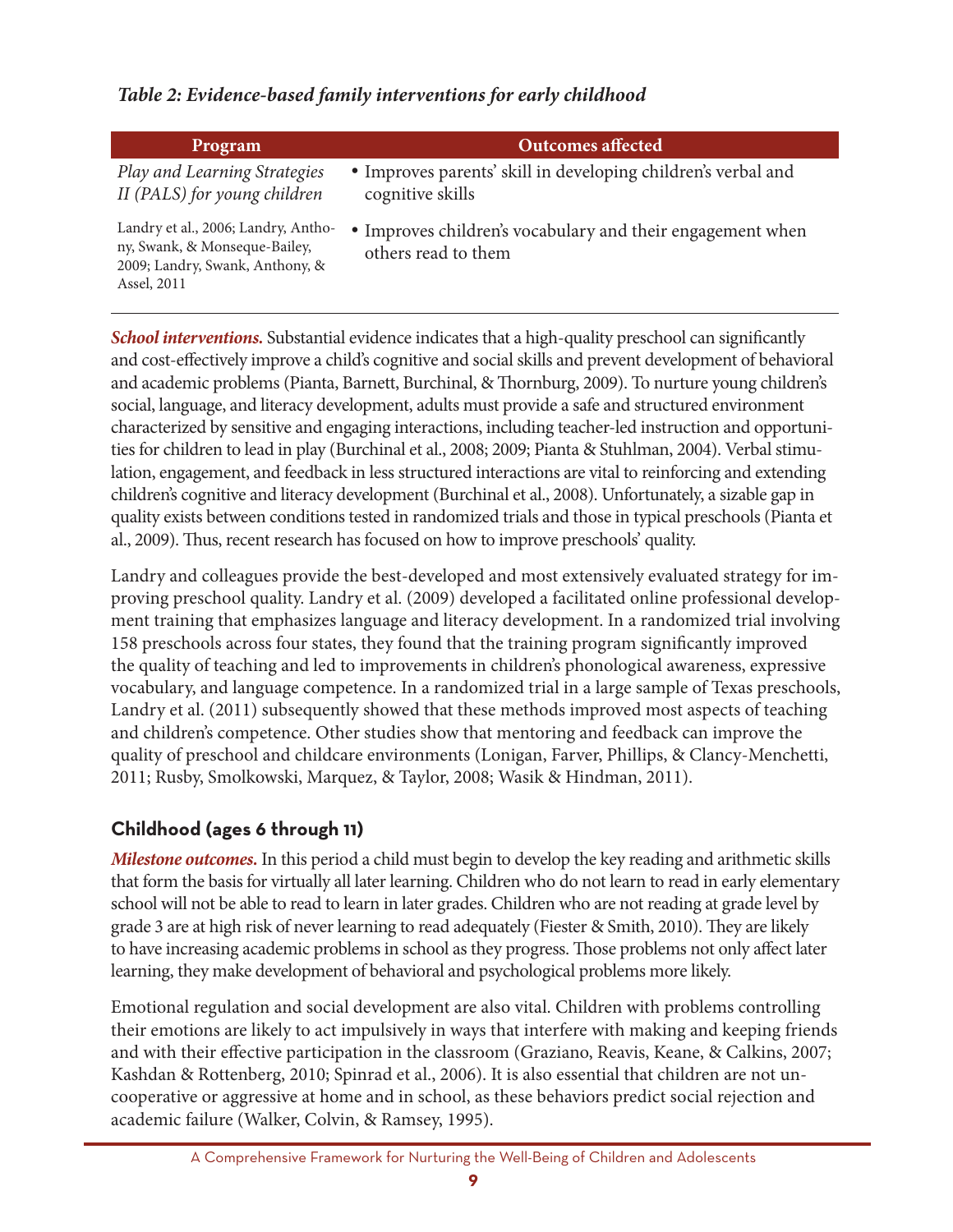*Table 2: Evidence-based family interventions for early childhood*

| Program | Outcomes affected |
|---|---|
| *Play and Learning Strategies II (PALS) for young children*<br>Landry et al., 2006; Landry, Anthony, Swank, & Monseque-Bailey, 2009; Landry, Swank, Anthony, & Assel, 2011 | • Improves parents' skill in developing children's verbal and cognitive skills<br>• Improves children's vocabulary and their engagement when others read to them |

***School interventions.*** Substantial evidence indicates that a high-quality preschool can significantly and cost-effectively improve a child's cognitive and social skills and prevent development of behavioral and academic problems (Pianta, Barnett, Burchinal, & Thornburg, 2009). To nurture young children's social, language, and literacy development, adults must provide a safe and structured environment characterized by sensitive and engaging interactions, including teacher-led instruction and opportunities for children to lead in play (Burchinal et al., 2008; 2009; Pianta & Stuhlman, 2004). Verbal stimulation, engagement, and feedback in less structured interactions are vital to reinforcing and extending children's cognitive and literacy development (Burchinal et al., 2008). Unfortunately, a sizable gap in quality exists between conditions tested in randomized trials and those in typical preschools (Pianta et al., 2009). Thus, recent research has focused on how to improve preschools' quality.

Landry and colleagues provide the best-developed and most extensively evaluated strategy for improving preschool quality. Landry et al. (2009) developed a facilitated online professional development training that emphasizes language and literacy development. In a randomized trial involving 158 preschools across four states, they found that the training program significantly improved the quality of teaching and led to improvements in children's phonological awareness, expressive vocabulary, and language competence. In a randomized trial in a large sample of Texas preschools, Landry et al. (2011) subsequently showed that these methods improved most aspects of teaching and children's competence. Other studies show that mentoring and feedback can improve the quality of preschool and childcare environments (Lonigan, Farver, Phillips, & Clancy-Menchetti, 2011; Rusby, Smolkowski, Marquez, & Taylor, 2008; Wasik & Hindman, 2011).

## Childhood (ages 6 through 11)

***Milestone outcomes.*** In this period a child must begin to develop the key reading and arithmetic skills that form the basis for virtually all later learning. Children who do not learn to read in early elementary school will not be able to read to learn in later grades. Children who are not reading at grade level by grade 3 are at high risk of never learning to read adequately (Fiester & Smith, 2010). They are likely to have increasing academic problems in school as they progress. Those problems not only affect later learning, they make development of behavioral and psychological problems more likely.

Emotional regulation and social development are also vital. Children with problems controlling their emotions are likely to act impulsively in ways that interfere with making and keeping friends and with their effective participation in the classroom (Graziano, Reavis, Keane, & Calkins, 2007; Kashdan & Rottenberg, 2010; Spinrad et al., 2006). It is also essential that children are not uncooperative or aggressive at home and in school, as these behaviors predict social rejection and academic failure (Walker, Colvin, & Ramsey, 1995).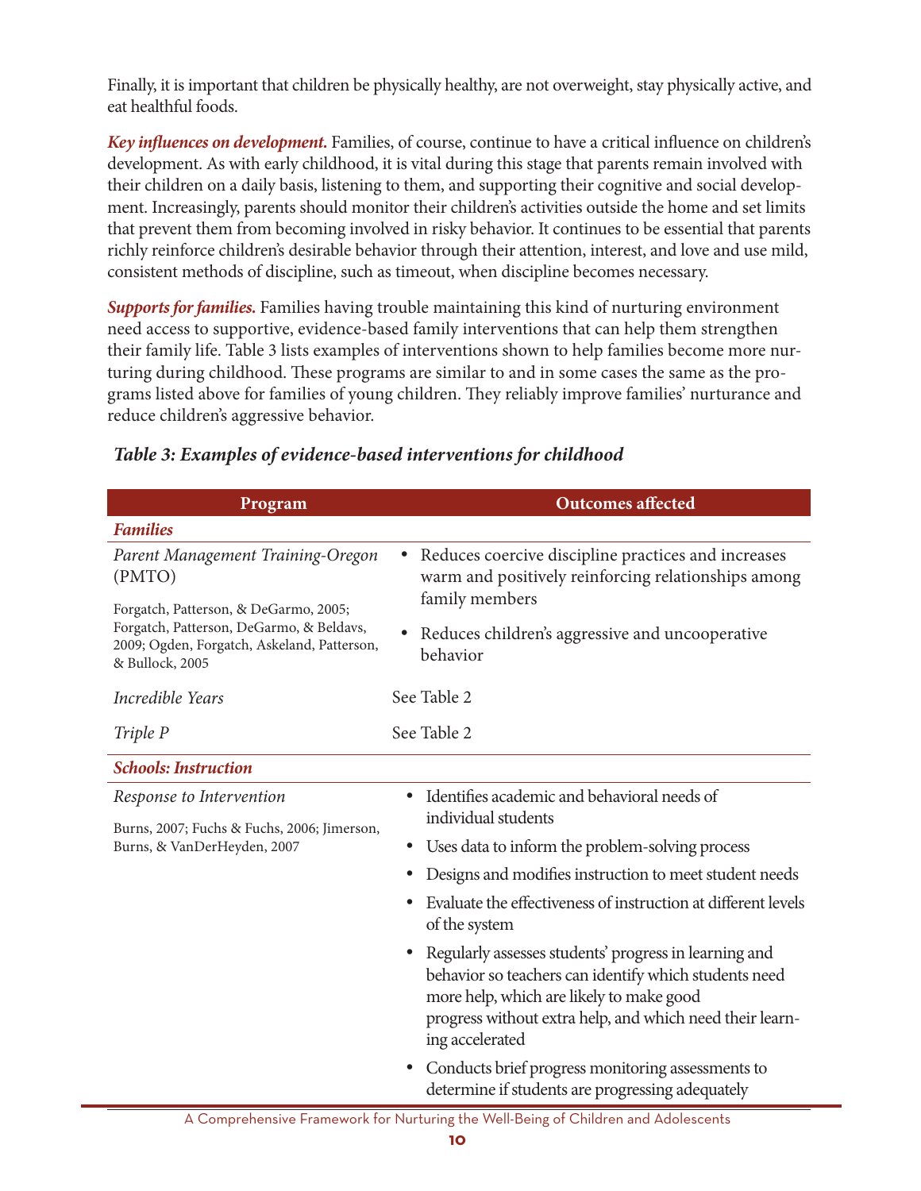Finally, it is important that children be physically healthy, are not overweight, stay physically active, and eat healthful foods.

***Key influences on development.*** Families, of course, continue to have a critical influence on children's development. As with early childhood, it is vital during this stage that parents remain involved with their children on a daily basis, listening to them, and supporting their cognitive and social development. Increasingly, parents should monitor their children's activities outside the home and set limits that prevent them from becoming involved in risky behavior. It continues to be essential that parents richly reinforce children's desirable behavior through their attention, interest, and love and use mild, consistent methods of discipline, such as timeout, when discipline becomes necessary.

***Supports for families.*** Families having trouble maintaining this kind of nurturing environment need access to supportive, evidence-based family interventions that can help them strengthen their family life. Table 3 lists examples of interventions shown to help families become more nurturing during childhood. These programs are similar to and in some cases the same as the programs listed above for families of young children. They reliably improve families' nurturance and reduce children's aggressive behavior.

***Table 3: Examples of evidence-based interventions for childhood***

| Program | Outcomes affected |
|---|---|
| ***Families*** | |
| *Parent Management Training-Oregon* (PMTO)<br><br>Forgatch, Patterson, & DeGarmo, 2005; Forgatch, Patterson, DeGarmo, & Beldavs, 2009; Ogden, Forgatch, Askeland, Patterson, & Bullock, 2005 | • Reduces coercive discipline practices and increases warm and positively reinforcing relationships among family members<br>• Reduces children's aggressive and uncooperative behavior |
| *Incredible Years* | See Table 2 |
| *Triple P* | See Table 2 |
| ***Schools: Instruction*** | |
| *Response to Intervention*<br><br>Burns, 2007; Fuchs & Fuchs, 2006; Jimerson, Burns, & VanDerHeyden, 2007 | • Identifies academic and behavioral needs of individual students<br>• Uses data to inform the problem-solving process<br>• Designs and modifies instruction to meet student needs<br>• Evaluate the effectiveness of instruction at different levels of the system<br>• Regularly assesses students' progress in learning and behavior so teachers can identify which students need more help, which are likely to make good progress without extra help, and which need their learning accelerated<br>• Conducts brief progress monitoring assessments to determine if students are progressing adequately |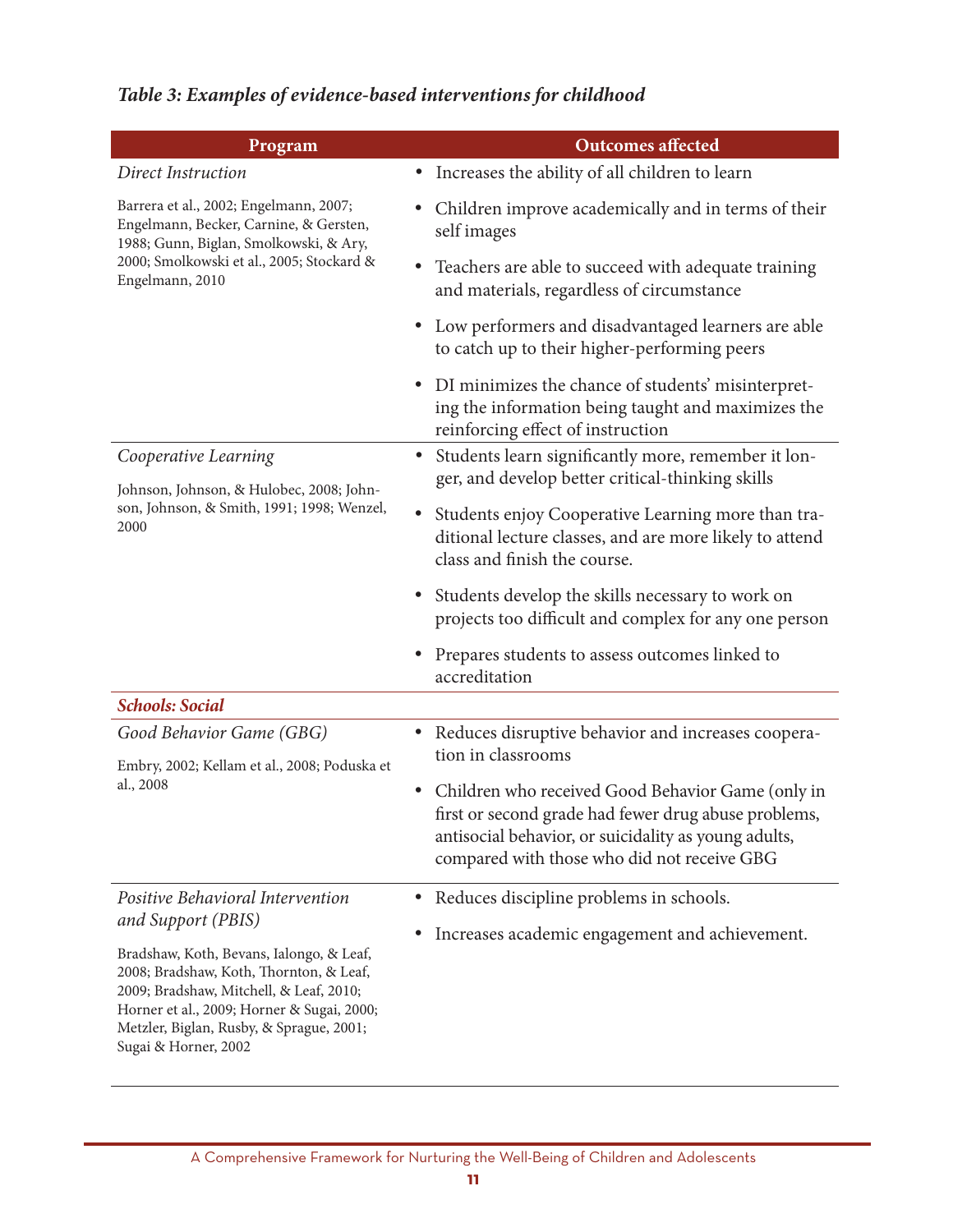*Table 3: Examples of evidence-based interventions for childhood*

| Program | Outcomes affected |
|---|---|
| *Direct Instruction*<br><br>Barrera et al., 2002; Engelmann, 2007; Engelmann, Becker, Carnine, & Gersten, 1988; Gunn, Biglan, Smolkowski, & Ary, 2000; Smolkowski et al., 2005; Stockard & Engelmann, 2010 | • Increases the ability of all children to learn<br>• Children improve academically and in terms of their self images<br>• Teachers are able to succeed with adequate training and materials, regardless of circumstance<br>• Low performers and disadvantaged learners are able to catch up to their higher-performing peers<br>• DI minimizes the chance of students' misinterpreting the information being taught and maximizes the reinforcing effect of instruction |
| *Cooperative Learning*<br><br>Johnson, Johnson, & Hulobec, 2008; Johnson, Johnson, & Smith, 1991; 1998; Wenzel, 2000 | • Students learn significantly more, remember it longer, and develop better critical-thinking skills<br>• Students enjoy Cooperative Learning more than traditional lecture classes, and are more likely to attend class and finish the course.<br>• Students develop the skills necessary to work on projects too difficult and complex for any one person<br>• Prepares students to assess outcomes linked to accreditation |
| ***Schools: Social*** | |
| *Good Behavior Game (GBG)*<br><br>Embry, 2002; Kellam et al., 2008; Poduska et al., 2008 | • Reduces disruptive behavior and increases cooperation in classrooms<br>• Children who received Good Behavior Game (only in first or second grade had fewer drug abuse problems, antisocial behavior, or suicidality as young adults, compared with those who did not receive GBG |
| *Positive Behavioral Intervention and Support (PBIS)*<br><br>Bradshaw, Koth, Bevans, Ialongo, & Leaf, 2008; Bradshaw, Koth, Thornton, & Leaf, 2009; Bradshaw, Mitchell, & Leaf, 2010; Horner et al., 2009; Horner & Sugai, 2000; Metzler, Biglan, Rusby, & Sprague, 2001; Sugai & Horner, 2002 | • Reduces discipline problems in schools.<br>• Increases academic engagement and achievement. |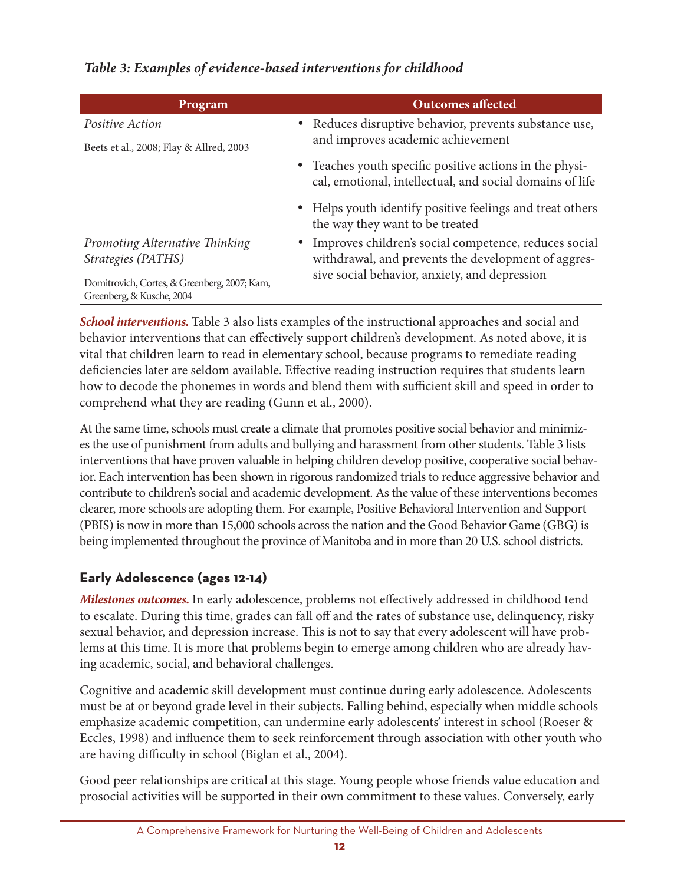*Table 3: Examples of evidence-based interventions for childhood*

| Program | Outcomes affected |
| --- | --- |
| *Positive Action*<br>Beets et al., 2008; Flay & Allred, 2003 | • Reduces disruptive behavior, prevents substance use, and improves academic achievement<br>• Teaches youth specific positive actions in the physical, emotional, intellectual, and social domains of life<br>• Helps youth identify positive feelings and treat others the way they want to be treated |
| *Promoting Alternative Thinking Strategies (PATHS)*<br>Domitrovich, Cortes, & Greenberg, 2007; Kam, Greenberg, & Kusche, 2004 | • Improves children's social competence, reduces social withdrawal, and prevents the development of aggressive social behavior, anxiety, and depression |

***School interventions.*** Table 3 also lists examples of the instructional approaches and social and behavior interventions that can effectively support children's development. As noted above, it is vital that children learn to read in elementary school, because programs to remediate reading deficiencies later are seldom available. Effective reading instruction requires that students learn how to decode the phonemes in words and blend them with sufficient skill and speed in order to comprehend what they are reading (Gunn et al., 2000).

At the same time, schools must create a climate that promotes positive social behavior and minimizes the use of punishment from adults and bullying and harassment from other students. Table 3 lists interventions that have proven valuable in helping children develop positive, cooperative social behavior. Each intervention has been shown in rigorous randomized trials to reduce aggressive behavior and contribute to children's social and academic development. As the value of these interventions becomes clearer, more schools are adopting them. For example, Positive Behavioral Intervention and Support (PBIS) is now in more than 15,000 schools across the nation and the Good Behavior Game (GBG) is being implemented throughout the province of Manitoba and in more than 20 U.S. school districts.

## Early Adolescence (ages 12-14)

***Milestones outcomes.*** In early adolescence, problems not effectively addressed in childhood tend to escalate. During this time, grades can fall off and the rates of substance use, delinquency, risky sexual behavior, and depression increase. This is not to say that every adolescent will have problems at this time. It is more that problems begin to emerge among children who are already having academic, social, and behavioral challenges.

Cognitive and academic skill development must continue during early adolescence. Adolescents must be at or beyond grade level in their subjects. Falling behind, especially when middle schools emphasize academic competition, can undermine early adolescents' interest in school (Roeser & Eccles, 1998) and influence them to seek reinforcement through association with other youth who are having difficulty in school (Biglan et al., 2004).

Good peer relationships are critical at this stage. Young people whose friends value education and prosocial activities will be supported in their own commitment to these values. Conversely, early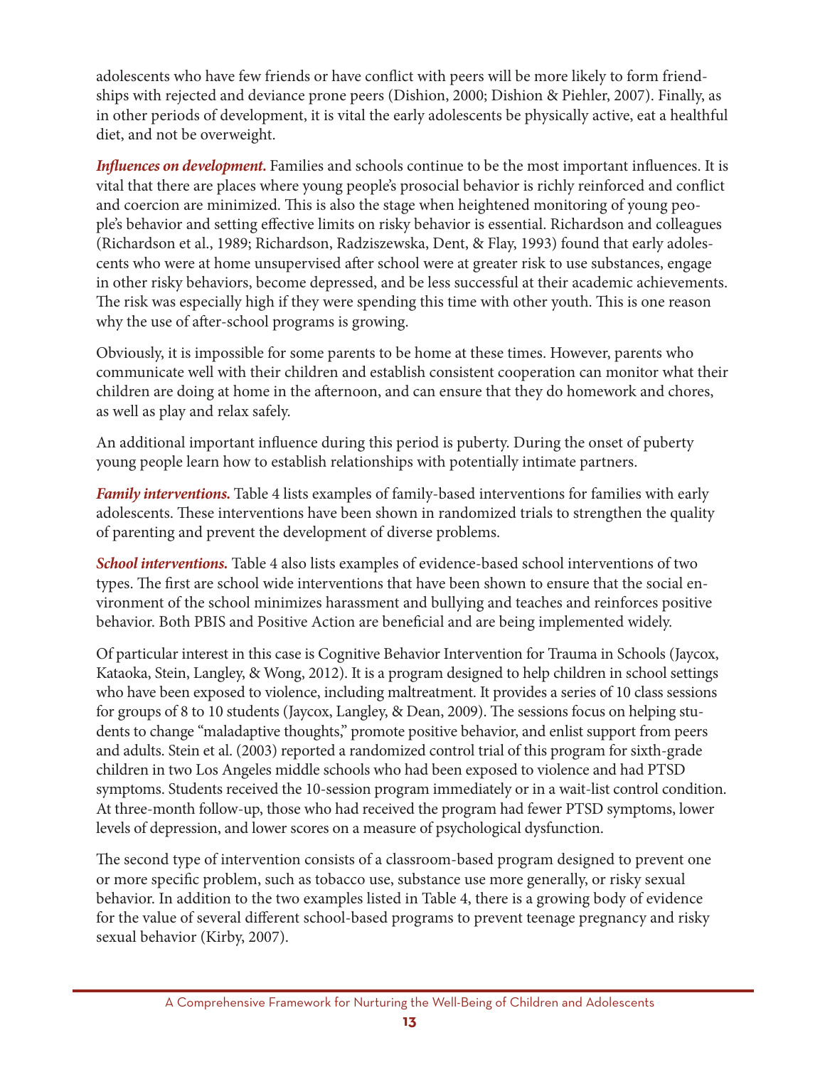adolescents who have few friends or have conflict with peers will be more likely to form friendships with rejected and deviance prone peers (Dishion, 2000; Dishion & Piehler, 2007). Finally, as in other periods of development, it is vital the early adolescents be physically active, eat a healthful diet, and not be overweight.

***Influences on development.*** Families and schools continue to be the most important influences. It is vital that there are places where young people's prosocial behavior is richly reinforced and conflict and coercion are minimized. This is also the stage when heightened monitoring of young people's behavior and setting effective limits on risky behavior is essential. Richardson and colleagues (Richardson et al., 1989; Richardson, Radziszewska, Dent, & Flay, 1993) found that early adolescents who were at home unsupervised after school were at greater risk to use substances, engage in other risky behaviors, become depressed, and be less successful at their academic achievements. The risk was especially high if they were spending this time with other youth. This is one reason why the use of after-school programs is growing.

Obviously, it is impossible for some parents to be home at these times. However, parents who communicate well with their children and establish consistent cooperation can monitor what their children are doing at home in the afternoon, and can ensure that they do homework and chores, as well as play and relax safely.

An additional important influence during this period is puberty. During the onset of puberty young people learn how to establish relationships with potentially intimate partners.

***Family interventions.*** Table 4 lists examples of family-based interventions for families with early adolescents. These interventions have been shown in randomized trials to strengthen the quality of parenting and prevent the development of diverse problems.

***School interventions.*** Table 4 also lists examples of evidence-based school interventions of two types. The first are school wide interventions that have been shown to ensure that the social environment of the school minimizes harassment and bullying and teaches and reinforces positive behavior. Both PBIS and Positive Action are beneficial and are being implemented widely.

Of particular interest in this case is Cognitive Behavior Intervention for Trauma in Schools (Jaycox, Kataoka, Stein, Langley, & Wong, 2012). It is a program designed to help children in school settings who have been exposed to violence, including maltreatment. It provides a series of 10 class sessions for groups of 8 to 10 students (Jaycox, Langley, & Dean, 2009). The sessions focus on helping students to change "maladaptive thoughts," promote positive behavior, and enlist support from peers and adults. Stein et al. (2003) reported a randomized control trial of this program for sixth-grade children in two Los Angeles middle schools who had been exposed to violence and had PTSD symptoms. Students received the 10-session program immediately or in a wait-list control condition. At three-month follow-up, those who had received the program had fewer PTSD symptoms, lower levels of depression, and lower scores on a measure of psychological dysfunction.

The second type of intervention consists of a classroom-based program designed to prevent one or more specific problem, such as tobacco use, substance use more generally, or risky sexual behavior. In addition to the two examples listed in Table 4, there is a growing body of evidence for the value of several different school-based programs to prevent teenage pregnancy and risky sexual behavior (Kirby, 2007).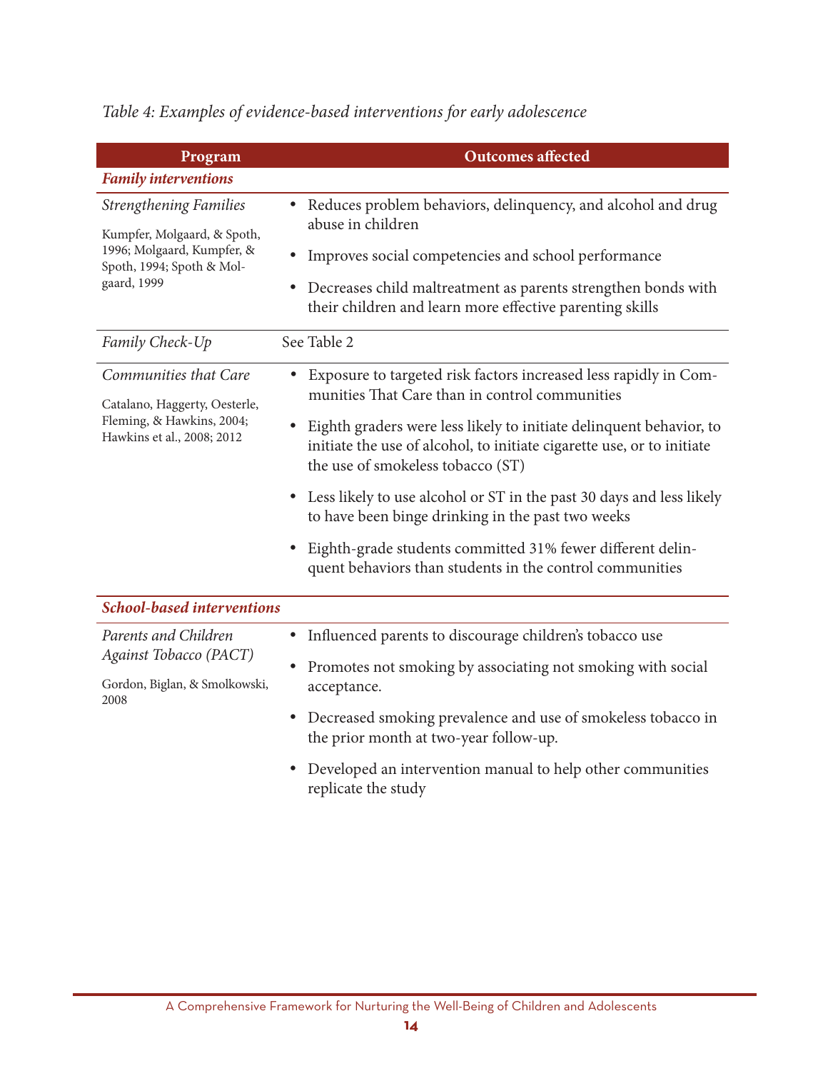*Table 4: Examples of evidence-based interventions for early adolescence*

| Program | Outcomes affected |
|---|---|
| ***Family interventions*** | |
| *Strengthening Families*<br>Kumpfer, Molgaard, & Spoth, 1996; Molgaard, Kumpfer, & Spoth, 1994; Spoth & Molgaard, 1999 | • Reduces problem behaviors, delinquency, and alcohol and drug abuse in children<br>• Improves social competencies and school performance<br>• Decreases child maltreatment as parents strengthen bonds with their children and learn more effective parenting skills |
| *Family Check-Up* | See Table 2 |
| *Communities that Care*<br>Catalano, Haggerty, Oesterle, Fleming, & Hawkins, 2004; Hawkins et al., 2008; 2012 | • Exposure to targeted risk factors increased less rapidly in Communities That Care than in control communities<br>• Eighth graders were less likely to initiate delinquent behavior, to initiate the use of alcohol, to initiate cigarette use, or to initiate the use of smokeless tobacco (ST)<br>• Less likely to use alcohol or ST in the past 30 days and less likely to have been binge drinking in the past two weeks<br>• Eighth-grade students committed 31% fewer different delinquent behaviors than students in the control communities |
| ***School-based interventions*** | |
| *Parents and Children Against Tobacco (PACT)*<br>Gordon, Biglan, & Smolkowski, 2008 | • Influenced parents to discourage children's tobacco use<br>• Promotes not smoking by associating not smoking with social acceptance.<br>• Decreased smoking prevalence and use of smokeless tobacco in the prior month at two-year follow-up.<br>• Developed an intervention manual to help other communities replicate the study |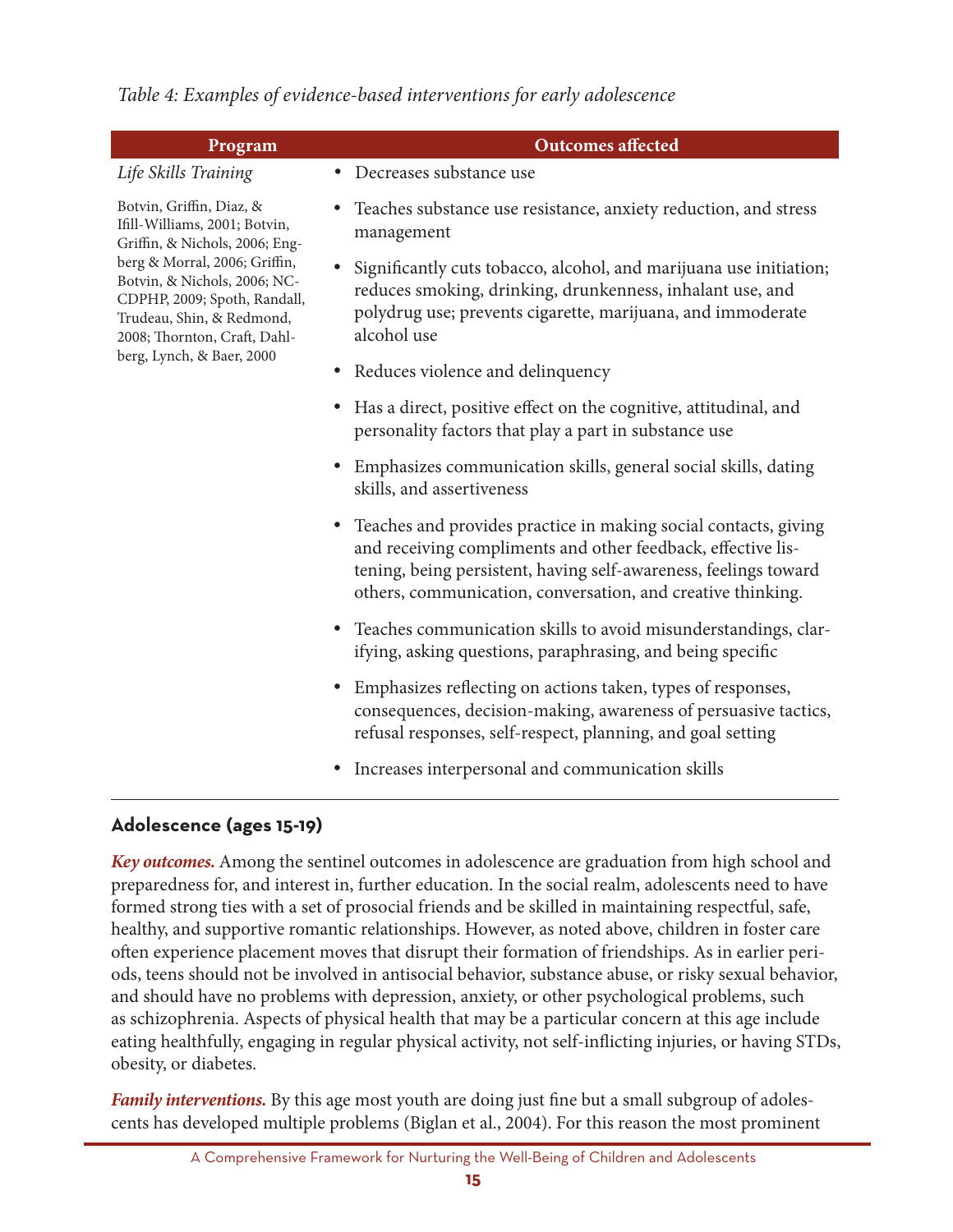*Table 4: Examples of evidence-based interventions for early adolescence*

| Program | Outcomes affected |
|---|---|
| *Life Skills Training*<br><br>Botvin, Griffin, Diaz, & Ifill-Williams, 2001; Botvin, Griffin, & Nichols, 2006; Engberg & Morral, 2006; Griffin, Botvin, & Nichols, 2006; NCCDPHP, 2009; Spoth, Randall, Trudeau, Shin, & Redmond, 2008; Thornton, Craft, Dahlberg, Lynch, & Baer, 2000 | • Decreases substance use<br>• Teaches substance use resistance, anxiety reduction, and stress management<br>• Significantly cuts tobacco, alcohol, and marijuana use initiation; reduces smoking, drinking, drunkenness, inhalant use, and polydrug use; prevents cigarette, marijuana, and immoderate alcohol use<br>• Reduces violence and delinquency<br>• Has a direct, positive effect on the cognitive, attitudinal, and personality factors that play a part in substance use<br>• Emphasizes communication skills, general social skills, dating skills, and assertiveness<br>• Teaches and provides practice in making social contacts, giving and receiving compliments and other feedback, effective listening, being persistent, having self-awareness, feelings toward others, communication, conversation, and creative thinking.<br>• Teaches communication skills to avoid misunderstandings, clarifying, asking questions, paraphrasing, and being specific<br>• Emphasizes reflecting on actions taken, types of responses, consequences, decision-making, awareness of persuasive tactics, refusal responses, self-respect, planning, and goal setting<br>• Increases interpersonal and communication skills |

## Adolescence (ages 15-19)

***Key outcomes.*** Among the sentinel outcomes in adolescence are graduation from high school and preparedness for, and interest in, further education. In the social realm, adolescents need to have formed strong ties with a set of prosocial friends and be skilled in maintaining respectful, safe, healthy, and supportive romantic relationships. However, as noted above, children in foster care often experience placement moves that disrupt their formation of friendships. As in earlier periods, teens should not be involved in antisocial behavior, substance abuse, or risky sexual behavior, and should have no problems with depression, anxiety, or other psychological problems, such as schizophrenia. Aspects of physical health that may be a particular concern at this age include eating healthfully, engaging in regular physical activity, not self-inflicting injuries, or having STDs, obesity, or diabetes.

***Family interventions.*** By this age most youth are doing just fine but a small subgroup of adolescents has developed multiple problems (Biglan et al., 2004). For this reason the most prominent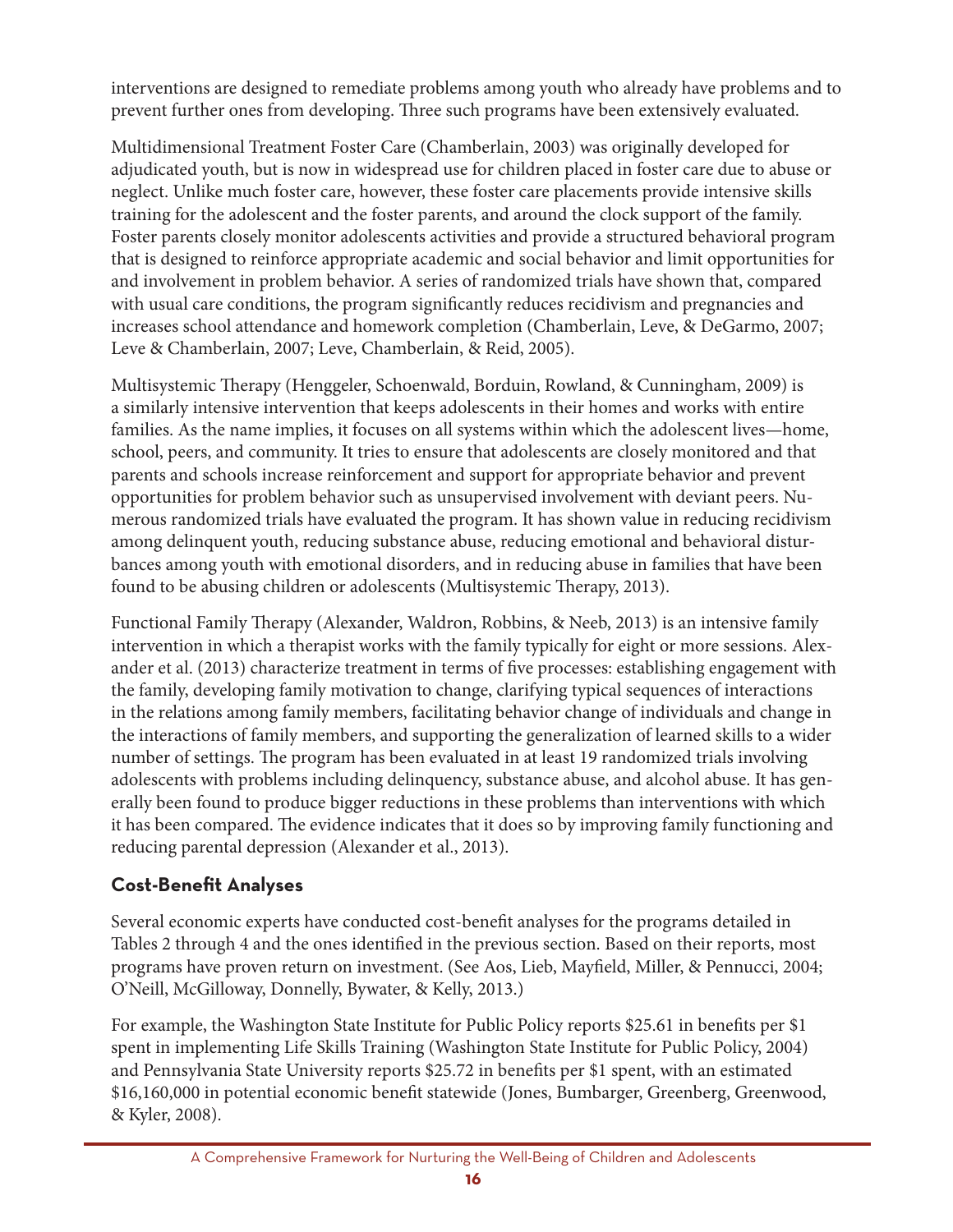interventions are designed to remediate problems among youth who already have problems and to prevent further ones from developing. Three such programs have been extensively evaluated.

Multidimensional Treatment Foster Care (Chamberlain, 2003) was originally developed for adjudicated youth, but is now in widespread use for children placed in foster care due to abuse or neglect. Unlike much foster care, however, these foster care placements provide intensive skills training for the adolescent and the foster parents, and around the clock support of the family. Foster parents closely monitor adolescents activities and provide a structured behavioral program that is designed to reinforce appropriate academic and social behavior and limit opportunities for and involvement in problem behavior. A series of randomized trials have shown that, compared with usual care conditions, the program significantly reduces recidivism and pregnancies and increases school attendance and homework completion (Chamberlain, Leve, & DeGarmo, 2007; Leve & Chamberlain, 2007; Leve, Chamberlain, & Reid, 2005).

Multisystemic Therapy (Henggeler, Schoenwald, Borduin, Rowland, & Cunningham, 2009) is a similarly intensive intervention that keeps adolescents in their homes and works with entire families. As the name implies, it focuses on all systems within which the adolescent lives—home, school, peers, and community. It tries to ensure that adolescents are closely monitored and that parents and schools increase reinforcement and support for appropriate behavior and prevent opportunities for problem behavior such as unsupervised involvement with deviant peers. Numerous randomized trials have evaluated the program. It has shown value in reducing recidivism among delinquent youth, reducing substance abuse, reducing emotional and behavioral disturbances among youth with emotional disorders, and in reducing abuse in families that have been found to be abusing children or adolescents (Multisystemic Therapy, 2013).

Functional Family Therapy (Alexander, Waldron, Robbins, & Neeb, 2013) is an intensive family intervention in which a therapist works with the family typically for eight or more sessions. Alexander et al. (2013) characterize treatment in terms of five processes: establishing engagement with the family, developing family motivation to change, clarifying typical sequences of interactions in the relations among family members, facilitating behavior change of individuals and change in the interactions of family members, and supporting the generalization of learned skills to a wider number of settings. The program has been evaluated in at least 19 randomized trials involving adolescents with problems including delinquency, substance abuse, and alcohol abuse. It has generally been found to produce bigger reductions in these problems than interventions with which it has been compared. The evidence indicates that it does so by improving family functioning and reducing parental depression (Alexander et al., 2013).

## Cost-Benefit Analyses

Several economic experts have conducted cost-benefit analyses for the programs detailed in Tables 2 through 4 and the ones identified in the previous section. Based on their reports, most programs have proven return on investment. (See Aos, Lieb, Mayfield, Miller, & Pennucci, 2004; O'Neill, McGilloway, Donnelly, Bywater, & Kelly, 2013.)

For example, the Washington State Institute for Public Policy reports $25.61 in benefits per $1 spent in implementing Life Skills Training (Washington State Institute for Public Policy, 2004) and Pennsylvania State University reports $25.72 in benefits per $1 spent, with an estimated $16,160,000 in potential economic benefit statewide (Jones, Bumbarger, Greenberg, Greenwood, & Kyler, 2008).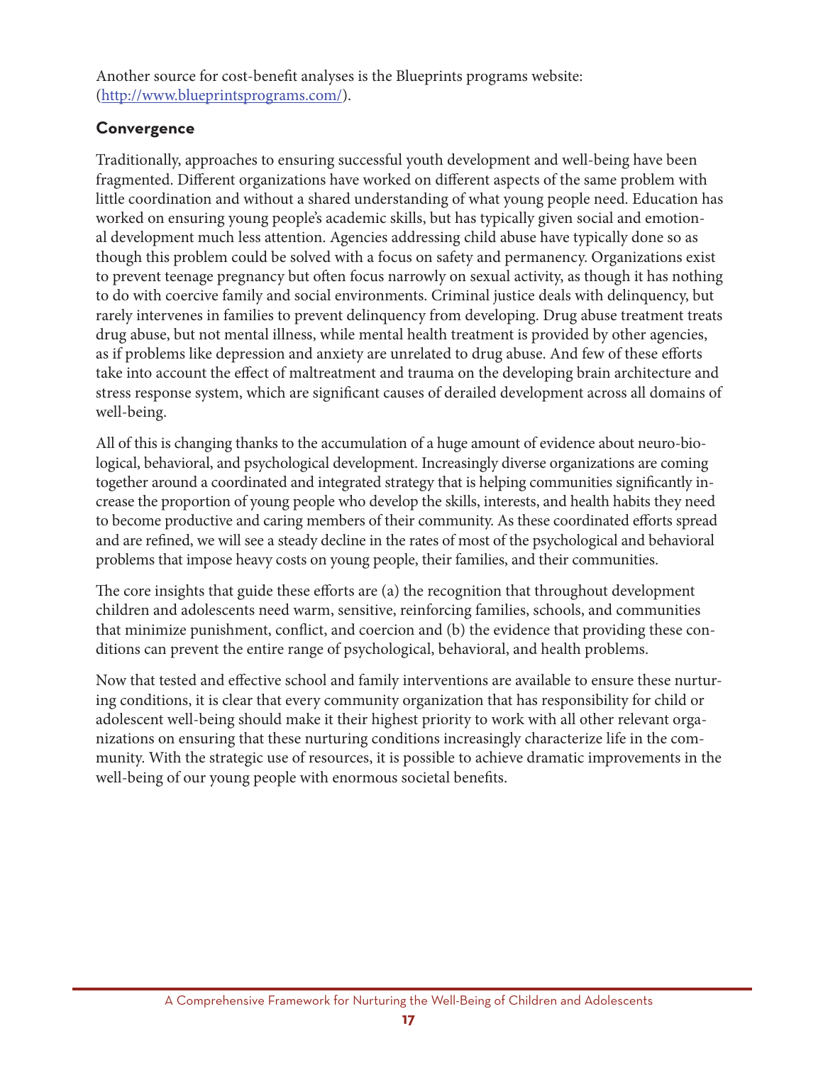Another source for cost-benefit analyses is the Blueprints programs website: (http://www.blueprintsprograms.com/).

### Convergence

Traditionally, approaches to ensuring successful youth development and well-being have been fragmented. Different organizations have worked on different aspects of the same problem with little coordination and without a shared understanding of what young people need. Education has worked on ensuring young people's academic skills, but has typically given social and emotional development much less attention. Agencies addressing child abuse have typically done so as though this problem could be solved with a focus on safety and permanency. Organizations exist to prevent teenage pregnancy but often focus narrowly on sexual activity, as though it has nothing to do with coercive family and social environments. Criminal justice deals with delinquency, but rarely intervenes in families to prevent delinquency from developing. Drug abuse treatment treats drug abuse, but not mental illness, while mental health treatment is provided by other agencies, as if problems like depression and anxiety are unrelated to drug abuse. And few of these efforts take into account the effect of maltreatment and trauma on the developing brain architecture and stress response system, which are significant causes of derailed development across all domains of well-being.

All of this is changing thanks to the accumulation of a huge amount of evidence about neuro-biological, behavioral, and psychological development. Increasingly diverse organizations are coming together around a coordinated and integrated strategy that is helping communities significantly increase the proportion of young people who develop the skills, interests, and health habits they need to become productive and caring members of their community. As these coordinated efforts spread and are refined, we will see a steady decline in the rates of most of the psychological and behavioral problems that impose heavy costs on young people, their families, and their communities.

The core insights that guide these efforts are (a) the recognition that throughout development children and adolescents need warm, sensitive, reinforcing families, schools, and communities that minimize punishment, conflict, and coercion and (b) the evidence that providing these conditions can prevent the entire range of psychological, behavioral, and health problems.

Now that tested and effective school and family interventions are available to ensure these nurturing conditions, it is clear that every community organization that has responsibility for child or adolescent well-being should make it their highest priority to work with all other relevant organizations on ensuring that these nurturing conditions increasingly characterize life in the community. With the strategic use of resources, it is possible to achieve dramatic improvements in the well-being of our young people with enormous societal benefits.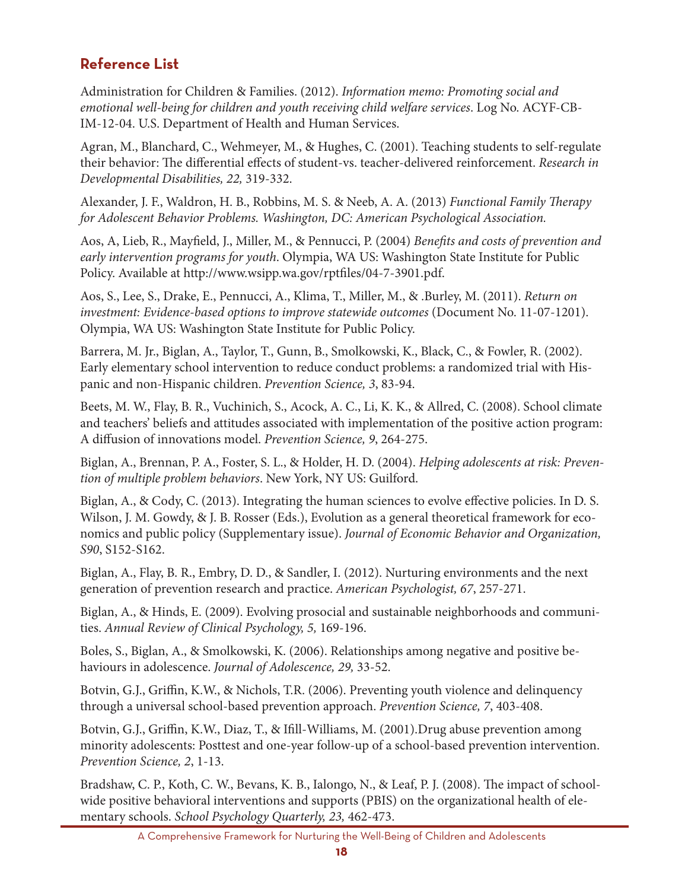## Reference List

Administration for Children & Families. (2012). *Information memo: Promoting social and emotional well-being for children and youth receiving child welfare services*. Log No. ACYF-CB-IM-12-04. U.S. Department of Health and Human Services.

Agran, M., Blanchard, C., Wehmeyer, M., & Hughes, C. (2001). Teaching students to self-regulate their behavior: The differential effects of student-vs. teacher-delivered reinforcement. *Research in Developmental Disabilities, 22,* 319-332.

Alexander, J. F., Waldron, H. B., Robbins, M. S. & Neeb, A. A. (2013) *Functional Family Therapy for Adolescent Behavior Problems. Washington, DC: American Psychological Association.*

Aos, A, Lieb, R., Mayfield, J., Miller, M., & Pennucci, P. (2004) *Benefits and costs of prevention and early intervention programs for youth*. Olympia, WA US: Washington State Institute for Public Policy. Available at http://www.wsipp.wa.gov/rptfiles/04-7-3901.pdf.

Aos, S., Lee, S., Drake, E., Pennucci, A., Klima, T., Miller, M., & .Burley, M. (2011). *Return on investment: Evidence-based options to improve statewide outcomes* (Document No. 11-07-1201). Olympia, WA US: Washington State Institute for Public Policy.

Barrera, M. Jr., Biglan, A., Taylor, T., Gunn, B., Smolkowski, K., Black, C., & Fowler, R. (2002). Early elementary school intervention to reduce conduct problems: a randomized trial with Hispanic and non-Hispanic children. *Prevention Science, 3*, 83-94.

Beets, M. W., Flay, B. R., Vuchinich, S., Acock, A. C., Li, K. K., & Allred, C. (2008). School climate and teachers' beliefs and attitudes associated with implementation of the positive action program: A diffusion of innovations model. *Prevention Science, 9*, 264-275.

Biglan, A., Brennan, P. A., Foster, S. L., & Holder, H. D. (2004). *Helping adolescents at risk: Prevention of multiple problem behaviors*. New York, NY US: Guilford.

Biglan, A., & Cody, C. (2013). Integrating the human sciences to evolve effective policies. In D. S. Wilson, J. M. Gowdy, & J. B. Rosser (Eds.), Evolution as a general theoretical framework for economics and public policy (Supplementary issue). *Journal of Economic Behavior and Organization, S90*, S152-S162.

Biglan, A., Flay, B. R., Embry, D. D., & Sandler, I. (2012). Nurturing environments and the next generation of prevention research and practice. *American Psychologist, 67*, 257-271.

Biglan, A., & Hinds, E. (2009). Evolving prosocial and sustainable neighborhoods and communities. *Annual Review of Clinical Psychology, 5,* 169-196.

Boles, S., Biglan, A., & Smolkowski, K. (2006). Relationships among negative and positive behaviours in adolescence. *Journal of Adolescence, 29,* 33-52.

Botvin, G.J., Griffin, K.W., & Nichols, T.R. (2006). Preventing youth violence and delinquency through a universal school-based prevention approach. *Prevention Science, 7*, 403-408.

Botvin, G.J., Griffin, K.W., Diaz, T., & Ifill-Williams, M. (2001).Drug abuse prevention among minority adolescents: Posttest and one-year follow-up of a school-based prevention intervention. *Prevention Science, 2*, 1-13.

Bradshaw, C. P., Koth, C. W., Bevans, K. B., Ialongo, N., & Leaf, P. J. (2008). The impact of school-wide positive behavioral interventions and supports (PBIS) on the organizational health of elementary schools. *School Psychology Quarterly, 23,* 462-473.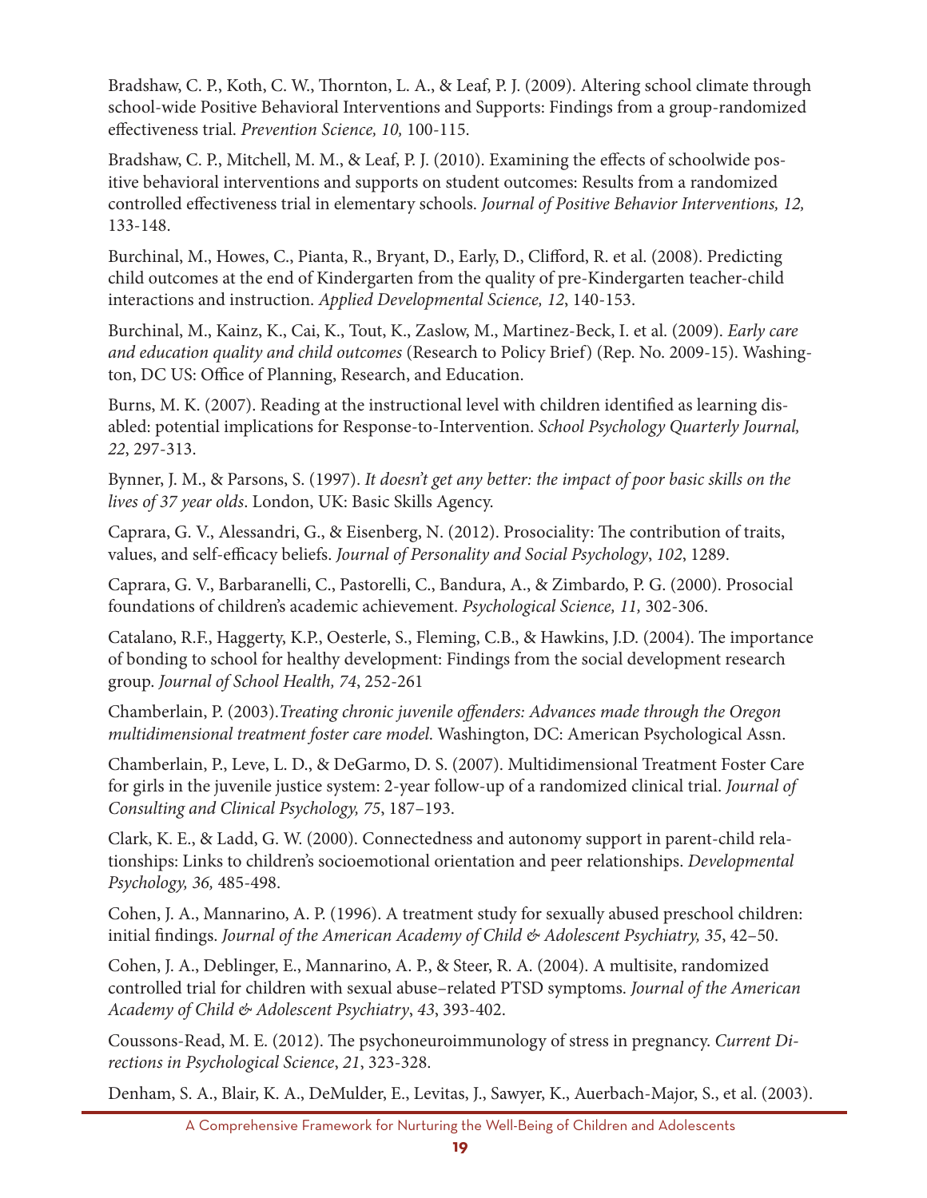Bradshaw, C. P., Koth, C. W., Thornton, L. A., & Leaf, P. J. (2009). Altering school climate through school-wide Positive Behavioral Interventions and Supports: Findings from a group-randomized effectiveness trial. *Prevention Science, 10,* 100-115.

Bradshaw, C. P., Mitchell, M. M., & Leaf, P. J. (2010). Examining the effects of schoolwide positive behavioral interventions and supports on student outcomes: Results from a randomized controlled effectiveness trial in elementary schools. *Journal of Positive Behavior Interventions, 12,* 133-148.

Burchinal, M., Howes, C., Pianta, R., Bryant, D., Early, D., Clifford, R. et al. (2008). Predicting child outcomes at the end of Kindergarten from the quality of pre-Kindergarten teacher-child interactions and instruction. *Applied Developmental Science, 12*, 140-153.

Burchinal, M., Kainz, K., Cai, K., Tout, K., Zaslow, M., Martinez-Beck, I. et al. (2009). *Early care and education quality and child outcomes* (Research to Policy Brief) (Rep. No. 2009-15). Washington, DC US: Office of Planning, Research, and Education.

Burns, M. K. (2007). Reading at the instructional level with children identified as learning disabled: potential implications for Response-to-Intervention. *School Psychology Quarterly Journal, 22*, 297-313.

Bynner, J. M., & Parsons, S. (1997). *It doesn't get any better: the impact of poor basic skills on the lives of 37 year olds*. London, UK: Basic Skills Agency.

Caprara, G. V., Alessandri, G., & Eisenberg, N. (2012). Prosociality: The contribution of traits, values, and self-efficacy beliefs. *Journal of Personality and Social Psychology*, *102*, 1289.

Caprara, G. V., Barbaranelli, C., Pastorelli, C., Bandura, A., & Zimbardo, P. G. (2000). Prosocial foundations of children's academic achievement. *Psychological Science, 11,* 302-306.

Catalano, R.F., Haggerty, K.P., Oesterle, S., Fleming, C.B., & Hawkins, J.D. (2004). The importance of bonding to school for healthy development: Findings from the social development research group. *Journal of School Health, 74*, 252-261

Chamberlain, P. (2003).*Treating chronic juvenile offenders: Advances made through the Oregon multidimensional treatment foster care model*. Washington, DC: American Psychological Assn.

Chamberlain, P., Leve, L. D., & DeGarmo, D. S. (2007). Multidimensional Treatment Foster Care for girls in the juvenile justice system: 2-year follow-up of a randomized clinical trial. *Journal of Consulting and Clinical Psychology, 75*, 187–193.

Clark, K. E., & Ladd, G. W. (2000). Connectedness and autonomy support in parent-child relationships: Links to children's socioemotional orientation and peer relationships. *Developmental Psychology, 36,* 485-498.

Cohen, J. A., Mannarino, A. P. (1996). A treatment study for sexually abused preschool children: initial findings. *Journal of the American Academy of Child & Adolescent Psychiatry, 35*, 42–50.

Cohen, J. A., Deblinger, E., Mannarino, A. P., & Steer, R. A. (2004). A multisite, randomized controlled trial for children with sexual abuse–related PTSD symptoms. *Journal of the American Academy of Child & Adolescent Psychiatry*, *43*, 393-402.

Coussons-Read, M. E. (2012). The psychoneuroimmunology of stress in pregnancy. *Current Directions in Psychological Science*, *21*, 323-328.

Denham, S. A., Blair, K. A., DeMulder, E., Levitas, J., Sawyer, K., Auerbach-Major, S., et al. (2003).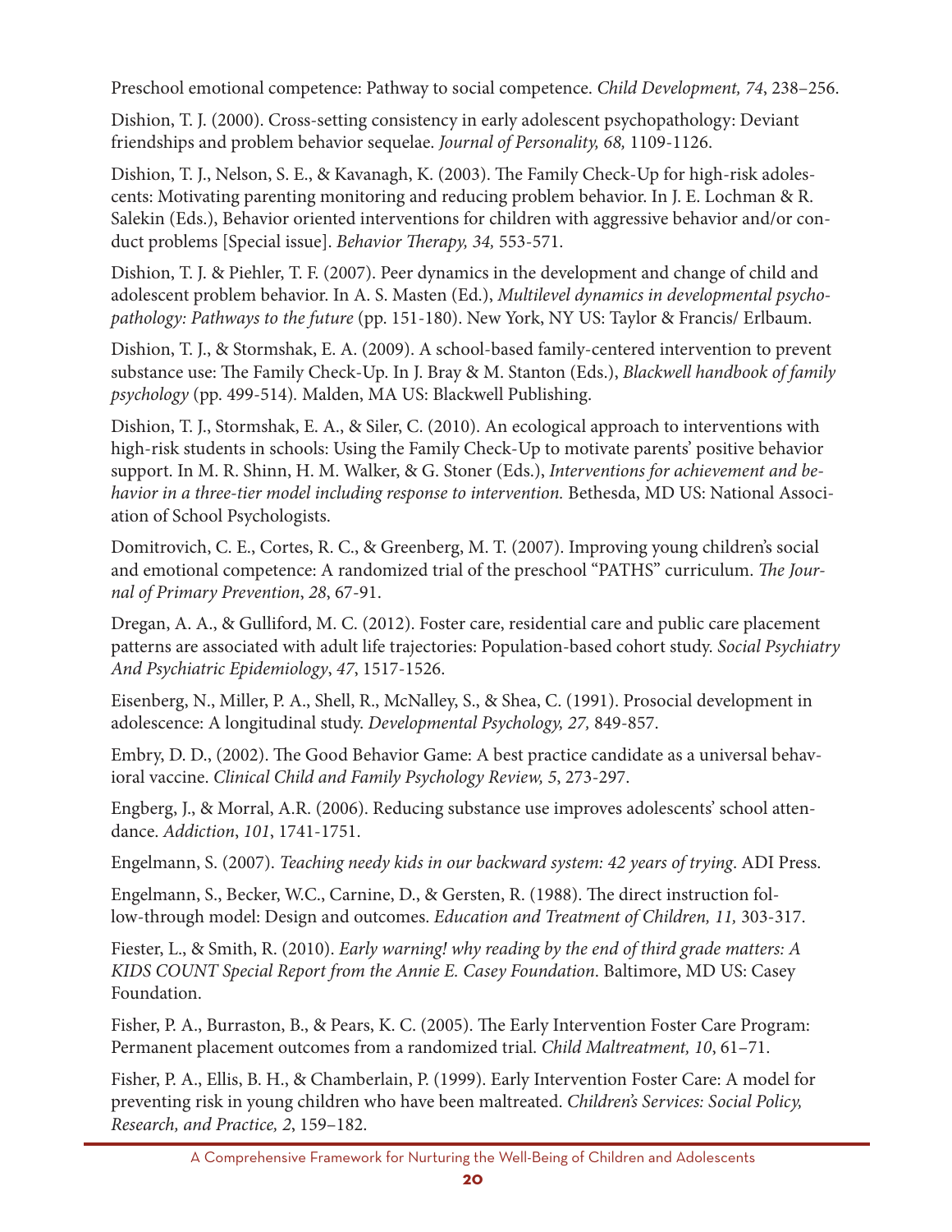Preschool emotional competence: Pathway to social competence. *Child Development, 74*, 238–256.

Dishion, T. J. (2000). Cross-setting consistency in early adolescent psychopathology: Deviant friendships and problem behavior sequelae. *Journal of Personality, 68,* 1109-1126.

Dishion, T. J., Nelson, S. E., & Kavanagh, K. (2003). The Family Check-Up for high-risk adolescents: Motivating parenting monitoring and reducing problem behavior. In J. E. Lochman & R. Salekin (Eds.), Behavior oriented interventions for children with aggressive behavior and/or conduct problems [Special issue]. *Behavior Therapy, 34,* 553-571.

Dishion, T. J. & Piehler, T. F. (2007). Peer dynamics in the development and change of child and adolescent problem behavior. In A. S. Masten (Ed.), *Multilevel dynamics in developmental psychopathology: Pathways to the future* (pp. 151-180). New York, NY US: Taylor & Francis/ Erlbaum.

Dishion, T. J., & Stormshak, E. A. (2009). A school-based family-centered intervention to prevent substance use: The Family Check-Up. In J. Bray & M. Stanton (Eds.), *Blackwell handbook of family psychology* (pp. 499-514). Malden, MA US: Blackwell Publishing.

Dishion, T. J., Stormshak, E. A., & Siler, C. (2010). An ecological approach to interventions with high-risk students in schools: Using the Family Check-Up to motivate parents' positive behavior support. In M. R. Shinn, H. M. Walker, & G. Stoner (Eds.), *Interventions for achievement and behavior in a three-tier model including response to intervention.* Bethesda, MD US: National Association of School Psychologists.

Domitrovich, C. E., Cortes, R. C., & Greenberg, M. T. (2007). Improving young children's social and emotional competence: A randomized trial of the preschool "PATHS" curriculum. *The Journal of Primary Prevention*, *28*, 67-91.

Dregan, A. A., & Gulliford, M. C. (2012). Foster care, residential care and public care placement patterns are associated with adult life trajectories: Population-based cohort study. *Social Psychiatry And Psychiatric Epidemiology*, *47*, 1517-1526.

Eisenberg, N., Miller, P. A., Shell, R., McNalley, S., & Shea, C. (1991). Prosocial development in adolescence: A longitudinal study. *Developmental Psychology, 27,* 849-857.

Embry, D. D., (2002). The Good Behavior Game: A best practice candidate as a universal behavioral vaccine. *Clinical Child and Family Psychology Review, 5*, 273-297.

Engberg, J., & Morral, A.R. (2006). Reducing substance use improves adolescents' school attendance. *Addiction*, *101*, 1741-1751.

Engelmann, S. (2007). *Teaching needy kids in our backward system: 42 years of trying*. ADI Press.

Engelmann, S., Becker, W.C., Carnine, D., & Gersten, R. (1988). The direct instruction follow-through model: Design and outcomes. *Education and Treatment of Children, 11,* 303-317.

Fiester, L., & Smith, R. (2010). *Early warning! why reading by the end of third grade matters: A KIDS COUNT Special Report from the Annie E. Casey Foundation*. Baltimore, MD US: Casey Foundation.

Fisher, P. A., Burraston, B., & Pears, K. C. (2005). The Early Intervention Foster Care Program: Permanent placement outcomes from a randomized trial. *Child Maltreatment, 10*, 61–71.

Fisher, P. A., Ellis, B. H., & Chamberlain, P. (1999). Early Intervention Foster Care: A model for preventing risk in young children who have been maltreated. *Children's Services: Social Policy, Research, and Practice, 2*, 159–182.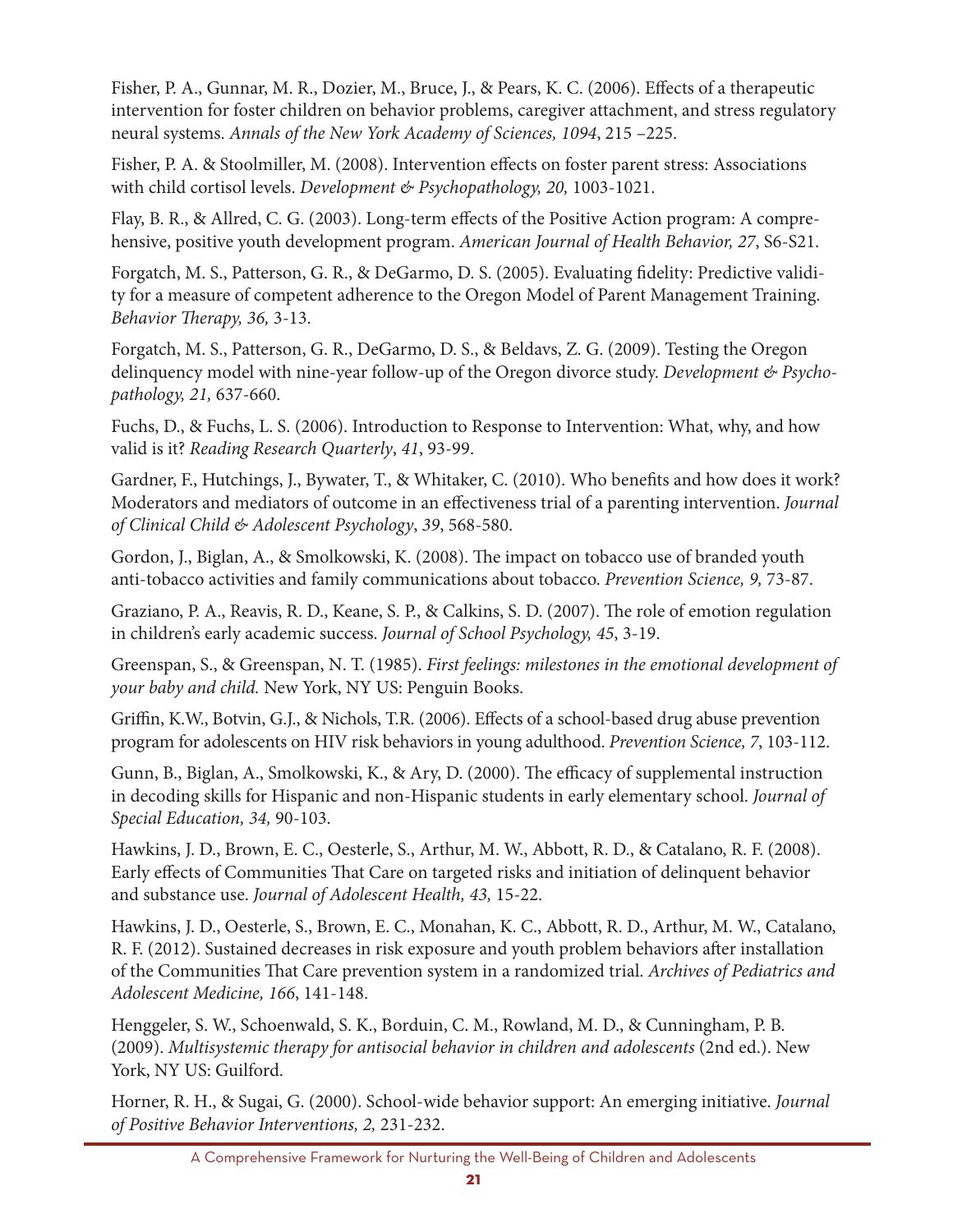Fisher, P. A., Gunnar, M. R., Dozier, M., Bruce, J., & Pears, K. C. (2006). Effects of a therapeutic intervention for foster children on behavior problems, caregiver attachment, and stress regulatory neural systems. *Annals of the New York Academy of Sciences, 1094*, 215 –225.

Fisher, P. A. & Stoolmiller, M. (2008). Intervention effects on foster parent stress: Associations with child cortisol levels. *Development & Psychopathology, 20,* 1003-1021.

Flay, B. R., & Allred, C. G. (2003). Long-term effects of the Positive Action program: A comprehensive, positive youth development program. *American Journal of Health Behavior, 27*, S6-S21.

Forgatch, M. S., Patterson, G. R., & DeGarmo, D. S. (2005). Evaluating fidelity: Predictive validity for a measure of competent adherence to the Oregon Model of Parent Management Training. *Behavior Therapy, 36,* 3-13.

Forgatch, M. S., Patterson, G. R., DeGarmo, D. S., & Beldavs, Z. G. (2009). Testing the Oregon delinquency model with nine-year follow-up of the Oregon divorce study. *Development & Psychopathology, 21,* 637-660.

Fuchs, D., & Fuchs, L. S. (2006). Introduction to Response to Intervention: What, why, and how valid is it? *Reading Research Quarterly*, *41*, 93-99.

Gardner, F., Hutchings, J., Bywater, T., & Whitaker, C. (2010). Who benefits and how does it work? Moderators and mediators of outcome in an effectiveness trial of a parenting intervention. *Journal of Clinical Child & Adolescent Psychology*, *39*, 568-580.

Gordon, J., Biglan, A., & Smolkowski, K. (2008). The impact on tobacco use of branded youth anti-tobacco activities and family communications about tobacco. *Prevention Science, 9,* 73-87.

Graziano, P. A., Reavis, R. D., Keane, S. P., & Calkins, S. D. (2007). The role of emotion regulation in children's early academic success. *Journal of School Psychology, 45*, 3-19.

Greenspan, S., & Greenspan, N. T. (1985). *First feelings: milestones in the emotional development of your baby and child.* New York, NY US: Penguin Books.

Griffin, K.W., Botvin, G.J., & Nichols, T.R. (2006). Effects of a school-based drug abuse prevention program for adolescents on HIV risk behaviors in young adulthood. *Prevention Science, 7*, 103-112.

Gunn, B., Biglan, A., Smolkowski, K., & Ary, D. (2000). The efficacy of supplemental instruction in decoding skills for Hispanic and non-Hispanic students in early elementary school. *Journal of Special Education, 34,* 90-103.

Hawkins, J. D., Brown, E. C., Oesterle, S., Arthur, M. W., Abbott, R. D., & Catalano, R. F. (2008). Early effects of Communities That Care on targeted risks and initiation of delinquent behavior and substance use. *Journal of Adolescent Health, 43,* 15-22.

Hawkins, J. D., Oesterle, S., Brown, E. C., Monahan, K. C., Abbott, R. D., Arthur, M. W., Catalano, R. F. (2012). Sustained decreases in risk exposure and youth problem behaviors after installation of the Communities That Care prevention system in a randomized trial. *Archives of Pediatrics and Adolescent Medicine, 166*, 141-148.

Henggeler, S. W., Schoenwald, S. K., Borduin, C. M., Rowland, M. D., & Cunningham, P. B. (2009). *Multisystemic therapy for antisocial behavior in children and adolescents* (2nd ed.). New York, NY US: Guilford.

Horner, R. H., & Sugai, G. (2000). School-wide behavior support: An emerging initiative. *Journal of Positive Behavior Interventions, 2,* 231-232.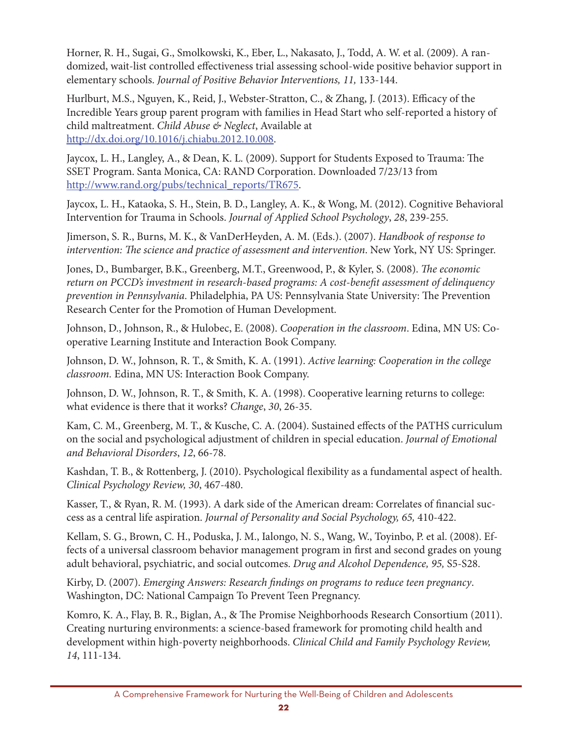Horner, R. H., Sugai, G., Smolkowski, K., Eber, L., Nakasato, J., Todd, A. W. et al. (2009). A randomized, wait-list controlled effectiveness trial assessing school-wide positive behavior support in elementary schools. *Journal of Positive Behavior Interventions, 11,* 133-144.

Hurlburt, M.S., Nguyen, K., Reid, J., Webster-Stratton, C., & Zhang, J. (2013). Efficacy of the Incredible Years group parent program with families in Head Start who self-reported a history of child maltreatment. *Child Abuse & Neglect*, Available at http://dx.doi.org/10.1016/j.chiabu.2012.10.008.

Jaycox, L. H., Langley, A., & Dean, K. L. (2009). Support for Students Exposed to Trauma: The SSET Program. Santa Monica, CA: RAND Corporation. Downloaded 7/23/13 from http://www.rand.org/pubs/technical_reports/TR675.

Jaycox, L. H., Kataoka, S. H., Stein, B. D., Langley, A. K., & Wong, M. (2012). Cognitive Behavioral Intervention for Trauma in Schools. *Journal of Applied School Psychology*, *28*, 239-255.

Jimerson, S. R., Burns, M. K., & VanDerHeyden, A. M. (Eds.). (2007). *Handbook of response to intervention: The science and practice of assessment and intervention*. New York, NY US: Springer.

Jones, D., Bumbarger, B.K., Greenberg, M.T., Greenwood, P., & Kyler, S. (2008). *The economic return on PCCD's investment in research-based programs: A cost-benefit assessment of delinquency prevention in Pennsylvania*. Philadelphia, PA US: Pennsylvania State University: The Prevention Research Center for the Promotion of Human Development.

Johnson, D., Johnson, R., & Hulobec, E. (2008). *Cooperation in the classroom*. Edina, MN US: Cooperative Learning Institute and Interaction Book Company.

Johnson, D. W., Johnson, R. T., & Smith, K. A. (1991). *Active learning: Cooperation in the college classroom.* Edina, MN US: Interaction Book Company.

Johnson, D. W., Johnson, R. T., & Smith, K. A. (1998). Cooperative learning returns to college: what evidence is there that it works? *Change*, *30*, 26-35.

Kam, C. M., Greenberg, M. T., & Kusche, C. A. (2004). Sustained effects of the PATHS curriculum on the social and psychological adjustment of children in special education. *Journal of Emotional and Behavioral Disorders*, *12*, 66-78.

Kashdan, T. B., & Rottenberg, J. (2010). Psychological flexibility as a fundamental aspect of health. *Clinical Psychology Review, 30*, 467-480.

Kasser, T., & Ryan, R. M. (1993). A dark side of the American dream: Correlates of financial success as a central life aspiration. *Journal of Personality and Social Psychology, 65,* 410-422.

Kellam, S. G., Brown, C. H., Poduska, J. M., Ialongo, N. S., Wang, W., Toyinbo, P. et al. (2008). Effects of a universal classroom behavior management program in first and second grades on young adult behavioral, psychiatric, and social outcomes. *Drug and Alcohol Dependence, 95,* S5-S28.

Kirby, D. (2007). *Emerging Answers: Research findings on programs to reduce teen pregnancy*. Washington, DC: National Campaign To Prevent Teen Pregnancy.

Komro, K. A., Flay, B. R., Biglan, A., & The Promise Neighborhoods Research Consortium (2011). Creating nurturing environments: a science-based framework for promoting child health and development within high-poverty neighborhoods. *Clinical Child and Family Psychology Review, 14*, 111-134.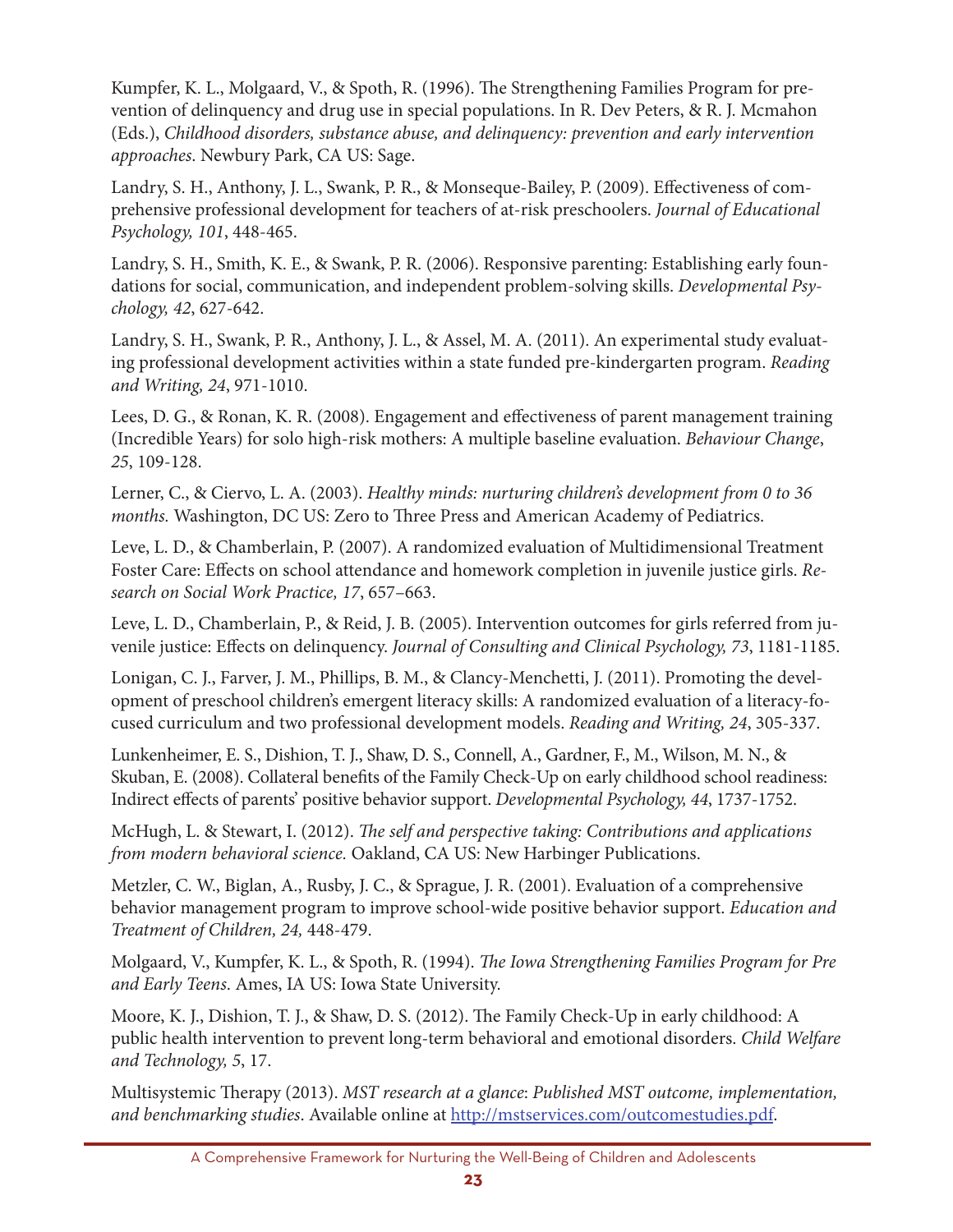Kumpfer, K. L., Molgaard, V., & Spoth, R. (1996). The Strengthening Families Program for prevention of delinquency and drug use in special populations. In R. Dev Peters, & R. J. Mcmahon (Eds.), *Childhood disorders, substance abuse, and delinquency: prevention and early intervention approaches*. Newbury Park, CA US: Sage.

Landry, S. H., Anthony, J. L., Swank, P. R., & Monseque-Bailey, P. (2009). Effectiveness of comprehensive professional development for teachers of at-risk preschoolers. *Journal of Educational Psychology, 101*, 448-465.

Landry, S. H., Smith, K. E., & Swank, P. R. (2006). Responsive parenting: Establishing early foundations for social, communication, and independent problem-solving skills. *Developmental Psychology, 42*, 627-642.

Landry, S. H., Swank, P. R., Anthony, J. L., & Assel, M. A. (2011). An experimental study evaluating professional development activities within a state funded pre-kindergarten program. *Reading and Writing, 24*, 971-1010.

Lees, D. G., & Ronan, K. R. (2008). Engagement and effectiveness of parent management training (Incredible Years) for solo high-risk mothers: A multiple baseline evaluation. *Behaviour Change*, *25*, 109-128.

Lerner, C., & Ciervo, L. A. (2003). *Healthy minds: nurturing children's development from 0 to 36 months.* Washington, DC US: Zero to Three Press and American Academy of Pediatrics.

Leve, L. D., & Chamberlain, P. (2007). A randomized evaluation of Multidimensional Treatment Foster Care: Effects on school attendance and homework completion in juvenile justice girls. *Research on Social Work Practice, 17*, 657–663.

Leve, L. D., Chamberlain, P., & Reid, J. B. (2005). Intervention outcomes for girls referred from juvenile justice: Effects on delinquency. *Journal of Consulting and Clinical Psychology, 73*, 1181-1185.

Lonigan, C. J., Farver, J. M., Phillips, B. M., & Clancy-Menchetti, J. (2011). Promoting the development of preschool children's emergent literacy skills: A randomized evaluation of a literacy-focused curriculum and two professional development models. *Reading and Writing, 24*, 305-337.

Lunkenheimer, E. S., Dishion, T. J., Shaw, D. S., Connell, A., Gardner, F., M., Wilson, M. N., & Skuban, E. (2008). Collateral benefits of the Family Check-Up on early childhood school readiness: Indirect effects of parents' positive behavior support. *Developmental Psychology, 44*, 1737-1752.

McHugh, L. & Stewart, I. (2012). *The self and perspective taking: Contributions and applications from modern behavioral science.* Oakland, CA US: New Harbinger Publications.

Metzler, C. W., Biglan, A., Rusby, J. C., & Sprague, J. R. (2001). Evaluation of a comprehensive behavior management program to improve school-wide positive behavior support. *Education and Treatment of Children, 24,* 448-479.

Molgaard, V., Kumpfer, K. L., & Spoth, R. (1994). *The Iowa Strengthening Families Program for Pre and Early Teens.* Ames, IA US: Iowa State University.

Moore, K. J., Dishion, T. J., & Shaw, D. S. (2012). The Family Check-Up in early childhood: A public health intervention to prevent long-term behavioral and emotional disorders. *Child Welfare and Technology, 5*, 17.

Multisystemic Therapy (2013). *MST research at a glance*: *Published MST outcome, implementation, and benchmarking studies*. Available online at http://mstservices.com/outcomestudies.pdf.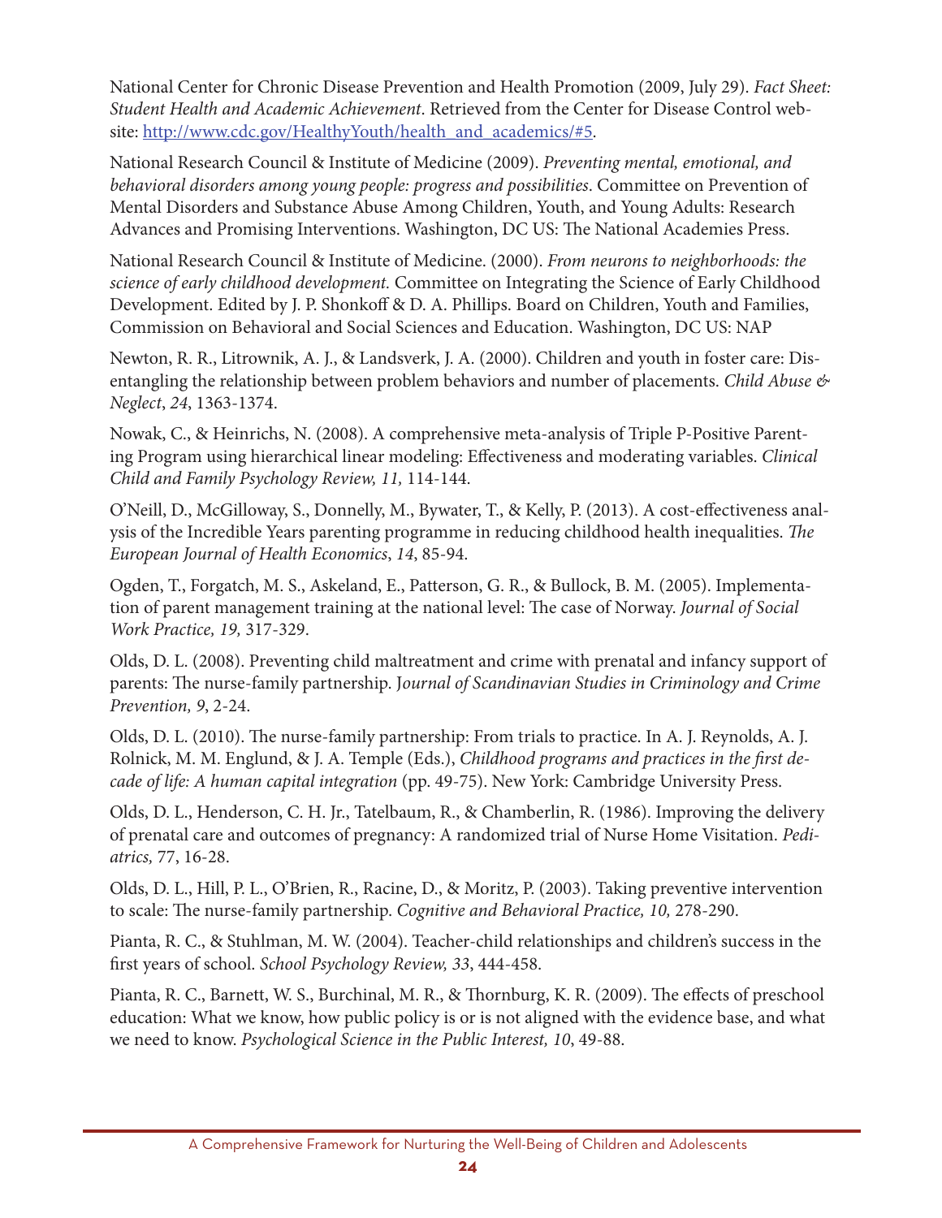National Center for Chronic Disease Prevention and Health Promotion (2009, July 29). *Fact Sheet: Student Health and Academic Achievement*. Retrieved from the Center for Disease Control website: http://www.cdc.gov/HealthyYouth/health_and_academics/#5.

National Research Council & Institute of Medicine (2009). *Preventing mental, emotional, and behavioral disorders among young people: progress and possibilities*. Committee on Prevention of Mental Disorders and Substance Abuse Among Children, Youth, and Young Adults: Research Advances and Promising Interventions. Washington, DC US: The National Academies Press.

National Research Council & Institute of Medicine. (2000). *From neurons to neighborhoods: the science of early childhood development.* Committee on Integrating the Science of Early Childhood Development. Edited by J. P. Shonkoff & D. A. Phillips. Board on Children, Youth and Families, Commission on Behavioral and Social Sciences and Education. Washington, DC US: NAP

Newton, R. R., Litrownik, A. J., & Landsverk, J. A. (2000). Children and youth in foster care: Disentangling the relationship between problem behaviors and number of placements. *Child Abuse & Neglect*, *24*, 1363-1374.

Nowak, C., & Heinrichs, N. (2008). A comprehensive meta-analysis of Triple P-Positive Parenting Program using hierarchical linear modeling: Effectiveness and moderating variables. *Clinical Child and Family Psychology Review, 11,* 114-144.

O'Neill, D., McGilloway, S., Donnelly, M., Bywater, T., & Kelly, P. (2013). A cost-effectiveness analysis of the Incredible Years parenting programme in reducing childhood health inequalities. *The European Journal of Health Economics*, *14*, 85-94.

Ogden, T., Forgatch, M. S., Askeland, E., Patterson, G. R., & Bullock, B. M. (2005). Implementation of parent management training at the national level: The case of Norway. *Journal of Social Work Practice, 19,* 317-329.

Olds, D. L. (2008). Preventing child maltreatment and crime with prenatal and infancy support of parents: The nurse-family partnership. J*ournal of Scandinavian Studies in Criminology and Crime Prevention, 9*, 2-24.

Olds, D. L. (2010). The nurse-family partnership: From trials to practice. In A. J. Reynolds, A. J. Rolnick, M. M. Englund, & J. A. Temple (Eds.), *Childhood programs and practices in the first decade of life: A human capital integration* (pp. 49-75). New York: Cambridge University Press.

Olds, D. L., Henderson, C. H. Jr., Tatelbaum, R., & Chamberlin, R. (1986). Improving the delivery of prenatal care and outcomes of pregnancy: A randomized trial of Nurse Home Visitation. *Pediatrics,* 77, 16-28.

Olds, D. L., Hill, P. L., O'Brien, R., Racine, D., & Moritz, P. (2003). Taking preventive intervention to scale: The nurse-family partnership. *Cognitive and Behavioral Practice, 10,* 278-290.

Pianta, R. C., & Stuhlman, M. W. (2004). Teacher-child relationships and children's success in the first years of school. *School Psychology Review, 33*, 444-458.

Pianta, R. C., Barnett, W. S., Burchinal, M. R., & Thornburg, K. R. (2009). The effects of preschool education: What we know, how public policy is or is not aligned with the evidence base, and what we need to know. *Psychological Science in the Public Interest, 10*, 49-88.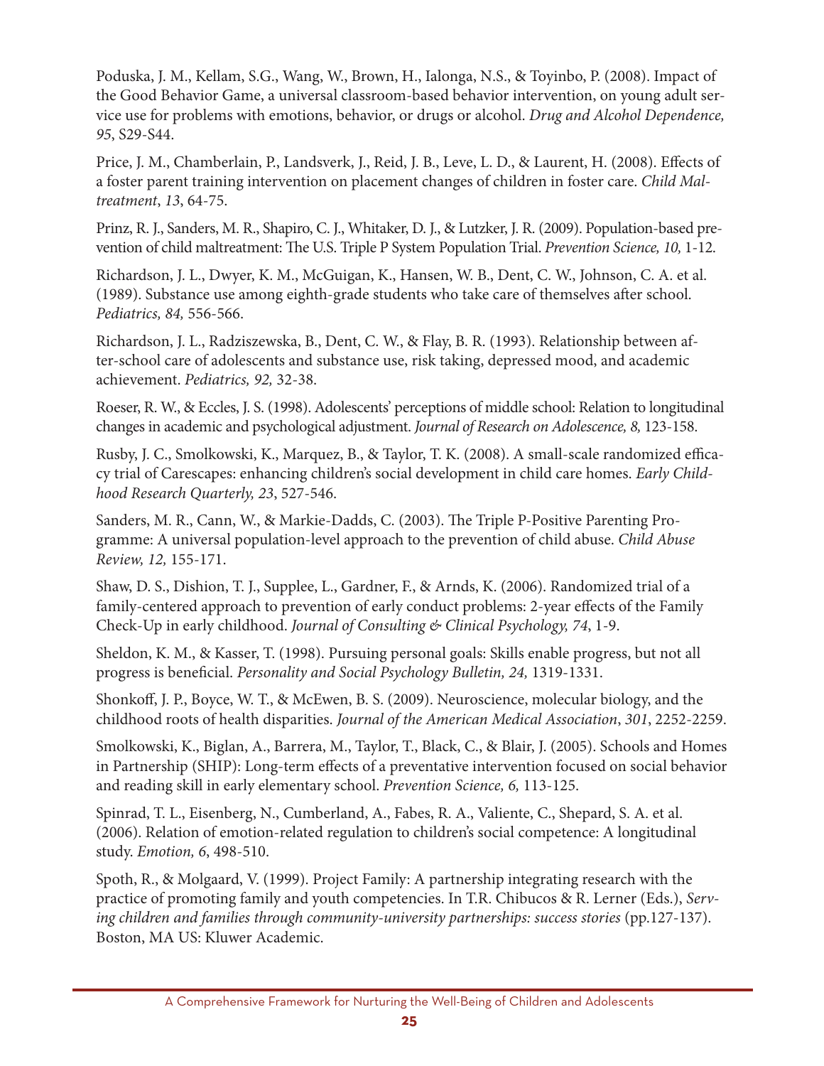Poduska, J. M., Kellam, S.G., Wang, W., Brown, H., Ialonga, N.S., & Toyinbo, P. (2008). Impact of the Good Behavior Game, a universal classroom-based behavior intervention, on young adult service use for problems with emotions, behavior, or drugs or alcohol. *Drug and Alcohol Dependence, 95*, S29-S44.

Price, J. M., Chamberlain, P., Landsverk, J., Reid, J. B., Leve, L. D., & Laurent, H. (2008). Effects of a foster parent training intervention on placement changes of children in foster care. *Child Maltreatment*, *13*, 64-75.

Prinz, R. J., Sanders, M. R., Shapiro, C. J., Whitaker, D. J., & Lutzker, J. R. (2009). Population-based prevention of child maltreatment: The U.S. Triple P System Population Trial. *Prevention Science, 10,* 1-12.

Richardson, J. L., Dwyer, K. M., McGuigan, K., Hansen, W. B., Dent, C. W., Johnson, C. A. et al. (1989). Substance use among eighth-grade students who take care of themselves after school. *Pediatrics, 84,* 556-566.

Richardson, J. L., Radziszewska, B., Dent, C. W., & Flay, B. R. (1993). Relationship between after-school care of adolescents and substance use, risk taking, depressed mood, and academic achievement. *Pediatrics, 92,* 32-38.

Roeser, R. W., & Eccles, J. S. (1998). Adolescents' perceptions of middle school: Relation to longitudinal changes in academic and psychological adjustment. *Journal of Research on Adolescence, 8,* 123-158.

Rusby, J. C., Smolkowski, K., Marquez, B., & Taylor, T. K. (2008). A small-scale randomized efficacy trial of Carescapes: enhancing children's social development in child care homes. *Early Childhood Research Quarterly, 23*, 527-546.

Sanders, M. R., Cann, W., & Markie-Dadds, C. (2003). The Triple P-Positive Parenting Programme: A universal population-level approach to the prevention of child abuse. *Child Abuse Review, 12,* 155-171.

Shaw, D. S., Dishion, T. J., Supplee, L., Gardner, F., & Arnds, K. (2006). Randomized trial of a family-centered approach to prevention of early conduct problems: 2-year effects of the Family Check-Up in early childhood. *Journal of Consulting & Clinical Psychology, 74*, 1-9.

Sheldon, K. M., & Kasser, T. (1998). Pursuing personal goals: Skills enable progress, but not all progress is beneficial. *Personality and Social Psychology Bulletin, 24,* 1319-1331.

Shonkoff, J. P., Boyce, W. T., & McEwen, B. S. (2009). Neuroscience, molecular biology, and the childhood roots of health disparities. *Journal of the American Medical Association*, *301*, 2252-2259.

Smolkowski, K., Biglan, A., Barrera, M., Taylor, T., Black, C., & Blair, J. (2005). Schools and Homes in Partnership (SHIP): Long-term effects of a preventative intervention focused on social behavior and reading skill in early elementary school. *Prevention Science, 6,* 113-125.

Spinrad, T. L., Eisenberg, N., Cumberland, A., Fabes, R. A., Valiente, C., Shepard, S. A. et al. (2006). Relation of emotion-related regulation to children's social competence: A longitudinal study. *Emotion, 6*, 498-510.

Spoth, R., & Molgaard, V. (1999). Project Family: A partnership integrating research with the practice of promoting family and youth competencies. In T.R. Chibucos & R. Lerner (Eds.), *Serving children and families through community-university partnerships: success stories* (pp.127-137). Boston, MA US: Kluwer Academic.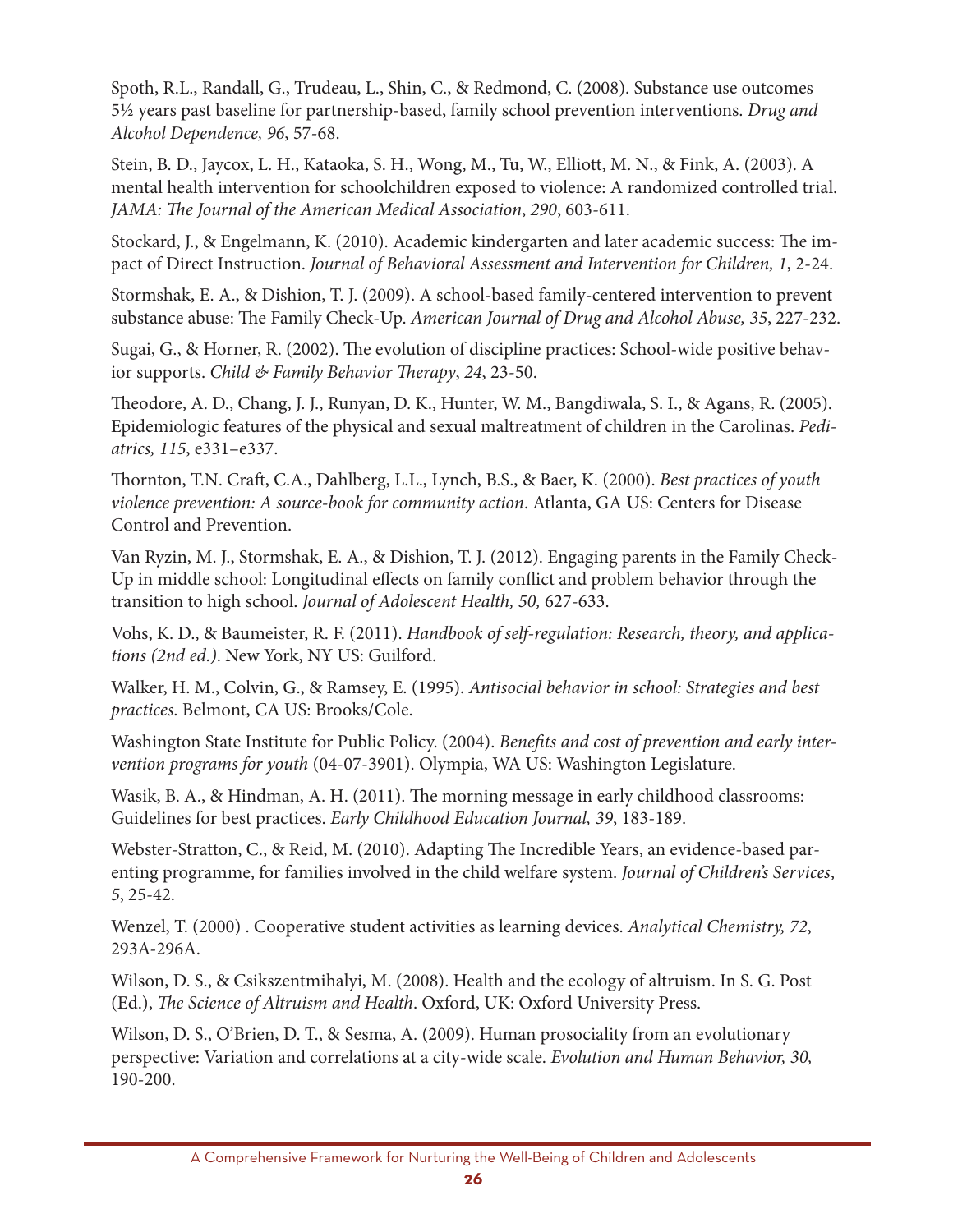Spoth, R.L., Randall, G., Trudeau, L., Shin, C., & Redmond, C. (2008). Substance use outcomes 5½ years past baseline for partnership-based, family school prevention interventions. *Drug and Alcohol Dependence, 96*, 57-68.

Stein, B. D., Jaycox, L. H., Kataoka, S. H., Wong, M., Tu, W., Elliott, M. N., & Fink, A. (2003). A mental health intervention for schoolchildren exposed to violence: A randomized controlled trial. *JAMA: The Journal of the American Medical Association*, *290*, 603-611.

Stockard, J., & Engelmann, K. (2010). Academic kindergarten and later academic success: The impact of Direct Instruction. *Journal of Behavioral Assessment and Intervention for Children, 1*, 2-24.

Stormshak, E. A., & Dishion, T. J. (2009). A school-based family-centered intervention to prevent substance abuse: The Family Check-Up. *American Journal of Drug and Alcohol Abuse, 35*, 227-232.

Sugai, G., & Horner, R. (2002). The evolution of discipline practices: School-wide positive behavior supports. *Child & Family Behavior Therapy*, *24*, 23-50.

Theodore, A. D., Chang, J. J., Runyan, D. K., Hunter, W. M., Bangdiwala, S. I., & Agans, R. (2005). Epidemiologic features of the physical and sexual maltreatment of children in the Carolinas. *Pediatrics, 115*, e331–e337.

Thornton, T.N. Craft, C.A., Dahlberg, L.L., Lynch, B.S., & Baer, K. (2000). *Best practices of youth violence prevention: A source-book for community action*. Atlanta, GA US: Centers for Disease Control and Prevention.

Van Ryzin, M. J., Stormshak, E. A., & Dishion, T. J. (2012). Engaging parents in the Family Check-Up in middle school: Longitudinal effects on family conflict and problem behavior through the transition to high school. *Journal of Adolescent Health, 50,* 627-633.

Vohs, K. D., & Baumeister, R. F. (2011). *Handbook of self-regulation: Research, theory, and applications (2nd ed.)*. New York, NY US: Guilford.

Walker, H. M., Colvin, G., & Ramsey, E. (1995). *Antisocial behavior in school: Strategies and best practices*. Belmont, CA US: Brooks/Cole.

Washington State Institute for Public Policy. (2004). *Benefits and cost of prevention and early intervention programs for youth* (04-07-3901). Olympia, WA US: Washington Legislature.

Wasik, B. A., & Hindman, A. H. (2011). The morning message in early childhood classrooms: Guidelines for best practices. *Early Childhood Education Journal, 39*, 183-189.

Webster-Stratton, C., & Reid, M. (2010). Adapting The Incredible Years, an evidence-based parenting programme, for families involved in the child welfare system. *Journal of Children's Services*, *5*, 25-42.

Wenzel, T. (2000) . Cooperative student activities as learning devices. *Analytical Chemistry, 72*, 293A-296A.

Wilson, D. S., & Csikszentmihalyi, M. (2008). Health and the ecology of altruism. In S. G. Post (Ed.), *The Science of Altruism and Health*. Oxford, UK: Oxford University Press.

Wilson, D. S., O'Brien, D. T., & Sesma, A. (2009). Human prosociality from an evolutionary perspective: Variation and correlations at a city-wide scale. *Evolution and Human Behavior, 30,* 190-200.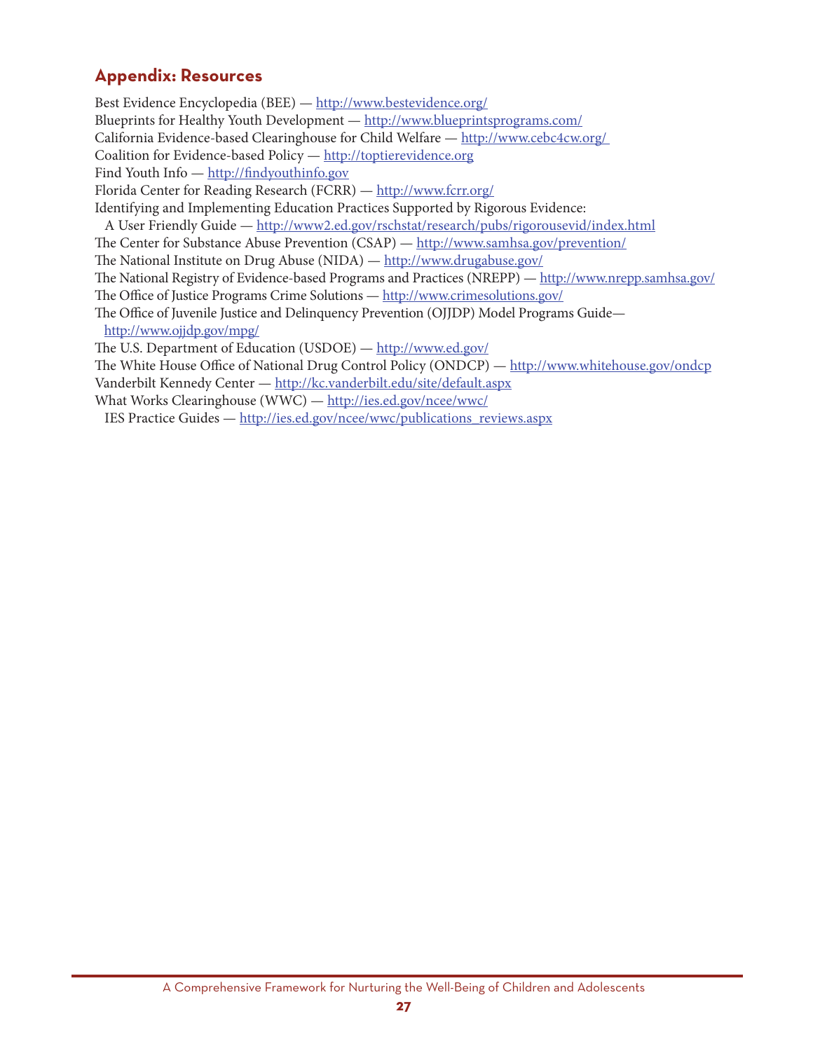## Appendix: Resources

Best Evidence Encyclopedia (BEE) — http://www.bestevidence.org/
Blueprints for Healthy Youth Development — http://www.blueprintsprograms.com/
California Evidence-based Clearinghouse for Child Welfare — http://www.cebc4cw.org/
Coalition for Evidence-based Policy — http://toptierevidence.org
Find Youth Info — http://findyouthinfo.gov
Florida Center for Reading Research (FCRR) — http://www.fcrr.org/
Identifying and Implementing Education Practices Supported by Rigorous Evidence:
A User Friendly Guide — http://www2.ed.gov/rschstat/research/pubs/rigorousevid/index.html
The Center for Substance Abuse Prevention (CSAP) — http://www.samhsa.gov/prevention/
The National Institute on Drug Abuse (NIDA) — http://www.drugabuse.gov/
The National Registry of Evidence-based Programs and Practices (NREPP) — http://www.nrepp.samhsa.gov/
The Office of Justice Programs Crime Solutions — http://www.crimesolutions.gov/
The Office of Juvenile Justice and Delinquency Prevention (OJJDP) Model Programs Guide—
http://www.ojjdp.gov/mpg/
The U.S. Department of Education (USDOE) — http://www.ed.gov/
The White House Office of National Drug Control Policy (ONDCP) — http://www.whitehouse.gov/ondcp
Vanderbilt Kennedy Center — http://kc.vanderbilt.edu/site/default.aspx
What Works Clearinghouse (WWC) — http://ies.ed.gov/ncee/wwc/
IES Practice Guides — http://ies.ed.gov/ncee/wwc/publications_reviews.aspx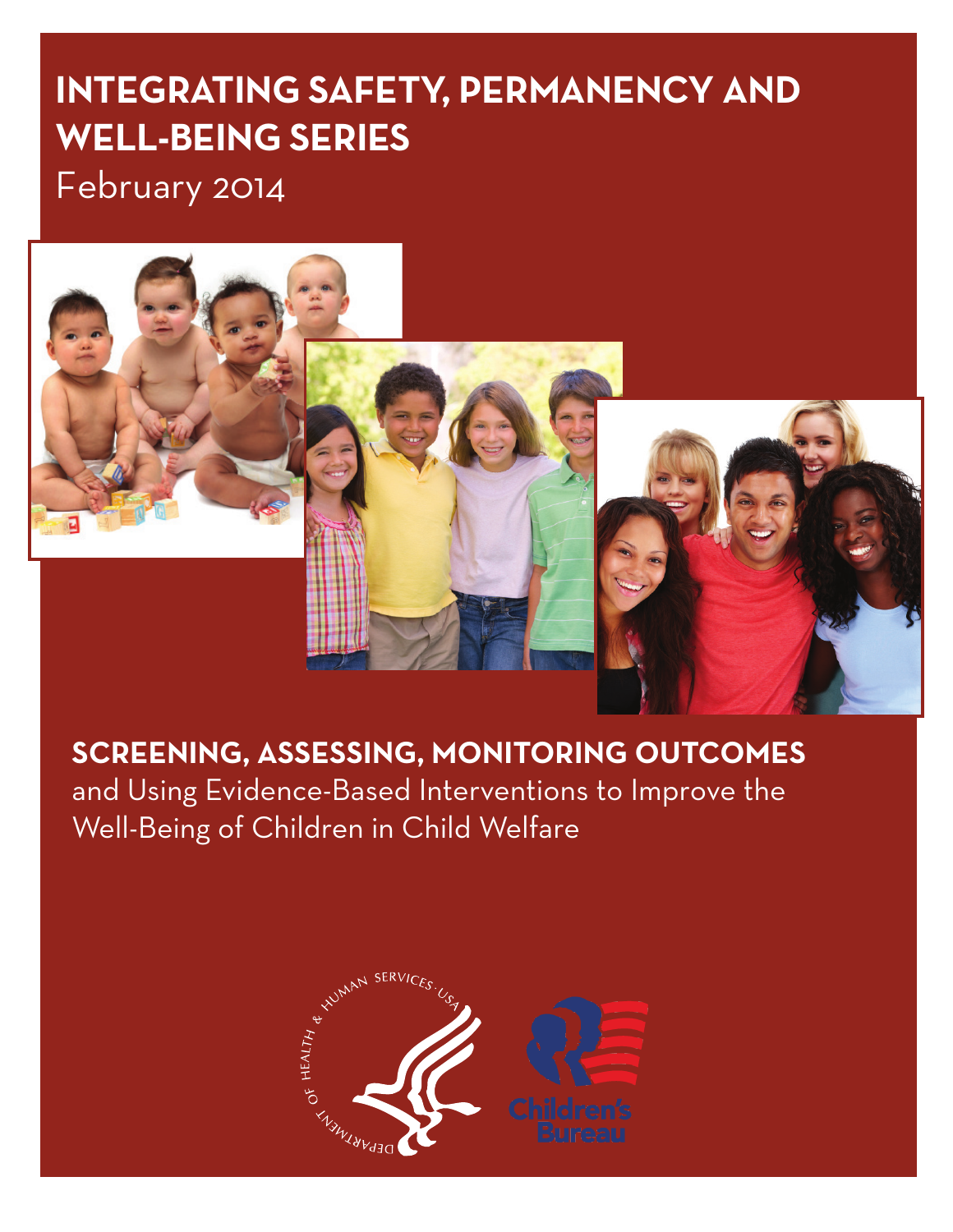# INTEGRATING SAFETY, PERMANENCY AND WELL-BEING SERIES

February 2014

**SCREENING, ASSESSING, MONITORING OUTCOMES** and Using Evidence-Based Interventions to Improve the Well-Being of Children in Child Welfare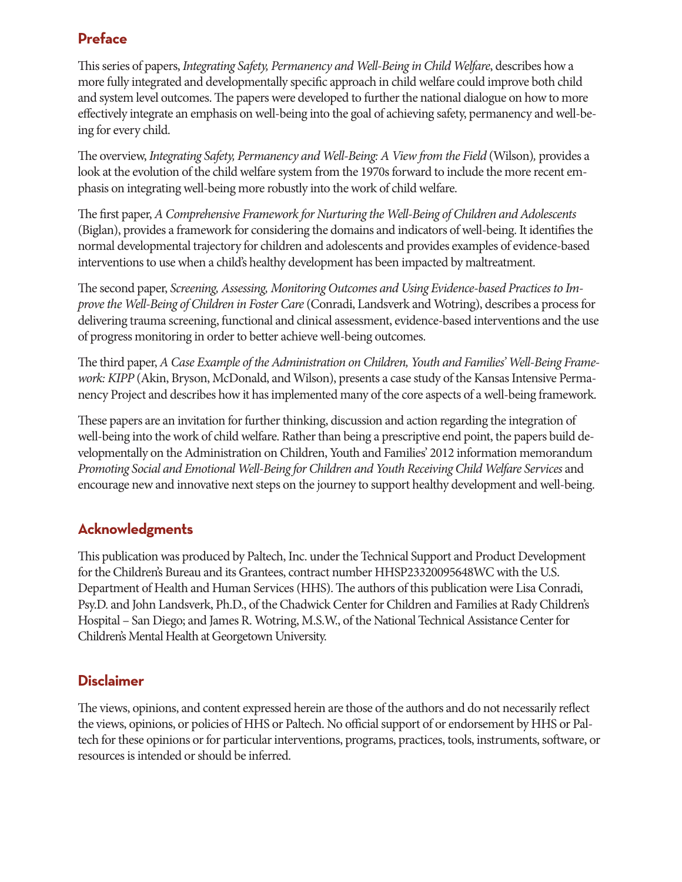## Preface

This series of papers, *Integrating Safety, Permanency and Well-Being in Child Welfare*, describes how a more fully integrated and developmentally specific approach in child welfare could improve both child and system level outcomes. The papers were developed to further the national dialogue on how to more effectively integrate an emphasis on well-being into the goal of achieving safety, permanency and well-being for every child.

The overview, *Integrating Safety, Permanency and Well-Being: A View from the Field* (Wilson)*,* provides a look at the evolution of the child welfare system from the 1970s forward to include the more recent emphasis on integrating well-being more robustly into the work of child welfare.

The first paper, *A Comprehensive Framework for Nurturing the Well-Being of Children and Adolescents* (Biglan), provides a framework for considering the domains and indicators of well-being. It identifies the normal developmental trajectory for children and adolescents and provides examples of evidence-based interventions to use when a child's healthy development has been impacted by maltreatment.

The second paper, *Screening, Assessing, Monitoring Outcomes and Using Evidence-based Practices to Improve the Well-Being of Children in Foster Care* (Conradi, Landsverk and Wotring), describes a process for delivering trauma screening, functional and clinical assessment, evidence-based interventions and the use of progress monitoring in order to better achieve well-being outcomes.

The third paper, *A Case Example of the Administration on Children, Youth and Families' Well-Being Framework: KIPP* (Akin, Bryson, McDonald, and Wilson), presents a case study of the Kansas Intensive Permanency Project and describes how it has implemented many of the core aspects of a well-being framework.

These papers are an invitation for further thinking, discussion and action regarding the integration of well-being into the work of child welfare. Rather than being a prescriptive end point, the papers build developmentally on the Administration on Children, Youth and Families' 2012 information memorandum *Promoting Social and Emotional Well-Being for Children and Youth Receiving Child Welfare Services* and encourage new and innovative next steps on the journey to support healthy development and well-being.

## Acknowledgments

This publication was produced by Paltech, Inc. under the Technical Support and Product Development for the Children's Bureau and its Grantees, contract number HHSP23320095648WC with the U.S. Department of Health and Human Services (HHS). The authors of this publication were Lisa Conradi, Psy.D. and John Landsverk, Ph.D., of the Chadwick Center for Children and Families at Rady Children's Hospital – San Diego; and James R. Wotring, M.S.W., of the National Technical Assistance Center for Children's Mental Health at Georgetown University.

## Disclaimer

The views, opinions, and content expressed herein are those of the authors and do not necessarily reflect the views, opinions, or policies of HHS or Paltech. No official support of or endorsement by HHS or Paltech for these opinions or for particular interventions, programs, practices, tools, instruments, software, or resources is intended or should be inferred.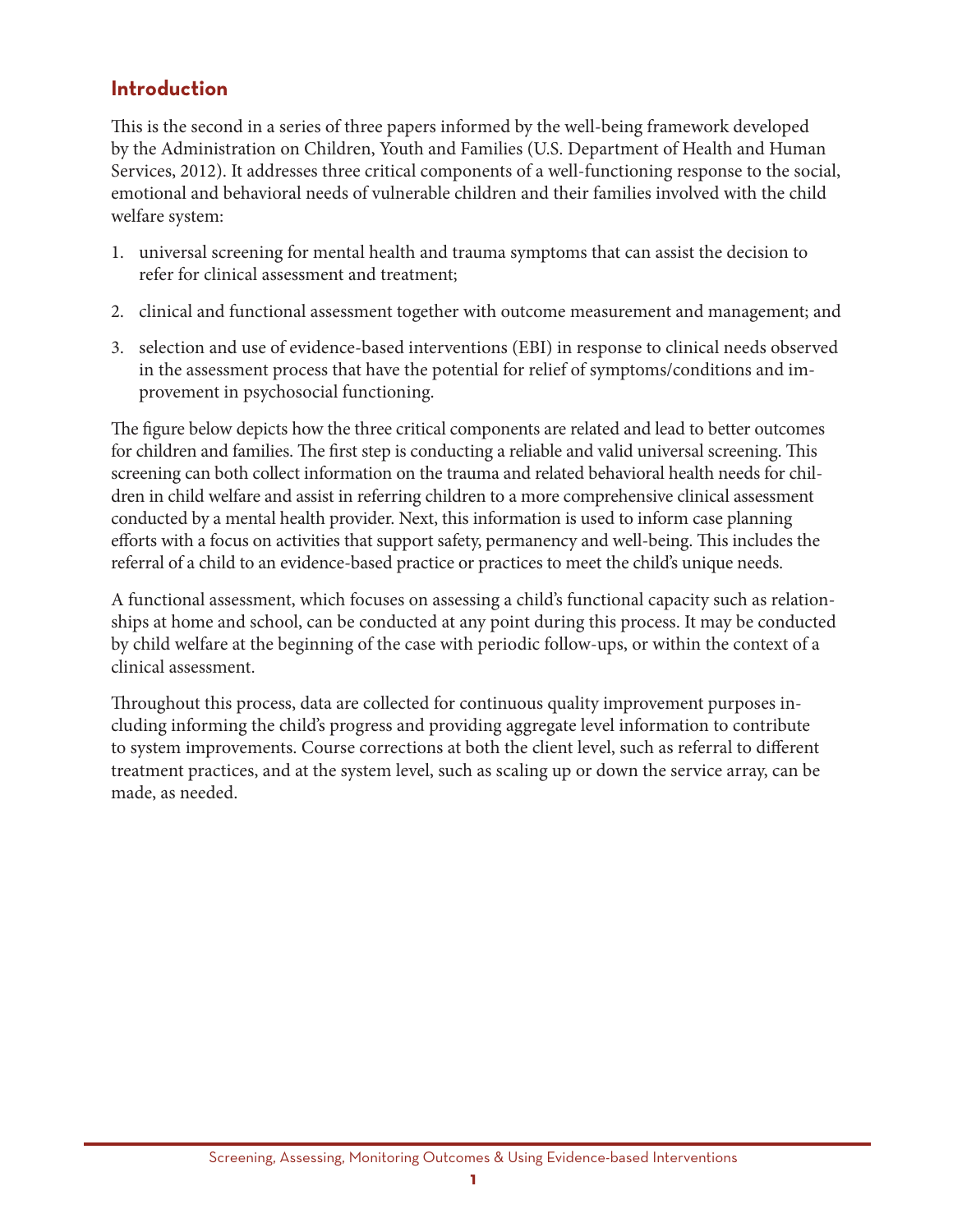## Introduction

This is the second in a series of three papers informed by the well-being framework developed by the Administration on Children, Youth and Families (U.S. Department of Health and Human Services, 2012). It addresses three critical components of a well-functioning response to the social, emotional and behavioral needs of vulnerable children and their families involved with the child welfare system:

1. universal screening for mental health and trauma symptoms that can assist the decision to refer for clinical assessment and treatment;

2. clinical and functional assessment together with outcome measurement and management; and

3. selection and use of evidence-based interventions (EBI) in response to clinical needs observed in the assessment process that have the potential for relief of symptoms/conditions and improvement in psychosocial functioning.

The figure below depicts how the three critical components are related and lead to better outcomes for children and families. The first step is conducting a reliable and valid universal screening. This screening can both collect information on the trauma and related behavioral health needs for children in child welfare and assist in referring children to a more comprehensive clinical assessment conducted by a mental health provider. Next, this information is used to inform case planning efforts with a focus on activities that support safety, permanency and well-being. This includes the referral of a child to an evidence-based practice or practices to meet the child's unique needs.

A functional assessment, which focuses on assessing a child's functional capacity such as relationships at home and school, can be conducted at any point during this process. It may be conducted by child welfare at the beginning of the case with periodic follow-ups, or within the context of a clinical assessment.

Throughout this process, data are collected for continuous quality improvement purposes including informing the child's progress and providing aggregate level information to contribute to system improvements. Course corrections at both the client level, such as referral to different treatment practices, and at the system level, such as scaling up or down the service array, can be made, as needed.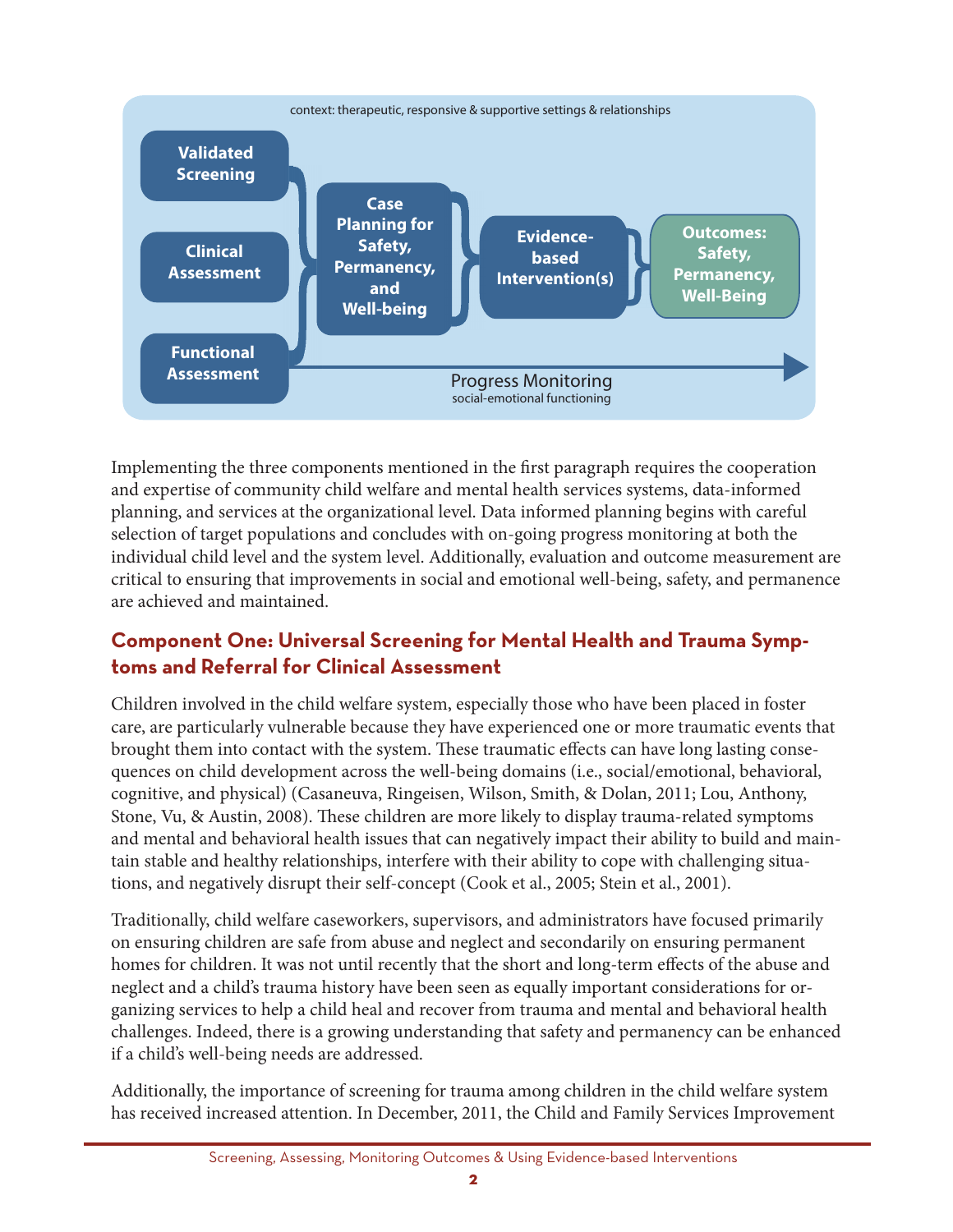context: therapeutic, responsive & supportive settings & relationships

**Validated Screening** → **Clinical Assessment** → **Functional Assessment** → **Case Planning for Safety, Permanency, and Well-being** → **Evidence-based Intervention(s)** → **Outcomes: Safety, Permanency, Well-Being**

Progress Monitoring
social-emotional functioning

Implementing the three components mentioned in the first paragraph requires the cooperation and expertise of community child welfare and mental health services systems, data-informed planning, and services at the organizational level. Data informed planning begins with careful selection of target populations and concludes with on-going progress monitoring at both the individual child level and the system level. Additionally, evaluation and outcome measurement are critical to ensuring that improvements in social and emotional well-being, safety, and permanence are achieved and maintained.

## Component One: Universal Screening for Mental Health and Trauma Symptoms and Referral for Clinical Assessment

Children involved in the child welfare system, especially those who have been placed in foster care, are particularly vulnerable because they have experienced one or more traumatic events that brought them into contact with the system. These traumatic effects can have long lasting consequences on child development across the well-being domains (i.e., social/emotional, behavioral, cognitive, and physical) (Casaneuva, Ringeisen, Wilson, Smith, & Dolan, 2011; Lou, Anthony, Stone, Vu, & Austin, 2008). These children are more likely to display trauma-related symptoms and mental and behavioral health issues that can negatively impact their ability to build and maintain stable and healthy relationships, interfere with their ability to cope with challenging situations, and negatively disrupt their self-concept (Cook et al., 2005; Stein et al., 2001).

Traditionally, child welfare caseworkers, supervisors, and administrators have focused primarily on ensuring children are safe from abuse and neglect and secondarily on ensuring permanent homes for children. It was not until recently that the short and long-term effects of the abuse and neglect and a child's trauma history have been seen as equally important considerations for organizing services to help a child heal and recover from trauma and mental and behavioral health challenges. Indeed, there is a growing understanding that safety and permanency can be enhanced if a child's well-being needs are addressed.

Additionally, the importance of screening for trauma among children in the child welfare system has received increased attention. In December, 2011, the Child and Family Services Improvement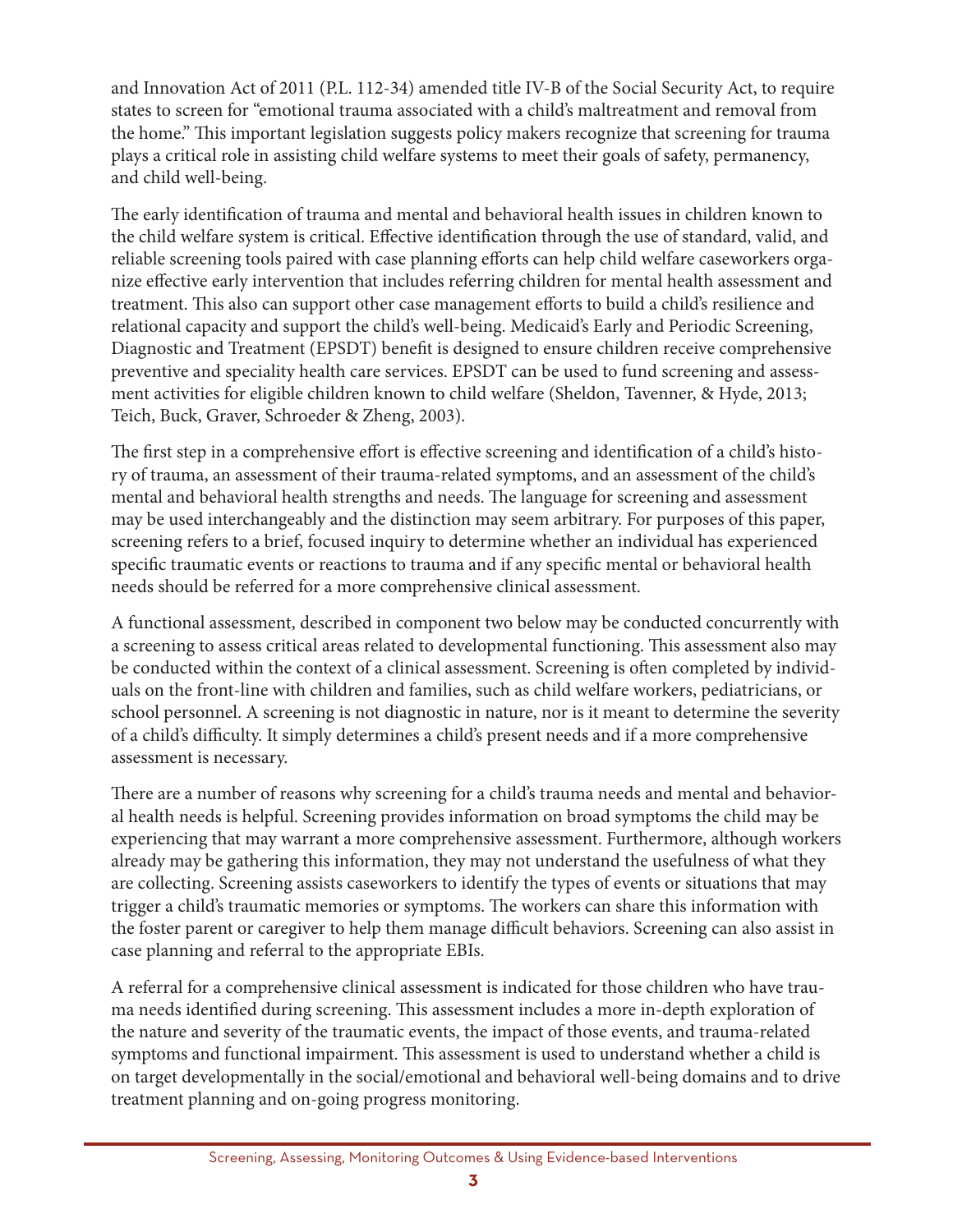and Innovation Act of 2011 (P.L. 112-34) amended title IV-B of the Social Security Act, to require states to screen for "emotional trauma associated with a child's maltreatment and removal from the home." This important legislation suggests policy makers recognize that screening for trauma plays a critical role in assisting child welfare systems to meet their goals of safety, permanency, and child well-being.

The early identification of trauma and mental and behavioral health issues in children known to the child welfare system is critical. Effective identification through the use of standard, valid, and reliable screening tools paired with case planning efforts can help child welfare caseworkers organize effective early intervention that includes referring children for mental health assessment and treatment. This also can support other case management efforts to build a child's resilience and relational capacity and support the child's well-being. Medicaid's Early and Periodic Screening, Diagnostic and Treatment (EPSDT) benefit is designed to ensure children receive comprehensive preventive and speciality health care services. EPSDT can be used to fund screening and assessment activities for eligible children known to child welfare (Sheldon, Tavenner, & Hyde, 2013; Teich, Buck, Graver, Schroeder & Zheng, 2003).

The first step in a comprehensive effort is effective screening and identification of a child's history of trauma, an assessment of their trauma-related symptoms, and an assessment of the child's mental and behavioral health strengths and needs. The language for screening and assessment may be used interchangeably and the distinction may seem arbitrary. For purposes of this paper, screening refers to a brief, focused inquiry to determine whether an individual has experienced specific traumatic events or reactions to trauma and if any specific mental or behavioral health needs should be referred for a more comprehensive clinical assessment.

A functional assessment, described in component two below may be conducted concurrently with a screening to assess critical areas related to developmental functioning. This assessment also may be conducted within the context of a clinical assessment. Screening is often completed by individuals on the front-line with children and families, such as child welfare workers, pediatricians, or school personnel. A screening is not diagnostic in nature, nor is it meant to determine the severity of a child's difficulty. It simply determines a child's present needs and if a more comprehensive assessment is necessary.

There are a number of reasons why screening for a child's trauma needs and mental and behavioral health needs is helpful. Screening provides information on broad symptoms the child may be experiencing that may warrant a more comprehensive assessment. Furthermore, although workers already may be gathering this information, they may not understand the usefulness of what they are collecting. Screening assists caseworkers to identify the types of events or situations that may trigger a child's traumatic memories or symptoms. The workers can share this information with the foster parent or caregiver to help them manage difficult behaviors. Screening can also assist in case planning and referral to the appropriate EBIs.

A referral for a comprehensive clinical assessment is indicated for those children who have trauma needs identified during screening. This assessment includes a more in-depth exploration of the nature and severity of the traumatic events, the impact of those events, and trauma-related symptoms and functional impairment. This assessment is used to understand whether a child is on target developmentally in the social/emotional and behavioral well-being domains and to drive treatment planning and on-going progress monitoring.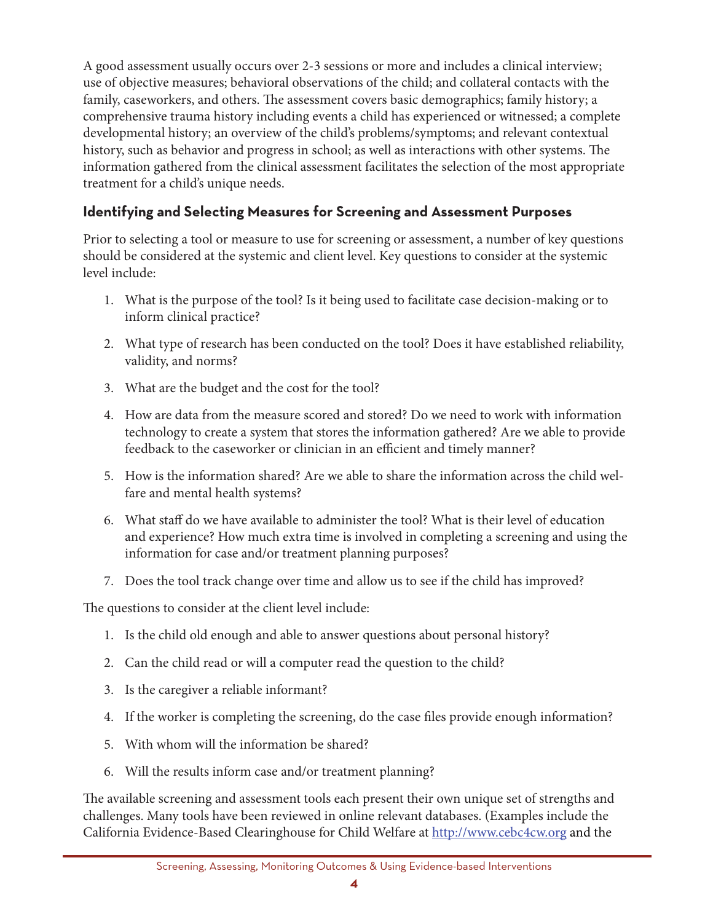A good assessment usually occurs over 2-3 sessions or more and includes a clinical interview; use of objective measures; behavioral observations of the child; and collateral contacts with the family, caseworkers, and others. The assessment covers basic demographics; family history; a comprehensive trauma history including events a child has experienced or witnessed; a complete developmental history; an overview of the child's problems/symptoms; and relevant contextual history, such as behavior and progress in school; as well as interactions with other systems. The information gathered from the clinical assessment facilitates the selection of the most appropriate treatment for a child's unique needs.

### Identifying and Selecting Measures for Screening and Assessment Purposes

Prior to selecting a tool or measure to use for screening or assessment, a number of key questions should be considered at the systemic and client level. Key questions to consider at the systemic level include:

1. What is the purpose of the tool? Is it being used to facilitate case decision-making or to inform clinical practice?
2. What type of research has been conducted on the tool? Does it have established reliability, validity, and norms?
3. What are the budget and the cost for the tool?
4. How are data from the measure scored and stored? Do we need to work with information technology to create a system that stores the information gathered? Are we able to provide feedback to the caseworker or clinician in an efficient and timely manner?
5. How is the information shared? Are we able to share the information across the child welfare and mental health systems?
6. What staff do we have available to administer the tool? What is their level of education and experience? How much extra time is involved in completing a screening and using the information for case and/or treatment planning purposes?
7. Does the tool track change over time and allow us to see if the child has improved?

The questions to consider at the client level include:

1. Is the child old enough and able to answer questions about personal history?
2. Can the child read or will a computer read the question to the child?
3. Is the caregiver a reliable informant?
4. If the worker is completing the screening, do the case files provide enough information?
5. With whom will the information be shared?
6. Will the results inform case and/or treatment planning?

The available screening and assessment tools each present their own unique set of strengths and challenges. Many tools have been reviewed in online relevant databases. (Examples include the California Evidence-Based Clearinghouse for Child Welfare at http://www.cebc4cw.org and the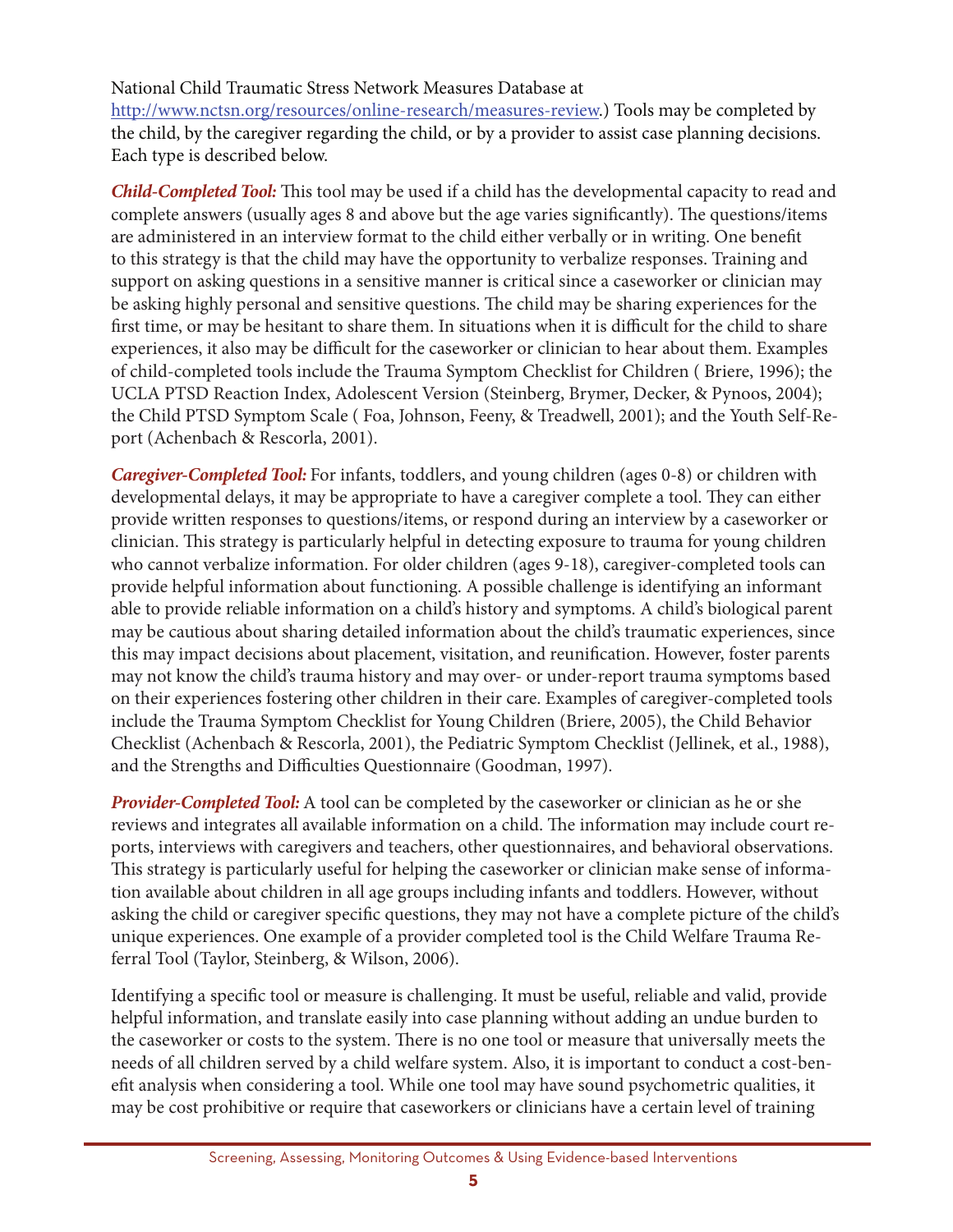National Child Traumatic Stress Network Measures Database at
http://www.nctsn.org/resources/online-research/measures-review.) Tools may be completed by the child, by the caregiver regarding the child, or by a provider to assist case planning decisions. Each type is described below.

***Child-Completed Tool:*** This tool may be used if a child has the developmental capacity to read and complete answers (usually ages 8 and above but the age varies significantly). The questions/items are administered in an interview format to the child either verbally or in writing. One benefit to this strategy is that the child may have the opportunity to verbalize responses. Training and support on asking questions in a sensitive manner is critical since a caseworker or clinician may be asking highly personal and sensitive questions. The child may be sharing experiences for the first time, or may be hesitant to share them. In situations when it is difficult for the child to share experiences, it also may be difficult for the caseworker or clinician to hear about them. Examples of child-completed tools include the Trauma Symptom Checklist for Children ( Briere, 1996); the UCLA PTSD Reaction Index, Adolescent Version (Steinberg, Brymer, Decker, & Pynoos, 2004); the Child PTSD Symptom Scale ( Foa, Johnson, Feeny, & Treadwell, 2001); and the Youth Self-Report (Achenbach & Rescorla, 2001).

***Caregiver-Completed Tool:*** For infants, toddlers, and young children (ages 0-8) or children with developmental delays, it may be appropriate to have a caregiver complete a tool. They can either provide written responses to questions/items, or respond during an interview by a caseworker or clinician. This strategy is particularly helpful in detecting exposure to trauma for young children who cannot verbalize information. For older children (ages 9-18), caregiver-completed tools can provide helpful information about functioning. A possible challenge is identifying an informant able to provide reliable information on a child's history and symptoms. A child's biological parent may be cautious about sharing detailed information about the child's traumatic experiences, since this may impact decisions about placement, visitation, and reunification. However, foster parents may not know the child's trauma history and may over- or under-report trauma symptoms based on their experiences fostering other children in their care. Examples of caregiver-completed tools include the Trauma Symptom Checklist for Young Children (Briere, 2005), the Child Behavior Checklist (Achenbach & Rescorla, 2001), the Pediatric Symptom Checklist (Jellinek, et al., 1988), and the Strengths and Difficulties Questionnaire (Goodman, 1997).

***Provider-Completed Tool:*** A tool can be completed by the caseworker or clinician as he or she reviews and integrates all available information on a child. The information may include court reports, interviews with caregivers and teachers, other questionnaires, and behavioral observations. This strategy is particularly useful for helping the caseworker or clinician make sense of information available about children in all age groups including infants and toddlers. However, without asking the child or caregiver specific questions, they may not have a complete picture of the child's unique experiences. One example of a provider completed tool is the Child Welfare Trauma Referral Tool (Taylor, Steinberg, & Wilson, 2006).

Identifying a specific tool or measure is challenging. It must be useful, reliable and valid, provide helpful information, and translate easily into case planning without adding an undue burden to the caseworker or costs to the system. There is no one tool or measure that universally meets the needs of all children served by a child welfare system. Also, it is important to conduct a cost-benefit analysis when considering a tool. While one tool may have sound psychometric qualities, it may be cost prohibitive or require that caseworkers or clinicians have a certain level of training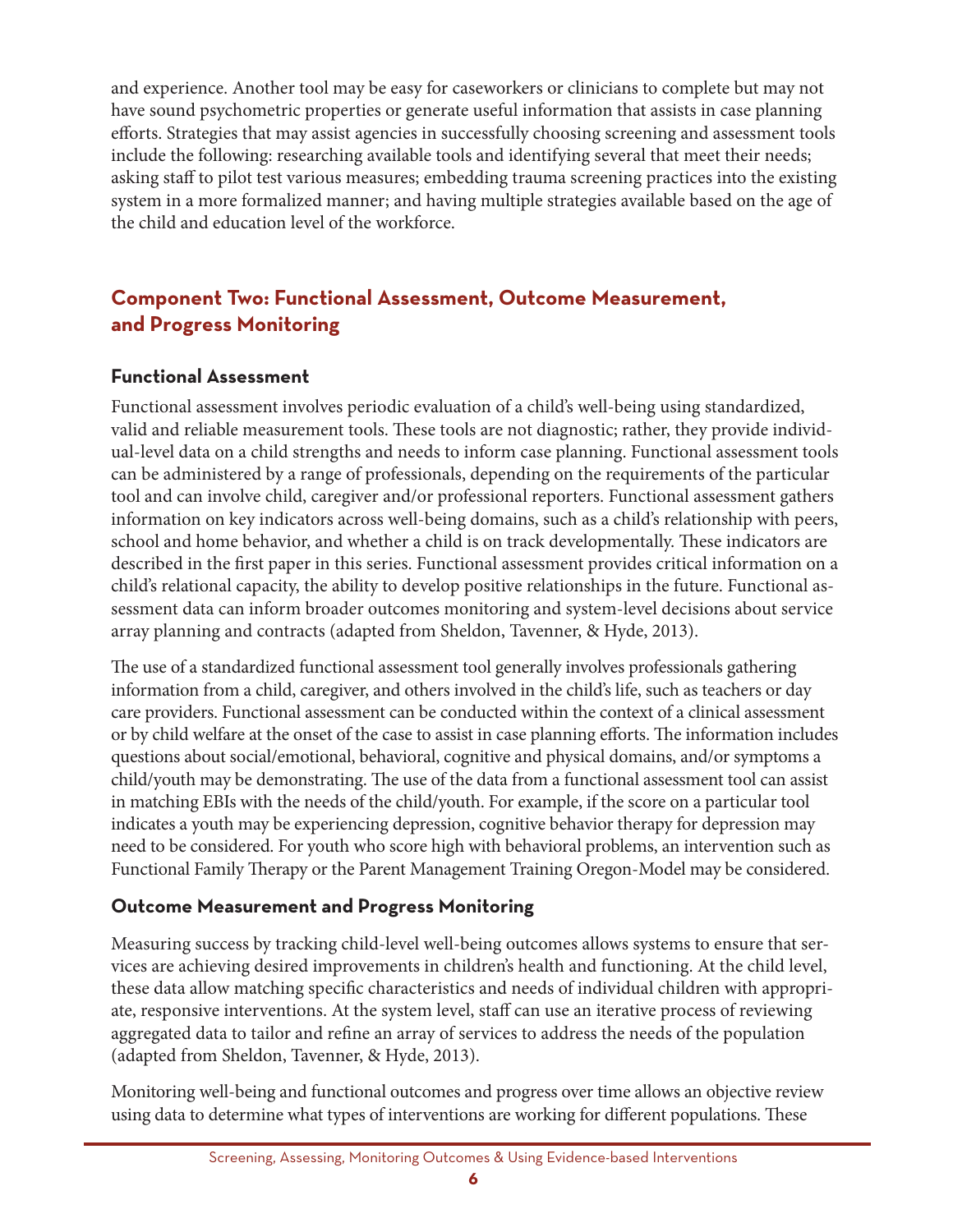and experience. Another tool may be easy for caseworkers or clinicians to complete but may not have sound psychometric properties or generate useful information that assists in case planning efforts. Strategies that may assist agencies in successfully choosing screening and assessment tools include the following: researching available tools and identifying several that meet their needs; asking staff to pilot test various measures; embedding trauma screening practices into the existing system in a more formalized manner; and having multiple strategies available based on the age of the child and education level of the workforce.

## Component Two: Functional Assessment, Outcome Measurement, and Progress Monitoring

### Functional Assessment

Functional assessment involves periodic evaluation of a child's well-being using standardized, valid and reliable measurement tools. These tools are not diagnostic; rather, they provide individual-level data on a child strengths and needs to inform case planning. Functional assessment tools can be administered by a range of professionals, depending on the requirements of the particular tool and can involve child, caregiver and/or professional reporters. Functional assessment gathers information on key indicators across well-being domains, such as a child's relationship with peers, school and home behavior, and whether a child is on track developmentally. These indicators are described in the first paper in this series. Functional assessment provides critical information on a child's relational capacity, the ability to develop positive relationships in the future. Functional assessment data can inform broader outcomes monitoring and system-level decisions about service array planning and contracts (adapted from Sheldon, Tavenner, & Hyde, 2013).

The use of a standardized functional assessment tool generally involves professionals gathering information from a child, caregiver, and others involved in the child's life, such as teachers or day care providers. Functional assessment can be conducted within the context of a clinical assessment or by child welfare at the onset of the case to assist in case planning efforts. The information includes questions about social/emotional, behavioral, cognitive and physical domains, and/or symptoms a child/youth may be demonstrating. The use of the data from a functional assessment tool can assist in matching EBIs with the needs of the child/youth. For example, if the score on a particular tool indicates a youth may be experiencing depression, cognitive behavior therapy for depression may need to be considered. For youth who score high with behavioral problems, an intervention such as Functional Family Therapy or the Parent Management Training Oregon-Model may be considered.

### Outcome Measurement and Progress Monitoring

Measuring success by tracking child-level well-being outcomes allows systems to ensure that services are achieving desired improvements in children's health and functioning. At the child level, these data allow matching specific characteristics and needs of individual children with appropriate, responsive interventions. At the system level, staff can use an iterative process of reviewing aggregated data to tailor and refine an array of services to address the needs of the population (adapted from Sheldon, Tavenner, & Hyde, 2013).

Monitoring well-being and functional outcomes and progress over time allows an objective review using data to determine what types of interventions are working for different populations. These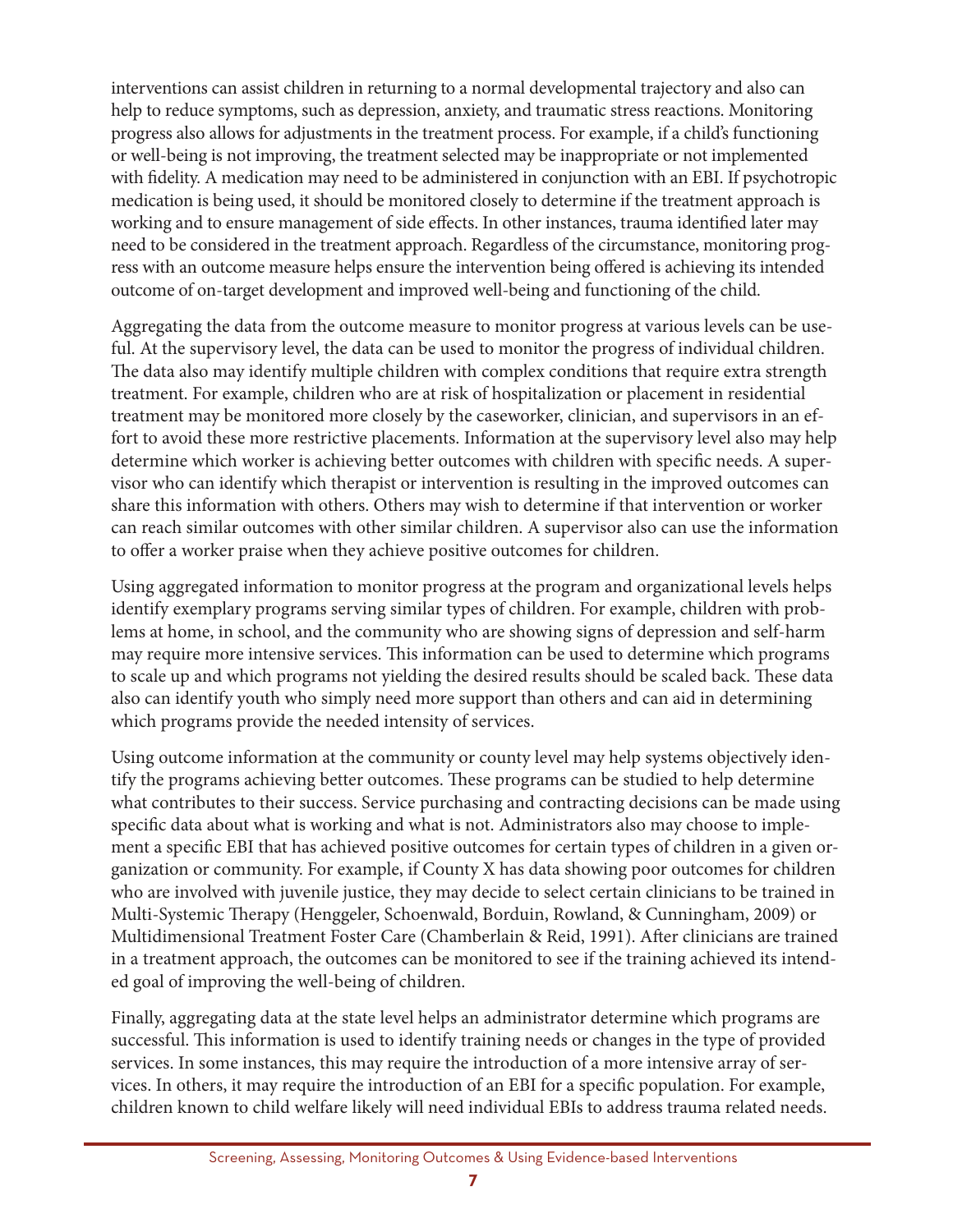interventions can assist children in returning to a normal developmental trajectory and also can help to reduce symptoms, such as depression, anxiety, and traumatic stress reactions. Monitoring progress also allows for adjustments in the treatment process. For example, if a child's functioning or well-being is not improving, the treatment selected may be inappropriate or not implemented with fidelity. A medication may need to be administered in conjunction with an EBI. If psychotropic medication is being used, it should be monitored closely to determine if the treatment approach is working and to ensure management of side effects. In other instances, trauma identified later may need to be considered in the treatment approach. Regardless of the circumstance, monitoring progress with an outcome measure helps ensure the intervention being offered is achieving its intended outcome of on-target development and improved well-being and functioning of the child.

Aggregating the data from the outcome measure to monitor progress at various levels can be useful. At the supervisory level, the data can be used to monitor the progress of individual children. The data also may identify multiple children with complex conditions that require extra strength treatment. For example, children who are at risk of hospitalization or placement in residential treatment may be monitored more closely by the caseworker, clinician, and supervisors in an effort to avoid these more restrictive placements. Information at the supervisory level also may help determine which worker is achieving better outcomes with children with specific needs. A supervisor who can identify which therapist or intervention is resulting in the improved outcomes can share this information with others. Others may wish to determine if that intervention or worker can reach similar outcomes with other similar children. A supervisor also can use the information to offer a worker praise when they achieve positive outcomes for children.

Using aggregated information to monitor progress at the program and organizational levels helps identify exemplary programs serving similar types of children. For example, children with problems at home, in school, and the community who are showing signs of depression and self-harm may require more intensive services. This information can be used to determine which programs to scale up and which programs not yielding the desired results should be scaled back. These data also can identify youth who simply need more support than others and can aid in determining which programs provide the needed intensity of services.

Using outcome information at the community or county level may help systems objectively identify the programs achieving better outcomes. These programs can be studied to help determine what contributes to their success. Service purchasing and contracting decisions can be made using specific data about what is working and what is not. Administrators also may choose to implement a specific EBI that has achieved positive outcomes for certain types of children in a given organization or community. For example, if County X has data showing poor outcomes for children who are involved with juvenile justice, they may decide to select certain clinicians to be trained in Multi-Systemic Therapy (Henggeler, Schoenwald, Borduin, Rowland, & Cunningham, 2009) or Multidimensional Treatment Foster Care (Chamberlain & Reid, 1991). After clinicians are trained in a treatment approach, the outcomes can be monitored to see if the training achieved its intended goal of improving the well-being of children.

Finally, aggregating data at the state level helps an administrator determine which programs are successful. This information is used to identify training needs or changes in the type of provided services. In some instances, this may require the introduction of a more intensive array of services. In others, it may require the introduction of an EBI for a specific population. For example, children known to child welfare likely will need individual EBIs to address trauma related needs.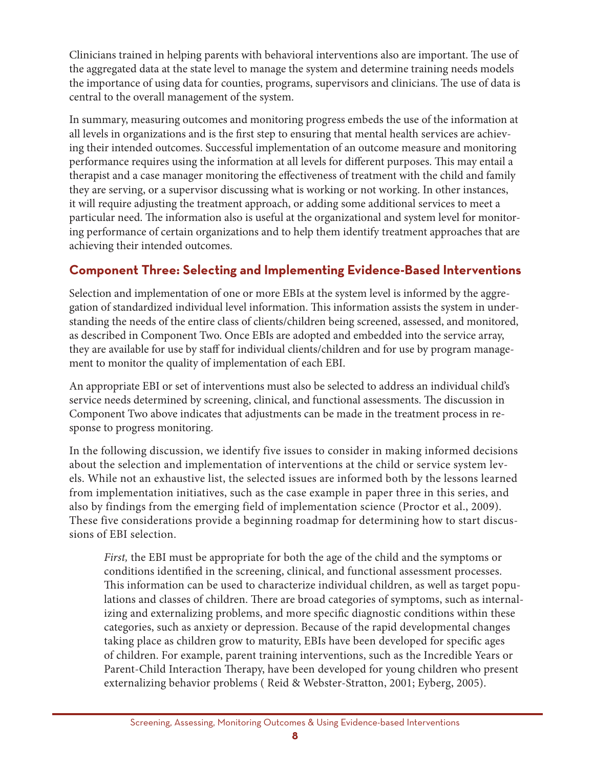Clinicians trained in helping parents with behavioral interventions also are important. The use of the aggregated data at the state level to manage the system and determine training needs models the importance of using data for counties, programs, supervisors and clinicians. The use of data is central to the overall management of the system.

In summary, measuring outcomes and monitoring progress embeds the use of the information at all levels in organizations and is the first step to ensuring that mental health services are achieving their intended outcomes. Successful implementation of an outcome measure and monitoring performance requires using the information at all levels for different purposes. This may entail a therapist and a case manager monitoring the effectiveness of treatment with the child and family they are serving, or a supervisor discussing what is working or not working. In other instances, it will require adjusting the treatment approach, or adding some additional services to meet a particular need. The information also is useful at the organizational and system level for monitoring performance of certain organizations and to help them identify treatment approaches that are achieving their intended outcomes.

## Component Three: Selecting and Implementing Evidence-Based Interventions

Selection and implementation of one or more EBIs at the system level is informed by the aggregation of standardized individual level information. This information assists the system in understanding the needs of the entire class of clients/children being screened, assessed, and monitored, as described in Component Two. Once EBIs are adopted and embedded into the service array, they are available for use by staff for individual clients/children and for use by program management to monitor the quality of implementation of each EBI.

An appropriate EBI or set of interventions must also be selected to address an individual child's service needs determined by screening, clinical, and functional assessments. The discussion in Component Two above indicates that adjustments can be made in the treatment process in response to progress monitoring.

In the following discussion, we identify five issues to consider in making informed decisions about the selection and implementation of interventions at the child or service system levels. While not an exhaustive list, the selected issues are informed both by the lessons learned from implementation initiatives, such as the case example in paper three in this series, and also by findings from the emerging field of implementation science (Proctor et al., 2009). These five considerations provide a beginning roadmap for determining how to start discussions of EBI selection.

> *First,* the EBI must be appropriate for both the age of the child and the symptoms or conditions identified in the screening, clinical, and functional assessment processes. This information can be used to characterize individual children, as well as target populations and classes of children. There are broad categories of symptoms, such as internalizing and externalizing problems, and more specific diagnostic conditions within these categories, such as anxiety or depression. Because of the rapid developmental changes taking place as children grow to maturity, EBIs have been developed for specific ages of children. For example, parent training interventions, such as the Incredible Years or Parent-Child Interaction Therapy, have been developed for young children who present externalizing behavior problems ( Reid & Webster-Stratton, 2001; Eyberg, 2005).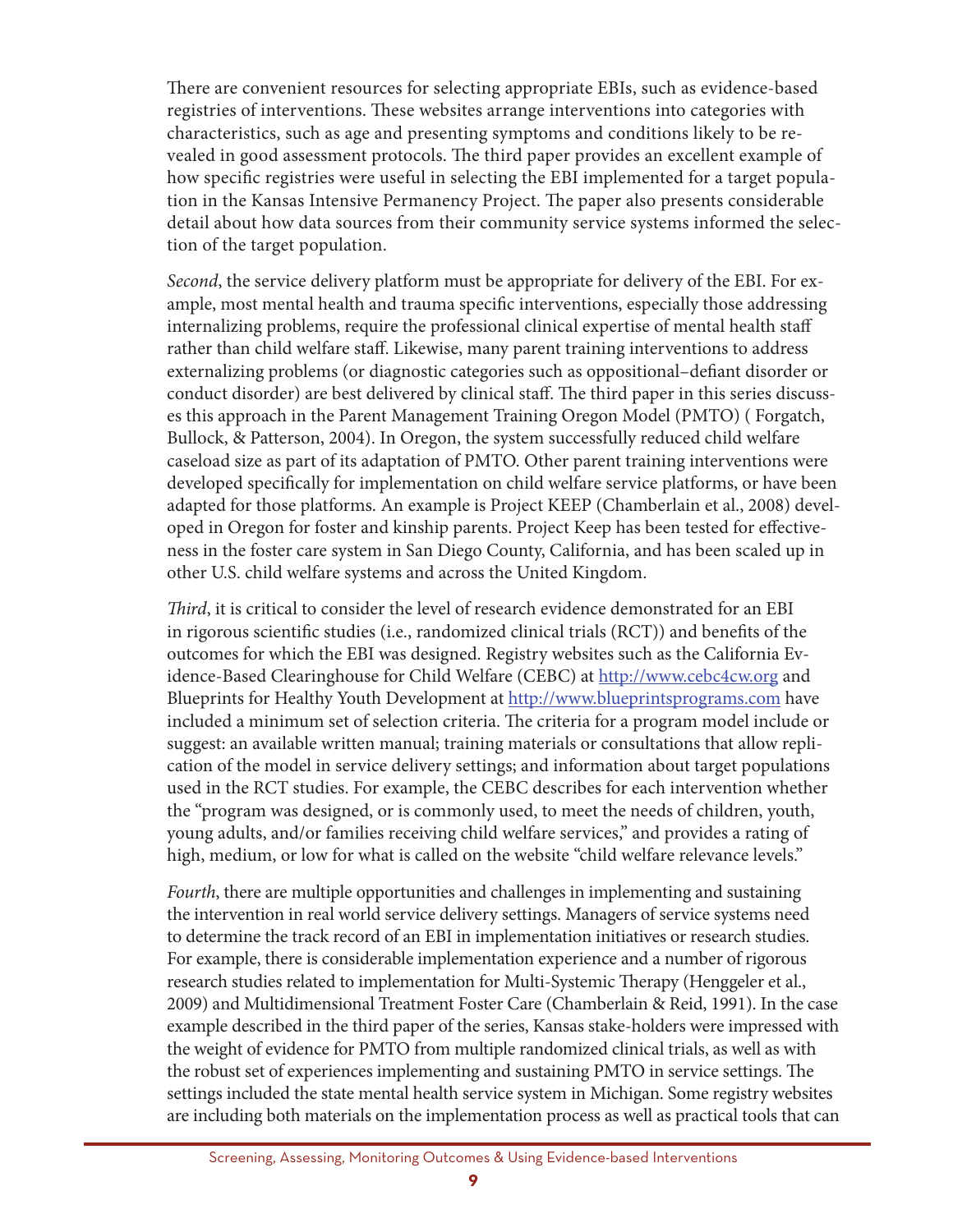There are convenient resources for selecting appropriate EBIs, such as evidence-based registries of interventions. These websites arrange interventions into categories with characteristics, such as age and presenting symptoms and conditions likely to be revealed in good assessment protocols. The third paper provides an excellent example of how specific registries were useful in selecting the EBI implemented for a target population in the Kansas Intensive Permanency Project. The paper also presents considerable detail about how data sources from their community service systems informed the selection of the target population.

*Second*, the service delivery platform must be appropriate for delivery of the EBI. For example, most mental health and trauma specific interventions, especially those addressing internalizing problems, require the professional clinical expertise of mental health staff rather than child welfare staff. Likewise, many parent training interventions to address externalizing problems (or diagnostic categories such as oppositional–defiant disorder or conduct disorder) are best delivered by clinical staff. The third paper in this series discusses this approach in the Parent Management Training Oregon Model (PMTO) ( Forgatch, Bullock, & Patterson, 2004). In Oregon, the system successfully reduced child welfare caseload size as part of its adaptation of PMTO. Other parent training interventions were developed specifically for implementation on child welfare service platforms, or have been adapted for those platforms. An example is Project KEEP (Chamberlain et al., 2008) developed in Oregon for foster and kinship parents. Project Keep has been tested for effectiveness in the foster care system in San Diego County, California, and has been scaled up in other U.S. child welfare systems and across the United Kingdom.

*Third*, it is critical to consider the level of research evidence demonstrated for an EBI in rigorous scientific studies (i.e., randomized clinical trials (RCT)) and benefits of the outcomes for which the EBI was designed. Registry websites such as the California Evidence-Based Clearinghouse for Child Welfare (CEBC) at http://www.cebc4cw.org and Blueprints for Healthy Youth Development at http://www.blueprintsprograms.com have included a minimum set of selection criteria. The criteria for a program model include or suggest: an available written manual; training materials or consultations that allow replication of the model in service delivery settings; and information about target populations used in the RCT studies. For example, the CEBC describes for each intervention whether the "program was designed, or is commonly used, to meet the needs of children, youth, young adults, and/or families receiving child welfare services," and provides a rating of high, medium, or low for what is called on the website "child welfare relevance levels."

*Fourth*, there are multiple opportunities and challenges in implementing and sustaining the intervention in real world service delivery settings. Managers of service systems need to determine the track record of an EBI in implementation initiatives or research studies. For example, there is considerable implementation experience and a number of rigorous research studies related to implementation for Multi-Systemic Therapy (Henggeler et al., 2009) and Multidimensional Treatment Foster Care (Chamberlain & Reid, 1991). In the case example described in the third paper of the series, Kansas stake-holders were impressed with the weight of evidence for PMTO from multiple randomized clinical trials, as well as with the robust set of experiences implementing and sustaining PMTO in service settings. The settings included the state mental health service system in Michigan. Some registry websites are including both materials on the implementation process as well as practical tools that can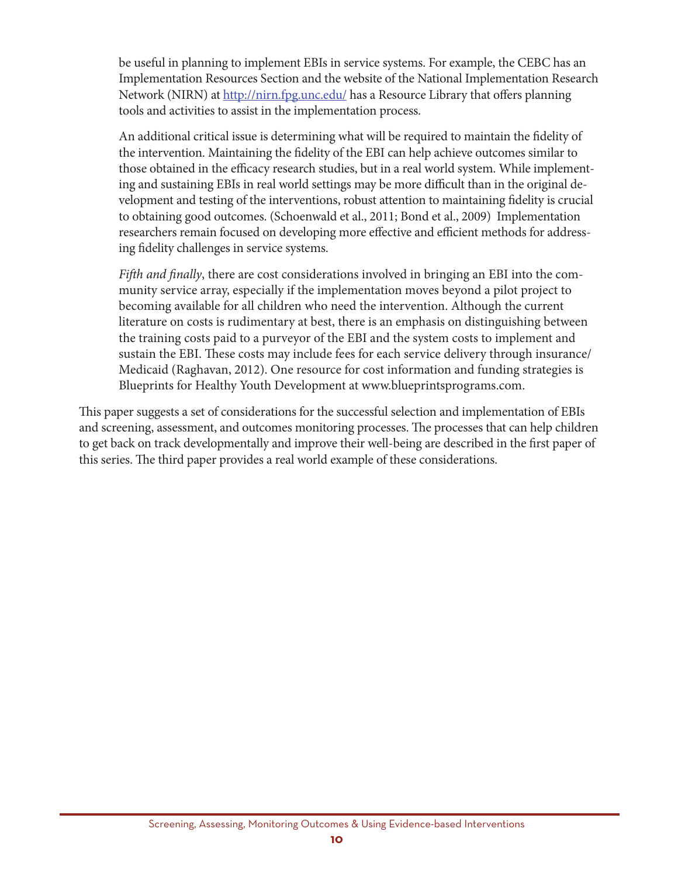be useful in planning to implement EBIs in service systems. For example, the CEBC has an Implementation Resources Section and the website of the National Implementation Research Network (NIRN) at http://nirn.fpg.unc.edu/ has a Resource Library that offers planning tools and activities to assist in the implementation process.

An additional critical issue is determining what will be required to maintain the fidelity of the intervention. Maintaining the fidelity of the EBI can help achieve outcomes similar to those obtained in the efficacy research studies, but in a real world system. While implementing and sustaining EBIs in real world settings may be more difficult than in the original development and testing of the interventions, robust attention to maintaining fidelity is crucial to obtaining good outcomes. (Schoenwald et al., 2011; Bond et al., 2009) Implementation researchers remain focused on developing more effective and efficient methods for addressing fidelity challenges in service systems.

*Fifth and finally*, there are cost considerations involved in bringing an EBI into the community service array, especially if the implementation moves beyond a pilot project to becoming available for all children who need the intervention. Although the current literature on costs is rudimentary at best, there is an emphasis on distinguishing between the training costs paid to a purveyor of the EBI and the system costs to implement and sustain the EBI. These costs may include fees for each service delivery through insurance/Medicaid (Raghavan, 2012). One resource for cost information and funding strategies is Blueprints for Healthy Youth Development at www.blueprintsprograms.com.

This paper suggests a set of considerations for the successful selection and implementation of EBIs and screening, assessment, and outcomes monitoring processes. The processes that can help children to get back on track developmentally and improve their well-being are described in the first paper of this series. The third paper provides a real world example of these considerations.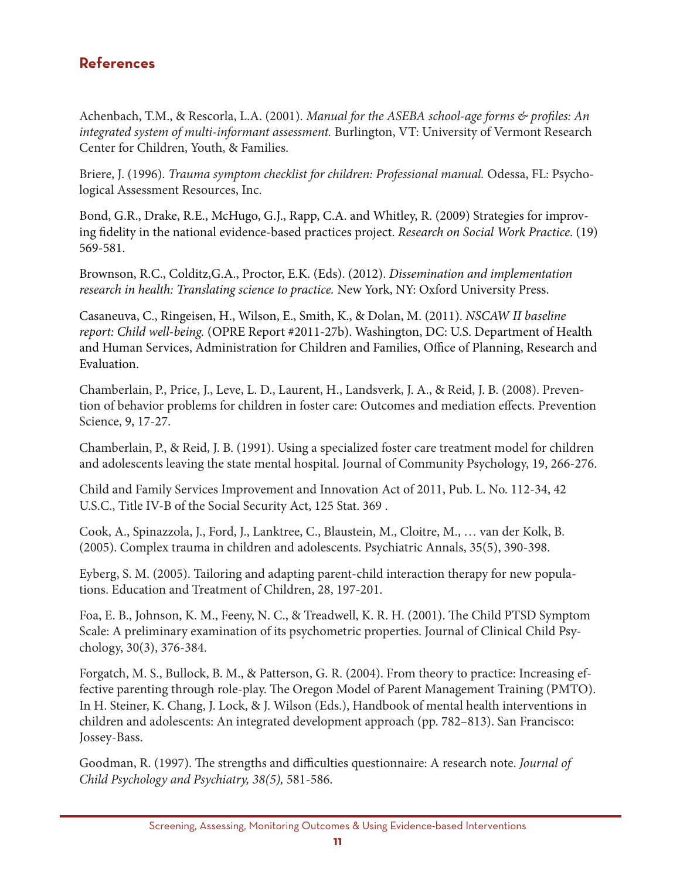## References

Achenbach, T.M., & Rescorla, L.A. (2001). *Manual for the ASEBA school-age forms & profiles: An integrated system of multi-informant assessment.* Burlington, VT: University of Vermont Research Center for Children, Youth, & Families.

Briere, J. (1996). *Trauma symptom checklist for children: Professional manual.* Odessa, FL: Psychological Assessment Resources, Inc.

Bond, G.R., Drake, R.E., McHugo, G.J., Rapp, C.A. and Whitley, R. (2009) Strategies for improving fidelity in the national evidence-based practices project. *Research on Social Work Practice.* (19) 569-581.

Brownson, R.C., Colditz,G.A., Proctor, E.K. (Eds). (2012). *Dissemination and implementation research in health: Translating science to practice.* New York, NY: Oxford University Press.

Casaneuva, C., Ringeisen, H., Wilson, E., Smith, K., & Dolan, M. (2011). *NSCAW II baseline report: Child well-being.* (OPRE Report #2011-27b). Washington, DC: U.S. Department of Health and Human Services, Administration for Children and Families, Office of Planning, Research and Evaluation.

Chamberlain, P., Price, J., Leve, L. D., Laurent, H., Landsverk, J. A., & Reid, J. B. (2008). Prevention of behavior problems for children in foster care: Outcomes and mediation effects. Prevention Science, 9, 17-27.

Chamberlain, P., & Reid, J. B. (1991). Using a specialized foster care treatment model for children and adolescents leaving the state mental hospital. Journal of Community Psychology, 19, 266-276.

Child and Family Services Improvement and Innovation Act of 2011, Pub. L. No. 112-34, 42 U.S.C., Title IV-B of the Social Security Act, 125 Stat. 369 .

Cook, A., Spinazzola, J., Ford, J., Lanktree, C., Blaustein, M., Cloitre, M., … van der Kolk, B. (2005). Complex trauma in children and adolescents. Psychiatric Annals, 35(5), 390-398.

Eyberg, S. M. (2005). Tailoring and adapting parent-child interaction therapy for new populations. Education and Treatment of Children, 28, 197-201.

Foa, E. B., Johnson, K. M., Feeny, N. C., & Treadwell, K. R. H. (2001). The Child PTSD Symptom Scale: A preliminary examination of its psychometric properties. Journal of Clinical Child Psychology, 30(3), 376-384.

Forgatch, M. S., Bullock, B. M., & Patterson, G. R. (2004). From theory to practice: Increasing effective parenting through role-play. The Oregon Model of Parent Management Training (PMTO). In H. Steiner, K. Chang, J. Lock, & J. Wilson (Eds.), Handbook of mental health interventions in children and adolescents: An integrated development approach (pp. 782–813). San Francisco: Jossey-Bass.

Goodman, R. (1997). The strengths and difficulties questionnaire: A research note. *Journal of Child Psychology and Psychiatry, 38(5),* 581-586.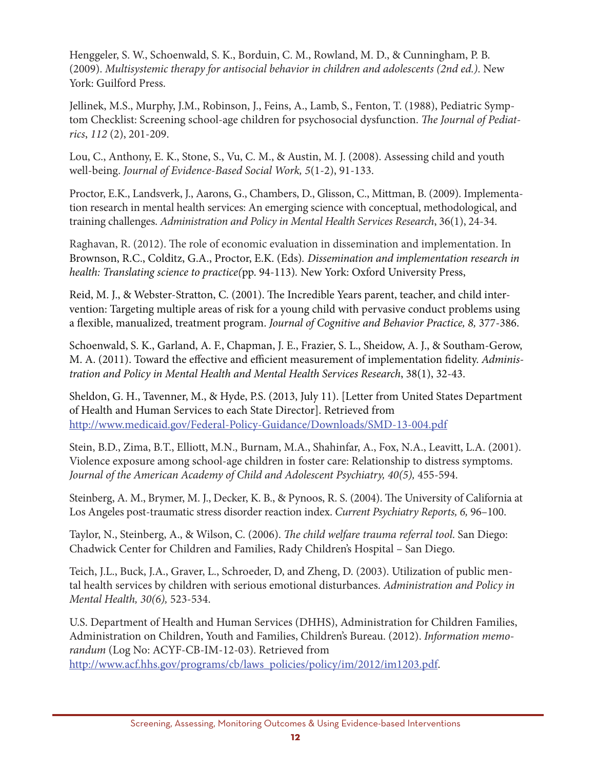Henggeler, S. W., Schoenwald, S. K., Borduin, C. M., Rowland, M. D., & Cunningham, P. B. (2009). *Multisystemic therapy for antisocial behavior in children and adolescents (2nd ed.)*. New York: Guilford Press.

Jellinek, M.S., Murphy, J.M., Robinson, J., Feins, A., Lamb, S., Fenton, T. (1988), Pediatric Symptom Checklist: Screening school-age children for psychosocial dysfunction. *The Journal of Pediatrics*, *112* (2), 201-209.

Lou, C., Anthony, E. K., Stone, S., Vu, C. M., & Austin, M. J. (2008). Assessing child and youth well-being. *Journal of Evidence-Based Social Work, 5*(1-2), 91-133.

Proctor, E.K., Landsverk, J., Aarons, G., Chambers, D., Glisson, C., Mittman, B. (2009). Implementation research in mental health services: An emerging science with conceptual, methodological, and training challenges. *Administration and Policy in Mental Health Services Research*, 36(1), 24-34.

Raghavan, R. (2012). The role of economic evaluation in dissemination and implementation. In Brownson, R.C., Colditz, G.A., Proctor, E.K. (Eds). *Dissemination and implementation research in health: Translating science to practice(*pp. 94-113). New York: Oxford University Press,

Reid, M. J., & Webster-Stratton, C. (2001). The Incredible Years parent, teacher, and child intervention: Targeting multiple areas of risk for a young child with pervasive conduct problems using a flexible, manualized, treatment program. *Journal of Cognitive and Behavior Practice, 8,* 377-386.

Schoenwald, S. K., Garland, A. F., Chapman, J. E., Frazier, S. L., Sheidow, A. J., & Southam-Gerow, M. A. (2011). Toward the effective and efficient measurement of implementation fidelity. *Administration and Policy in Mental Health and Mental Health Services Research*, 38(1), 32-43.

Sheldon, G. H., Tavenner, M., & Hyde, P.S. (2013, July 11). [Letter from United States Department of Health and Human Services to each State Director]. Retrieved from http://www.medicaid.gov/Federal-Policy-Guidance/Downloads/SMD-13-004.pdf

Stein, B.D., Zima, B.T., Elliott, M.N., Burnam, M.A., Shahinfar, A., Fox, N.A., Leavitt, L.A. (2001). Violence exposure among school-age children in foster care: Relationship to distress symptoms. *Journal of the American Academy of Child and Adolescent Psychiatry, 40(5),* 455-594.

Steinberg, A. M., Brymer, M. J., Decker, K. B., & Pynoos, R. S. (2004). The University of California at Los Angeles post-traumatic stress disorder reaction index. *Current Psychiatry Reports, 6,* 96–100.

Taylor, N., Steinberg, A., & Wilson, C. (2006). *The child welfare trauma referral tool*. San Diego: Chadwick Center for Children and Families, Rady Children's Hospital – San Diego.

Teich, J.L., Buck, J.A., Graver, L., Schroeder, D, and Zheng, D. (2003). Utilization of public mental health services by children with serious emotional disturbances. *Administration and Policy in Mental Health, 30(6),* 523-534.

U.S. Department of Health and Human Services (DHHS), Administration for Children Families, Administration on Children, Youth and Families, Children's Bureau. (2012). *Information memorandum* (Log No: ACYF-CB-IM-12-03). Retrieved from http://www.acf.hhs.gov/programs/cb/laws_policies/policy/im/2012/im1203.pdf.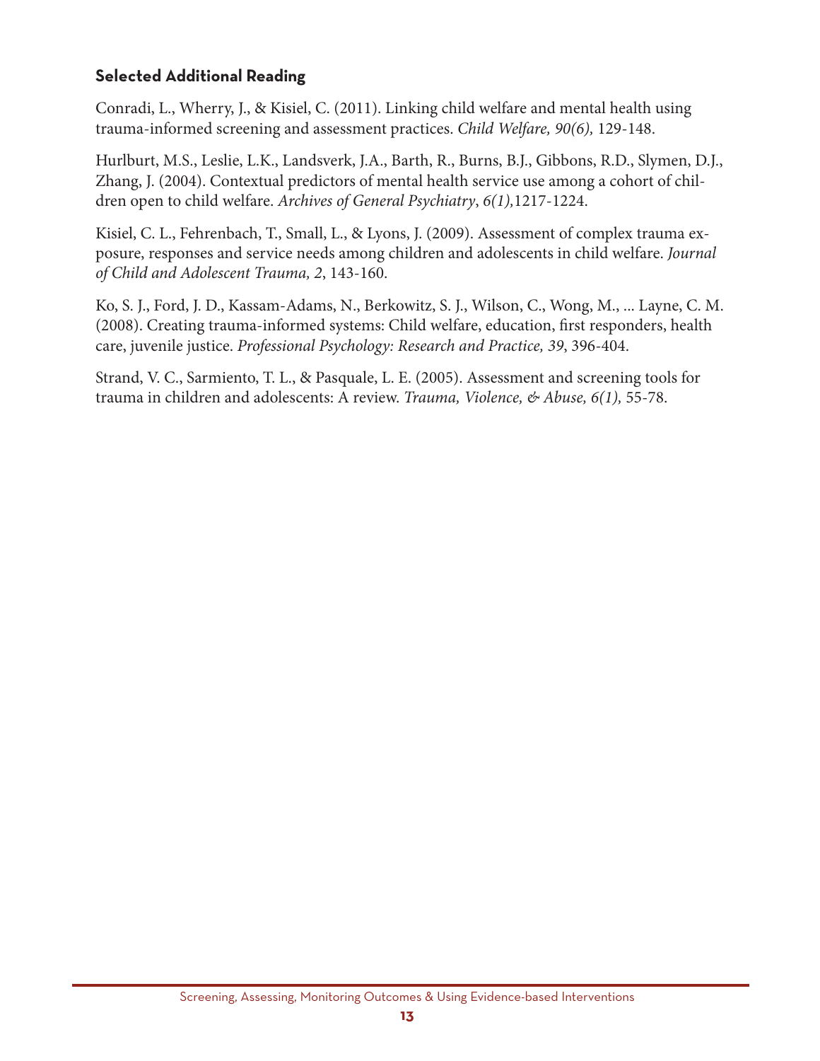### Selected Additional Reading

Conradi, L., Wherry, J., & Kisiel, C. (2011). Linking child welfare and mental health using trauma-informed screening and assessment practices. *Child Welfare, 90(6),* 129-148.

Hurlburt, M.S., Leslie, L.K., Landsverk, J.A., Barth, R., Burns, B.J., Gibbons, R.D., Slymen, D.J., Zhang, J. (2004). Contextual predictors of mental health service use among a cohort of children open to child welfare. *Archives of General Psychiatry*, *6(1),*1217-1224.

Kisiel, C. L., Fehrenbach, T., Small, L., & Lyons, J. (2009). Assessment of complex trauma exposure, responses and service needs among children and adolescents in child welfare. *Journal of Child and Adolescent Trauma, 2*, 143-160.

Ko, S. J., Ford, J. D., Kassam-Adams, N., Berkowitz, S. J., Wilson, C., Wong, M., ... Layne, C. M. (2008). Creating trauma-informed systems: Child welfare, education, first responders, health care, juvenile justice. *Professional Psychology: Research and Practice, 39*, 396-404.

Strand, V. C., Sarmiento, T. L., & Pasquale, L. E. (2005). Assessment and screening tools for trauma in children and adolescents: A review. *Trauma, Violence, & Abuse, 6(1),* 55-78.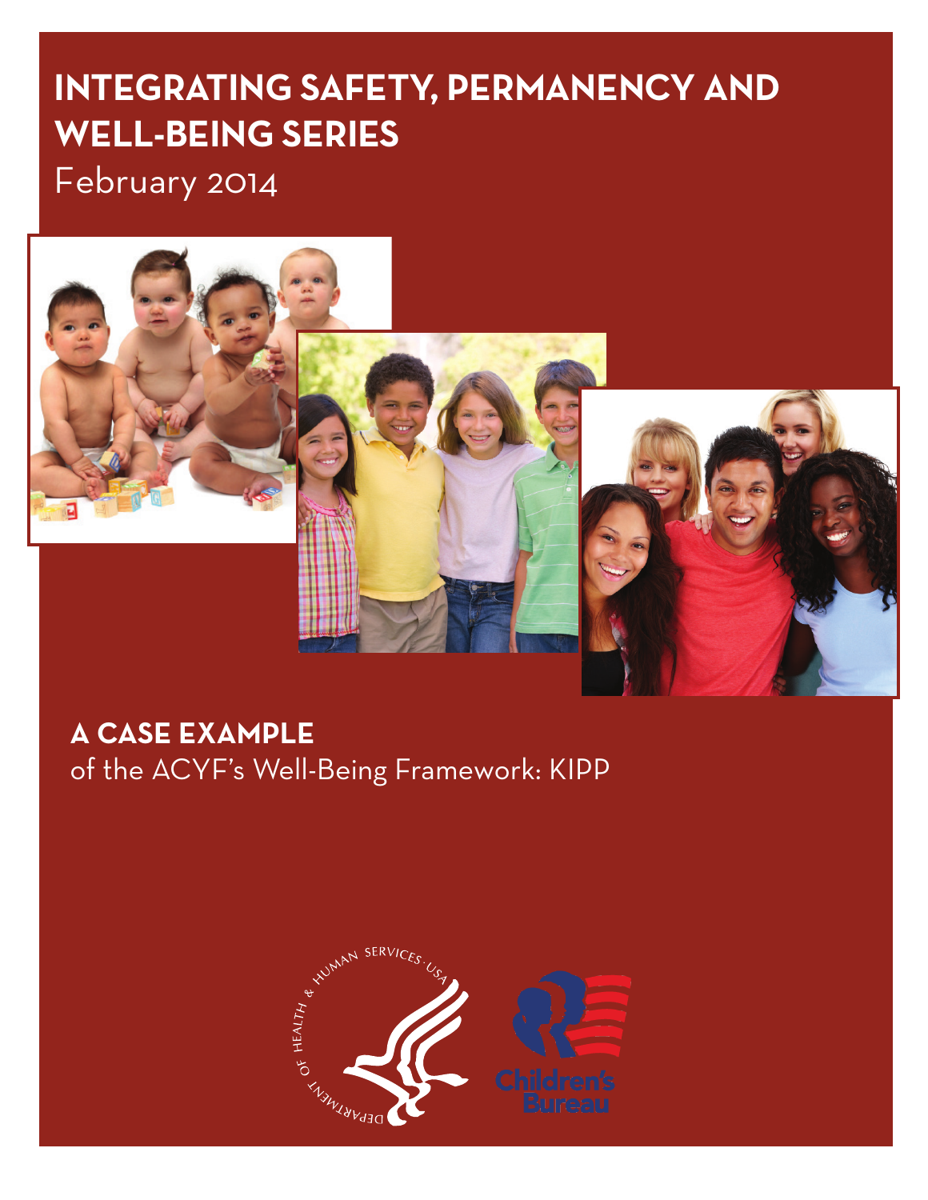# INTEGRATING SAFETY, PERMANENCY AND WELL-BEING SERIES

February 2014

## A CASE EXAMPLE

of the ACYF's Well-Being Framework: KIPP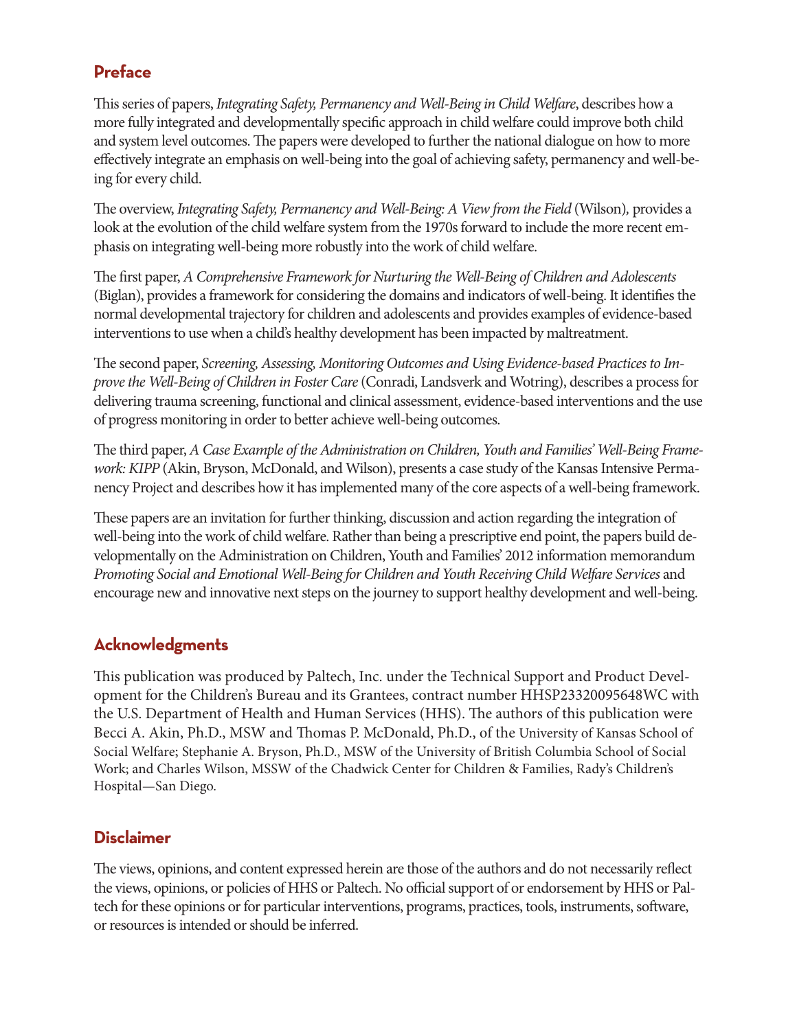## Preface

This series of papers, *Integrating Safety, Permanency and Well-Being in Child Welfare*, describes how a more fully integrated and developmentally specific approach in child welfare could improve both child and system level outcomes. The papers were developed to further the national dialogue on how to more effectively integrate an emphasis on well-being into the goal of achieving safety, permanency and well-being for every child.

The overview, *Integrating Safety, Permanency and Well-Being: A View from the Field* (Wilson), provides a look at the evolution of the child welfare system from the 1970s forward to include the more recent emphasis on integrating well-being more robustly into the work of child welfare.

The first paper, *A Comprehensive Framework for Nurturing the Well-Being of Children and Adolescents* (Biglan), provides a framework for considering the domains and indicators of well-being. It identifies the normal developmental trajectory for children and adolescents and provides examples of evidence-based interventions to use when a child's healthy development has been impacted by maltreatment.

The second paper, *Screening, Assessing, Monitoring Outcomes and Using Evidence-based Practices to Improve the Well-Being of Children in Foster Care* (Conradi, Landsverk and Wotring), describes a process for delivering trauma screening, functional and clinical assessment, evidence-based interventions and the use of progress monitoring in order to better achieve well-being outcomes.

The third paper, *A Case Example of the Administration on Children, Youth and Families' Well-Being Framework: KIPP* (Akin, Bryson, McDonald, and Wilson), presents a case study of the Kansas Intensive Permanency Project and describes how it has implemented many of the core aspects of a well-being framework.

These papers are an invitation for further thinking, discussion and action regarding the integration of well-being into the work of child welfare. Rather than being a prescriptive end point, the papers build developmentally on the Administration on Children, Youth and Families' 2012 information memorandum *Promoting Social and Emotional Well-Being for Children and Youth Receiving Child Welfare Services* and encourage new and innovative next steps on the journey to support healthy development and well-being.

## Acknowledgments

This publication was produced by Paltech, Inc. under the Technical Support and Product Development for the Children's Bureau and its Grantees, contract number HHSP23320095648WC with the U.S. Department of Health and Human Services (HHS). The authors of this publication were Becci A. Akin, Ph.D., MSW and Thomas P. McDonald, Ph.D., of the University of Kansas School of Social Welfare; Stephanie A. Bryson, Ph.D., MSW of the University of British Columbia School of Social Work; and Charles Wilson, MSSW of the Chadwick Center for Children & Families, Rady's Children's Hospital—San Diego.

## Disclaimer

The views, opinions, and content expressed herein are those of the authors and do not necessarily reflect the views, opinions, or policies of HHS or Paltech. No official support of or endorsement by HHS or Paltech for these opinions or for particular interventions, programs, practices, tools, instruments, software, or resources is intended or should be inferred.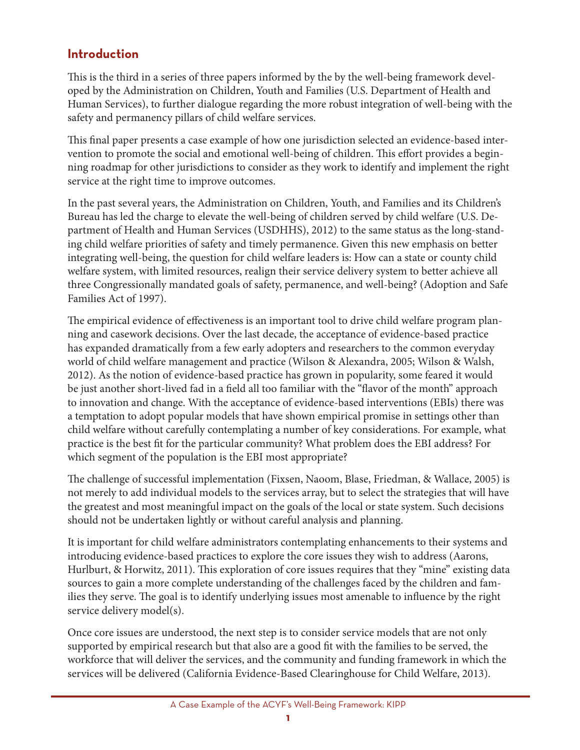## Introduction

This is the third in a series of three papers informed by the by the well-being framework developed by the Administration on Children, Youth and Families (U.S. Department of Health and Human Services), to further dialogue regarding the more robust integration of well-being with the safety and permanency pillars of child welfare services.

This final paper presents a case example of how one jurisdiction selected an evidence-based intervention to promote the social and emotional well-being of children. This effort provides a beginning roadmap for other jurisdictions to consider as they work to identify and implement the right service at the right time to improve outcomes.

In the past several years, the Administration on Children, Youth, and Families and its Children's Bureau has led the charge to elevate the well-being of children served by child welfare (U.S. Department of Health and Human Services (USDHHS), 2012) to the same status as the long-standing child welfare priorities of safety and timely permanence. Given this new emphasis on better integrating well-being, the question for child welfare leaders is: How can a state or county child welfare system, with limited resources, realign their service delivery system to better achieve all three Congressionally mandated goals of safety, permanence, and well-being? (Adoption and Safe Families Act of 1997).

The empirical evidence of effectiveness is an important tool to drive child welfare program planning and casework decisions. Over the last decade, the acceptance of evidence-based practice has expanded dramatically from a few early adopters and researchers to the common everyday world of child welfare management and practice (Wilson & Alexandra, 2005; Wilson & Walsh, 2012). As the notion of evidence-based practice has grown in popularity, some feared it would be just another short-lived fad in a field all too familiar with the "flavor of the month" approach to innovation and change. With the acceptance of evidence-based interventions (EBIs) there was a temptation to adopt popular models that have shown empirical promise in settings other than child welfare without carefully contemplating a number of key considerations. For example, what practice is the best fit for the particular community? What problem does the EBI address? For which segment of the population is the EBI most appropriate?

The challenge of successful implementation (Fixsen, Naoom, Blase, Friedman, & Wallace, 2005) is not merely to add individual models to the services array, but to select the strategies that will have the greatest and most meaningful impact on the goals of the local or state system. Such decisions should not be undertaken lightly or without careful analysis and planning.

It is important for child welfare administrators contemplating enhancements to their systems and introducing evidence-based practices to explore the core issues they wish to address (Aarons, Hurlburt, & Horwitz, 2011). This exploration of core issues requires that they "mine" existing data sources to gain a more complete understanding of the challenges faced by the children and families they serve. The goal is to identify underlying issues most amenable to influence by the right service delivery model(s).

Once core issues are understood, the next step is to consider service models that are not only supported by empirical research but that also are a good fit with the families to be served, the workforce that will deliver the services, and the community and funding framework in which the services will be delivered (California Evidence-Based Clearinghouse for Child Welfare, 2013).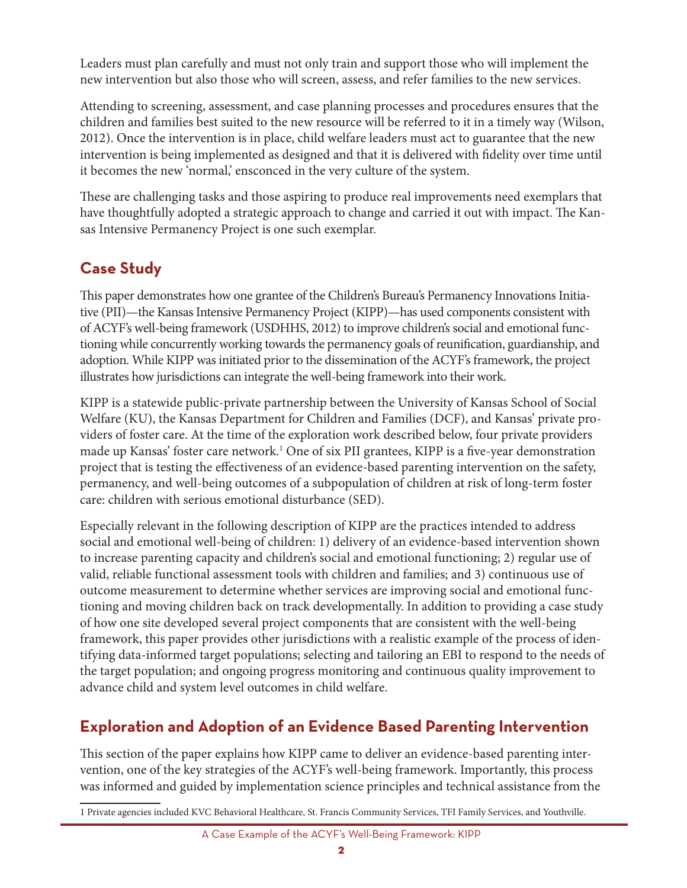Leaders must plan carefully and must not only train and support those who will implement the new intervention but also those who will screen, assess, and refer families to the new services.

Attending to screening, assessment, and case planning processes and procedures ensures that the children and families best suited to the new resource will be referred to it in a timely way (Wilson, 2012). Once the intervention is in place, child welfare leaders must act to guarantee that the new intervention is being implemented as designed and that it is delivered with fidelity over time until it becomes the new 'normal,' ensconced in the very culture of the system.

These are challenging tasks and those aspiring to produce real improvements need exemplars that have thoughtfully adopted a strategic approach to change and carried it out with impact. The Kansas Intensive Permanency Project is one such exemplar.

## Case Study

This paper demonstrates how one grantee of the Children's Bureau's Permanency Innovations Initiative (PII)—the Kansas Intensive Permanency Project (KIPP)—has used components consistent with of ACYF's well-being framework (USDHHS, 2012) to improve children's social and emotional functioning while concurrently working towards the permanency goals of reunification, guardianship, and adoption. While KIPP was initiated prior to the dissemination of the ACYF's framework, the project illustrates how jurisdictions can integrate the well-being framework into their work.

KIPP is a statewide public-private partnership between the University of Kansas School of Social Welfare (KU), the Kansas Department for Children and Families (DCF), and Kansas' private providers of foster care. At the time of the exploration work described below, four private providers made up Kansas' foster care network.[1] One of six PII grantees, KIPP is a five-year demonstration project that is testing the effectiveness of an evidence-based parenting intervention on the safety, permanency, and well-being outcomes of a subpopulation of children at risk of long-term foster care: children with serious emotional disturbance (SED).

Especially relevant in the following description of KIPP are the practices intended to address social and emotional well-being of children: 1) delivery of an evidence-based intervention shown to increase parenting capacity and children's social and emotional functioning; 2) regular use of valid, reliable functional assessment tools with children and families; and 3) continuous use of outcome measurement to determine whether services are improving social and emotional functioning and moving children back on track developmentally. In addition to providing a case study of how one site developed several project components that are consistent with the well-being framework, this paper provides other jurisdictions with a realistic example of the process of identifying data-informed target populations; selecting and tailoring an EBI to respond to the needs of the target population; and ongoing progress monitoring and continuous quality improvement to advance child and system level outcomes in child welfare.

## Exploration and Adoption of an Evidence Based Parenting Intervention

This section of the paper explains how KIPP came to deliver an evidence-based parenting intervention, one of the key strategies of the ACYF's well-being framework. Importantly, this process was informed and guided by implementation science principles and technical assistance from the

---

[1] Private agencies included KVC Behavioral Healthcare, St. Francis Community Services, TFI Family Services, and Youthville.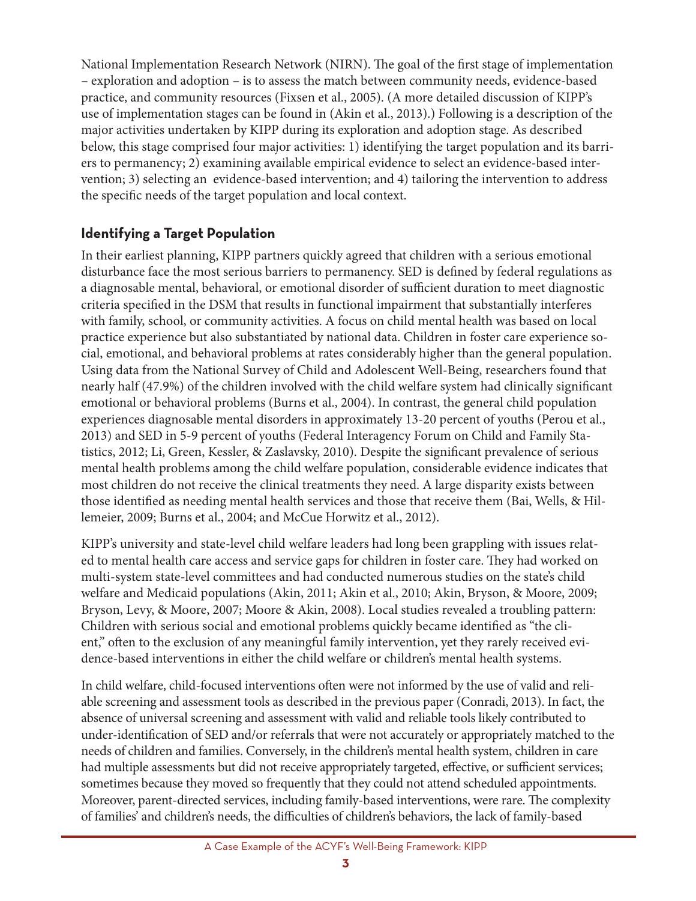National Implementation Research Network (NIRN). The goal of the first stage of implementation – exploration and adoption – is to assess the match between community needs, evidence-based practice, and community resources (Fixsen et al., 2005). (A more detailed discussion of KIPP's use of implementation stages can be found in (Akin et al., 2013).) Following is a description of the major activities undertaken by KIPP during its exploration and adoption stage. As described below, this stage comprised four major activities: 1) identifying the target population and its barriers to permanency; 2) examining available empirical evidence to select an evidence-based intervention; 3) selecting an evidence-based intervention; and 4) tailoring the intervention to address the specific needs of the target population and local context.

## Identifying a Target Population

In their earliest planning, KIPP partners quickly agreed that children with a serious emotional disturbance face the most serious barriers to permanency. SED is defined by federal regulations as a diagnosable mental, behavioral, or emotional disorder of sufficient duration to meet diagnostic criteria specified in the DSM that results in functional impairment that substantially interferes with family, school, or community activities. A focus on child mental health was based on local practice experience but also substantiated by national data. Children in foster care experience social, emotional, and behavioral problems at rates considerably higher than the general population. Using data from the National Survey of Child and Adolescent Well-Being, researchers found that nearly half (47.9%) of the children involved with the child welfare system had clinically significant emotional or behavioral problems (Burns et al., 2004). In contrast, the general child population experiences diagnosable mental disorders in approximately 13-20 percent of youths (Perou et al., 2013) and SED in 5-9 percent of youths (Federal Interagency Forum on Child and Family Statistics, 2012; Li, Green, Kessler, & Zaslavsky, 2010). Despite the significant prevalence of serious mental health problems among the child welfare population, considerable evidence indicates that most children do not receive the clinical treatments they need. A large disparity exists between those identified as needing mental health services and those that receive them (Bai, Wells, & Hillemeier, 2009; Burns et al., 2004; and McCue Horwitz et al., 2012).

KIPP's university and state-level child welfare leaders had long been grappling with issues related to mental health care access and service gaps for children in foster care. They had worked on multi-system state-level committees and had conducted numerous studies on the state's child welfare and Medicaid populations (Akin, 2011; Akin et al., 2010; Akin, Bryson, & Moore, 2009; Bryson, Levy, & Moore, 2007; Moore & Akin, 2008). Local studies revealed a troubling pattern: Children with serious social and emotional problems quickly became identified as "the client," often to the exclusion of any meaningful family intervention, yet they rarely received evidence-based interventions in either the child welfare or children's mental health systems.

In child welfare, child-focused interventions often were not informed by the use of valid and reliable screening and assessment tools as described in the previous paper (Conradi, 2013). In fact, the absence of universal screening and assessment with valid and reliable tools likely contributed to under-identification of SED and/or referrals that were not accurately or appropriately matched to the needs of children and families. Conversely, in the children's mental health system, children in care had multiple assessments but did not receive appropriately targeted, effective, or sufficient services; sometimes because they moved so frequently that they could not attend scheduled appointments. Moreover, parent-directed services, including family-based interventions, were rare. The complexity of families' and children's needs, the difficulties of children's behaviors, the lack of family-based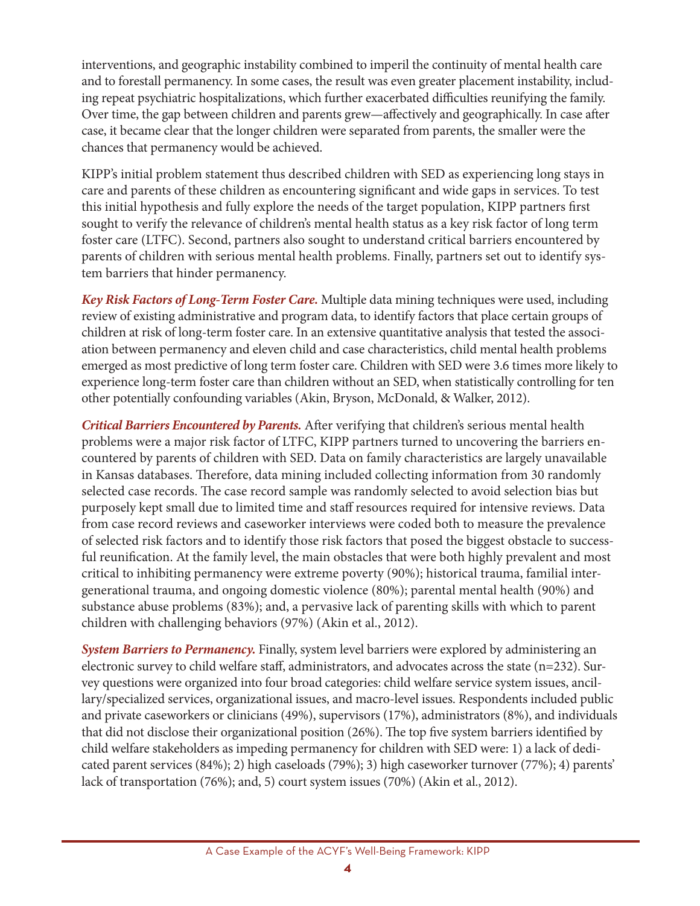interventions, and geographic instability combined to imperil the continuity of mental health care and to forestall permanency. In some cases, the result was even greater placement instability, including repeat psychiatric hospitalizations, which further exacerbated difficulties reunifying the family. Over time, the gap between children and parents grew—affectively and geographically. In case after case, it became clear that the longer children were separated from parents, the smaller were the chances that permanency would be achieved.

KIPP's initial problem statement thus described children with SED as experiencing long stays in care and parents of these children as encountering significant and wide gaps in services. To test this initial hypothesis and fully explore the needs of the target population, KIPP partners first sought to verify the relevance of children's mental health status as a key risk factor of long term foster care (LTFC). Second, partners also sought to understand critical barriers encountered by parents of children with serious mental health problems. Finally, partners set out to identify system barriers that hinder permanency.

***Key Risk Factors of Long-Term Foster Care.*** Multiple data mining techniques were used, including review of existing administrative and program data, to identify factors that place certain groups of children at risk of long-term foster care. In an extensive quantitative analysis that tested the association between permanency and eleven child and case characteristics, child mental health problems emerged as most predictive of long term foster care. Children with SED were 3.6 times more likely to experience long-term foster care than children without an SED, when statistically controlling for ten other potentially confounding variables (Akin, Bryson, McDonald, & Walker, 2012).

***Critical Barriers Encountered by Parents.*** After verifying that children's serious mental health problems were a major risk factor of LTFC, KIPP partners turned to uncovering the barriers encountered by parents of children with SED. Data on family characteristics are largely unavailable in Kansas databases. Therefore, data mining included collecting information from 30 randomly selected case records. The case record sample was randomly selected to avoid selection bias but purposely kept small due to limited time and staff resources required for intensive reviews. Data from case record reviews and caseworker interviews were coded both to measure the prevalence of selected risk factors and to identify those risk factors that posed the biggest obstacle to successful reunification. At the family level, the main obstacles that were both highly prevalent and most critical to inhibiting permanency were extreme poverty (90%); historical trauma, familial intergenerational trauma, and ongoing domestic violence (80%); parental mental health (90%) and substance abuse problems (83%); and, a pervasive lack of parenting skills with which to parent children with challenging behaviors (97%) (Akin et al., 2012).

***System Barriers to Permanency.*** Finally, system level barriers were explored by administering an electronic survey to child welfare staff, administrators, and advocates across the state (n=232). Survey questions were organized into four broad categories: child welfare service system issues, ancillary/specialized services, organizational issues, and macro-level issues. Respondents included public and private caseworkers or clinicians (49%), supervisors (17%), administrators (8%), and individuals that did not disclose their organizational position (26%). The top five system barriers identified by child welfare stakeholders as impeding permanency for children with SED were: 1) a lack of dedicated parent services (84%); 2) high caseloads (79%); 3) high caseworker turnover (77%); 4) parents' lack of transportation (76%); and, 5) court system issues (70%) (Akin et al., 2012).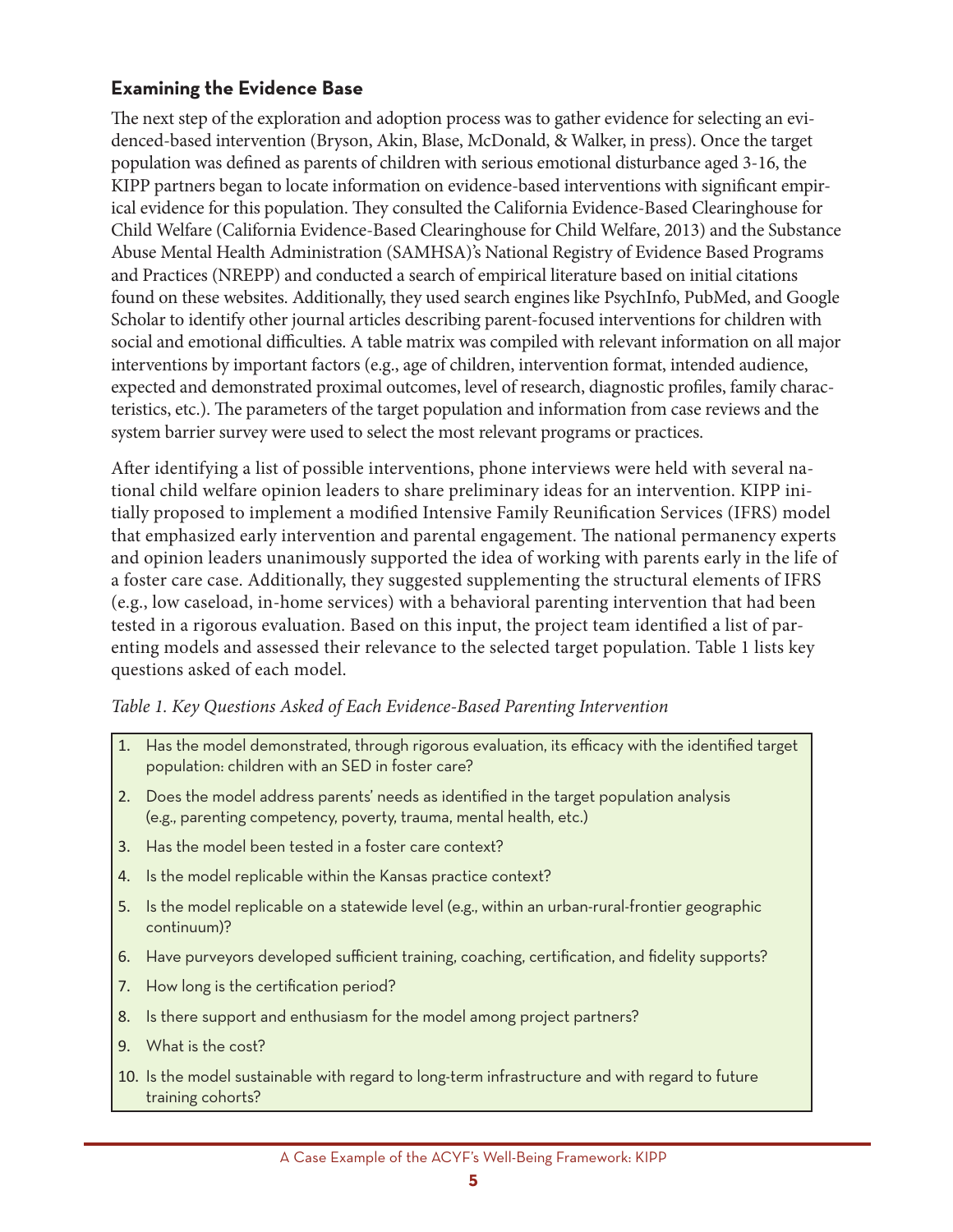## Examining the Evidence Base

The next step of the exploration and adoption process was to gather evidence for selecting an evidenced-based intervention (Bryson, Akin, Blase, McDonald, & Walker, in press). Once the target population was defined as parents of children with serious emotional disturbance aged 3-16, the KIPP partners began to locate information on evidence-based interventions with significant empirical evidence for this population. They consulted the California Evidence-Based Clearinghouse for Child Welfare (California Evidence-Based Clearinghouse for Child Welfare, 2013) and the Substance Abuse Mental Health Administration (SAMHSA)'s National Registry of Evidence Based Programs and Practices (NREPP) and conducted a search of empirical literature based on initial citations found on these websites. Additionally, they used search engines like PsychInfo, PubMed, and Google Scholar to identify other journal articles describing parent-focused interventions for children with social and emotional difficulties. A table matrix was compiled with relevant information on all major interventions by important factors (e.g., age of children, intervention format, intended audience, expected and demonstrated proximal outcomes, level of research, diagnostic profiles, family characteristics, etc.). The parameters of the target population and information from case reviews and the system barrier survey were used to select the most relevant programs or practices.

After identifying a list of possible interventions, phone interviews were held with several national child welfare opinion leaders to share preliminary ideas for an intervention. KIPP initially proposed to implement a modified Intensive Family Reunification Services (IFRS) model that emphasized early intervention and parental engagement. The national permanency experts and opinion leaders unanimously supported the idea of working with parents early in the life of a foster care case. Additionally, they suggested supplementing the structural elements of IFRS (e.g., low caseload, in-home services) with a behavioral parenting intervention that had been tested in a rigorous evaluation. Based on this input, the project team identified a list of parenting models and assessed their relevance to the selected target population. Table 1 lists key questions asked of each model.

*Table 1. Key Questions Asked of Each Evidence-Based Parenting Intervention*

1. Has the model demonstrated, through rigorous evaluation, its efficacy with the identified target population: children with an SED in foster care?
2. Does the model address parents' needs as identified in the target population analysis (e.g., parenting competency, poverty, trauma, mental health, etc.)
3. Has the model been tested in a foster care context?
4. Is the model replicable within the Kansas practice context?
5. Is the model replicable on a statewide level (e.g., within an urban-rural-frontier geographic continuum)?
6. Have purveyors developed sufficient training, coaching, certification, and fidelity supports?
7. How long is the certification period?
8. Is there support and enthusiasm for the model among project partners?
9. What is the cost?
10. Is the model sustainable with regard to long-term infrastructure and with regard to future training cohorts?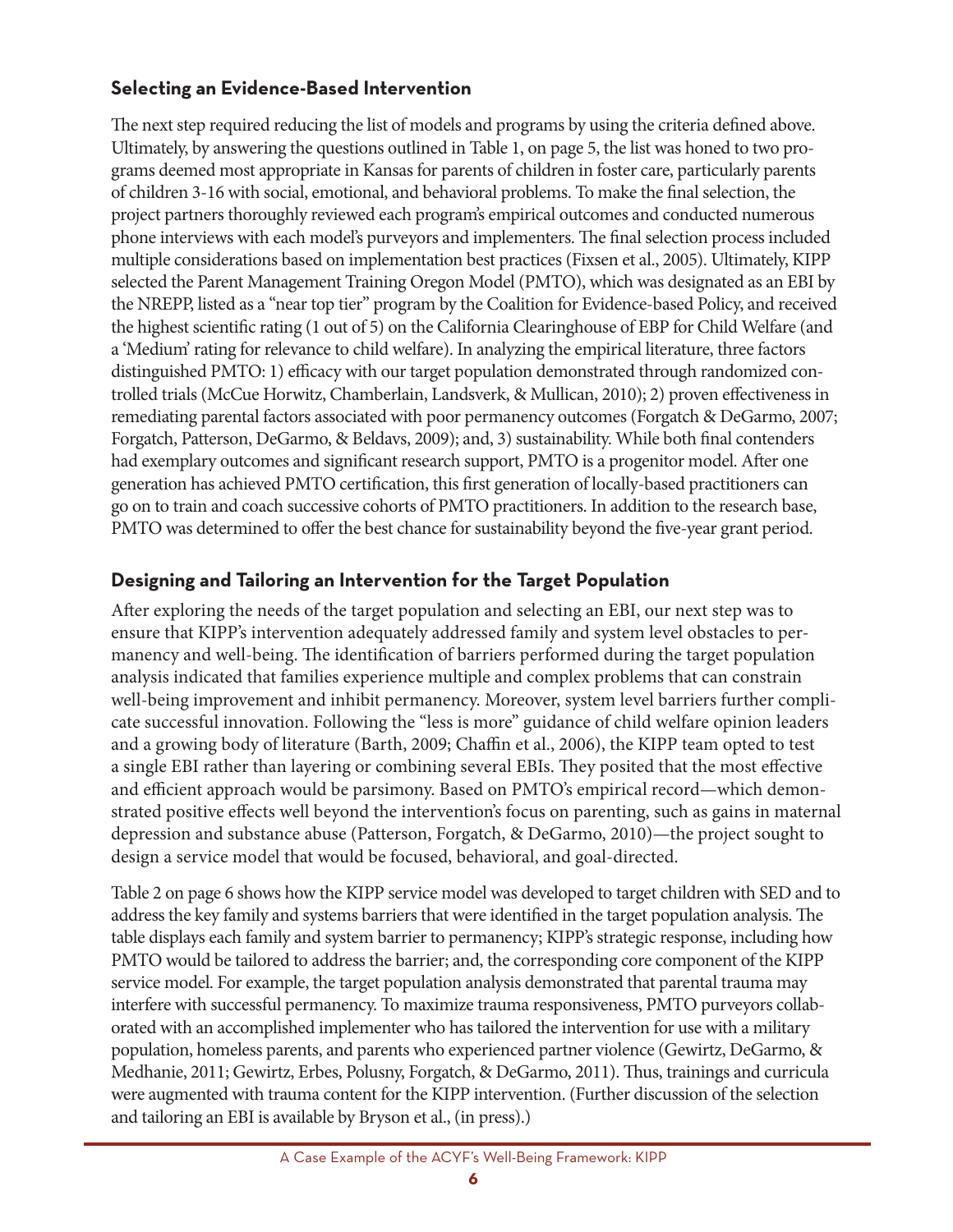### Selecting an Evidence-Based Intervention

The next step required reducing the list of models and programs by using the criteria defined above. Ultimately, by answering the questions outlined in Table 1, on page 5, the list was honed to two programs deemed most appropriate in Kansas for parents of children in foster care, particularly parents of children 3-16 with social, emotional, and behavioral problems. To make the final selection, the project partners thoroughly reviewed each program's empirical outcomes and conducted numerous phone interviews with each model's purveyors and implementers. The final selection process included multiple considerations based on implementation best practices (Fixsen et al., 2005). Ultimately, KIPP selected the Parent Management Training Oregon Model (PMTO), which was designated as an EBI by the NREPP, listed as a "near top tier" program by the Coalition for Evidence-based Policy, and received the highest scientific rating (1 out of 5) on the California Clearinghouse of EBP for Child Welfare (and a 'Medium' rating for relevance to child welfare). In analyzing the empirical literature, three factors distinguished PMTO: 1) efficacy with our target population demonstrated through randomized controlled trials (McCue Horwitz, Chamberlain, Landsverk, & Mullican, 2010); 2) proven effectiveness in remediating parental factors associated with poor permanency outcomes (Forgatch & DeGarmo, 2007; Forgatch, Patterson, DeGarmo, & Beldavs, 2009); and, 3) sustainability. While both final contenders had exemplary outcomes and significant research support, PMTO is a progenitor model. After one generation has achieved PMTO certification, this first generation of locally-based practitioners can go on to train and coach successive cohorts of PMTO practitioners. In addition to the research base, PMTO was determined to offer the best chance for sustainability beyond the five-year grant period.

### Designing and Tailoring an Intervention for the Target Population

After exploring the needs of the target population and selecting an EBI, our next step was to ensure that KIPP's intervention adequately addressed family and system level obstacles to permanency and well-being. The identification of barriers performed during the target population analysis indicated that families experience multiple and complex problems that can constrain well-being improvement and inhibit permanency. Moreover, system level barriers further complicate successful innovation. Following the "less is more" guidance of child welfare opinion leaders and a growing body of literature (Barth, 2009; Chaffin et al., 2006), the KIPP team opted to test a single EBI rather than layering or combining several EBIs. They posited that the most effective and efficient approach would be parsimony. Based on PMTO's empirical record—which demonstrated positive effects well beyond the intervention's focus on parenting, such as gains in maternal depression and substance abuse (Patterson, Forgatch, & DeGarmo, 2010)—the project sought to design a service model that would be focused, behavioral, and goal-directed.

Table 2 on page 6 shows how the KIPP service model was developed to target children with SED and to address the key family and systems barriers that were identified in the target population analysis. The table displays each family and system barrier to permanency; KIPP's strategic response, including how PMTO would be tailored to address the barrier; and, the corresponding core component of the KIPP service model. For example, the target population analysis demonstrated that parental trauma may interfere with successful permanency. To maximize trauma responsiveness, PMTO purveyors collaborated with an accomplished implementer who has tailored the intervention for use with a military population, homeless parents, and parents who experienced partner violence (Gewirtz, DeGarmo, & Medhanie, 2011; Gewirtz, Erbes, Polusny, Forgatch, & DeGarmo, 2011). Thus, trainings and curricula were augmented with trauma content for the KIPP intervention. (Further discussion of the selection and tailoring an EBI is available by Bryson et al., (in press).)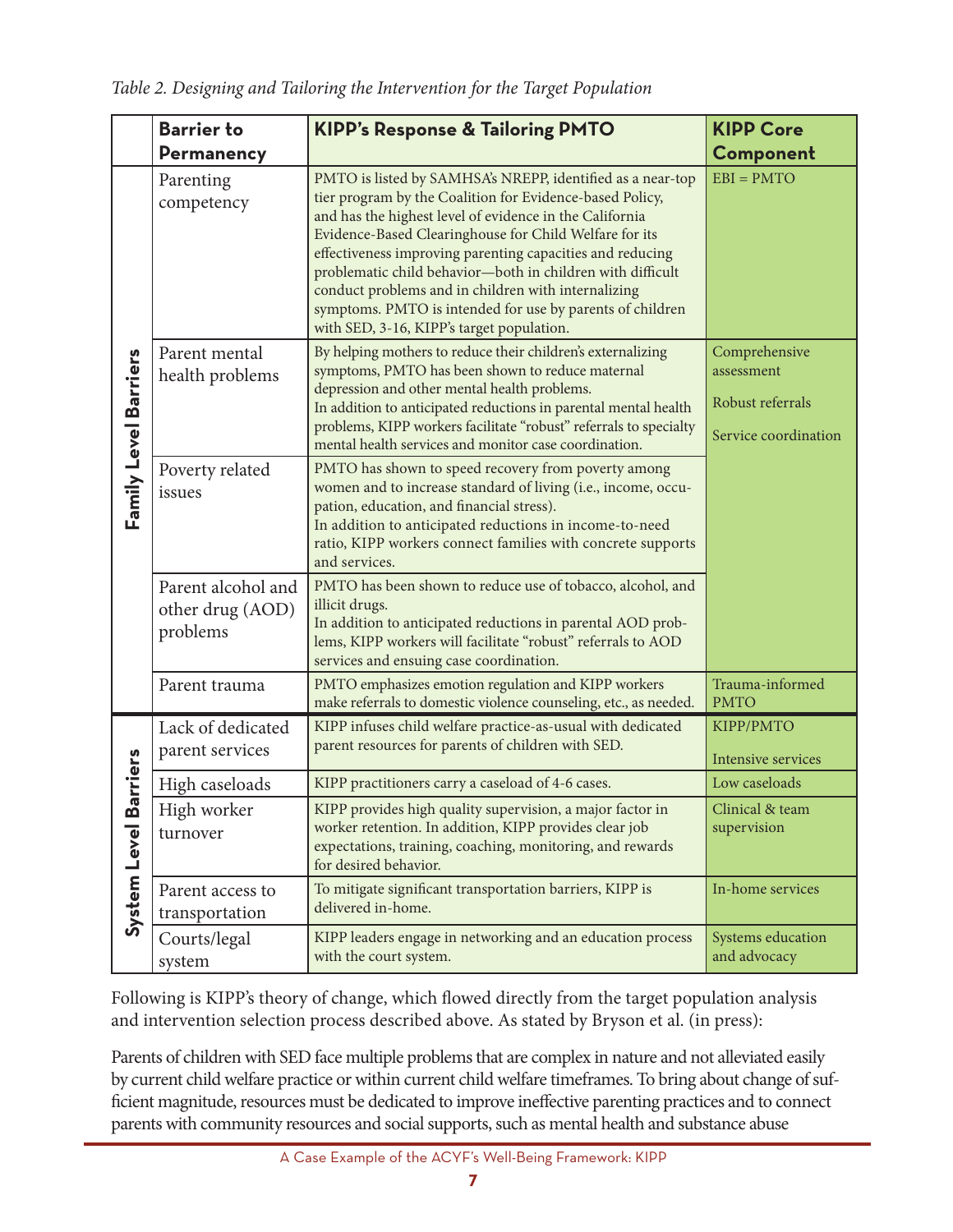*Table 2. Designing and Tailoring the Intervention for the Target Population*

| | Barrier to Permanency | KIPP's Response & Tailoring PMTO | KIPP Core Component |
|---|---|---|---|
| Family Level Barriers | Parenting competency | PMTO is listed by SAMHSA's NREPP, identified as a near-top tier program by the Coalition for Evidence-based Policy, and has the highest level of evidence in the California Evidence-Based Clearinghouse for Child Welfare for its effectiveness improving parenting capacities and reducing problematic child behavior—both in children with difficult conduct problems and in children with internalizing symptoms. PMTO is intended for use by parents of children with SED, 3-16, KIPP's target population. | EBI = PMTO |
| | Parent mental health problems | By helping mothers to reduce their children's externalizing symptoms, PMTO has been shown to reduce maternal depression and other mental health problems. In addition to anticipated reductions in parental mental health problems, KIPP workers facilitate "robust" referrals to specialty mental health services and monitor case coordination. | Comprehensive assessment<br><br>Robust referrals<br><br>Service coordination |
| | Poverty related issues | PMTO has shown to speed recovery from poverty among women and to increase standard of living (i.e., income, occupation, education, and financial stress). In addition to anticipated reductions in income-to-need ratio, KIPP workers connect families with concrete supports and services. | |
| | Parent alcohol and other drug (AOD) problems | PMTO has been shown to reduce use of tobacco, alcohol, and illicit drugs. In addition to anticipated reductions in parental AOD problems, KIPP workers will facilitate "robust" referrals to AOD services and ensuing case coordination. | |
| | Parent trauma | PMTO emphasizes emotion regulation and KIPP workers make referrals to domestic violence counseling, etc., as needed. | Trauma-informed PMTO |
| System Level Barriers | Lack of dedicated parent services | KIPP infuses child welfare practice-as-usual with dedicated parent resources for parents of children with SED. | KIPP/PMTO<br><br>Intensive services |
| | High caseloads | KIPP practitioners carry a caseload of 4-6 cases. | Low caseloads |
| | High worker turnover | KIPP provides high quality supervision, a major factor in worker retention. In addition, KIPP provides clear job expectations, training, coaching, monitoring, and rewards for desired behavior. | Clinical & team supervision |
| | Parent access to transportation | To mitigate significant transportation barriers, KIPP is delivered in-home. | In-home services |
| | Courts/legal system | KIPP leaders engage in networking and an education process with the court system. | Systems education and advocacy |

Following is KIPP's theory of change, which flowed directly from the target population analysis and intervention selection process described above. As stated by Bryson et al. (in press):

Parents of children with SED face multiple problems that are complex in nature and not alleviated easily by current child welfare practice or within current child welfare timeframes. To bring about change of sufficient magnitude, resources must be dedicated to improve ineffective parenting practices and to connect parents with community resources and social supports, such as mental health and substance abuse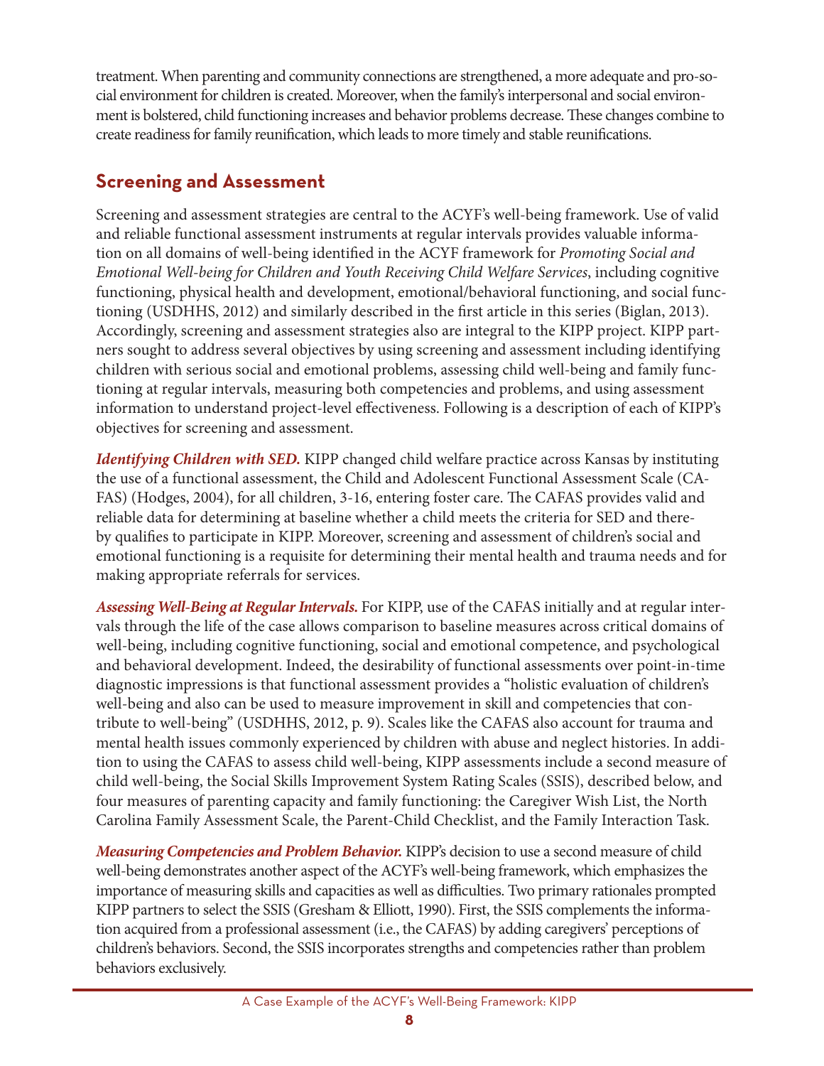treatment. When parenting and community connections are strengthened, a more adequate and pro-social environment for children is created. Moreover, when the family's interpersonal and social environment is bolstered, child functioning increases and behavior problems decrease. These changes combine to create readiness for family reunification, which leads to more timely and stable reunifications.

## Screening and Assessment

Screening and assessment strategies are central to the ACYF's well-being framework. Use of valid and reliable functional assessment instruments at regular intervals provides valuable information on all domains of well-being identified in the ACYF framework for *Promoting Social and Emotional Well-being for Children and Youth Receiving Child Welfare Services*, including cognitive functioning, physical health and development, emotional/behavioral functioning, and social functioning (USDHHS, 2012) and similarly described in the first article in this series (Biglan, 2013). Accordingly, screening and assessment strategies also are integral to the KIPP project. KIPP partners sought to address several objectives by using screening and assessment including identifying children with serious social and emotional problems, assessing child well-being and family functioning at regular intervals, measuring both competencies and problems, and using assessment information to understand project-level effectiveness. Following is a description of each of KIPP's objectives for screening and assessment.

***Identifying Children with SED.*** KIPP changed child welfare practice across Kansas by instituting the use of a functional assessment, the Child and Adolescent Functional Assessment Scale (CAFAS) (Hodges, 2004), for all children, 3-16, entering foster care. The CAFAS provides valid and reliable data for determining at baseline whether a child meets the criteria for SED and thereby qualifies to participate in KIPP. Moreover, screening and assessment of children's social and emotional functioning is a requisite for determining their mental health and trauma needs and for making appropriate referrals for services.

***Assessing Well-Being at Regular Intervals.*** For KIPP, use of the CAFAS initially and at regular intervals through the life of the case allows comparison to baseline measures across critical domains of well-being, including cognitive functioning, social and emotional competence, and psychological and behavioral development. Indeed, the desirability of functional assessments over point-in-time diagnostic impressions is that functional assessment provides a "holistic evaluation of children's well-being and also can be used to measure improvement in skill and competencies that contribute to well-being" (USDHHS, 2012, p. 9). Scales like the CAFAS also account for trauma and mental health issues commonly experienced by children with abuse and neglect histories. In addition to using the CAFAS to assess child well-being, KIPP assessments include a second measure of child well-being, the Social Skills Improvement System Rating Scales (SSIS), described below, and four measures of parenting capacity and family functioning: the Caregiver Wish List, the North Carolina Family Assessment Scale, the Parent-Child Checklist, and the Family Interaction Task.

***Measuring Competencies and Problem Behavior.*** KIPP's decision to use a second measure of child well-being demonstrates another aspect of the ACYF's well-being framework, which emphasizes the importance of measuring skills and capacities as well as difficulties. Two primary rationales prompted KIPP partners to select the SSIS (Gresham & Elliott, 1990). First, the SSIS complements the information acquired from a professional assessment (i.e., the CAFAS) by adding caregivers' perceptions of children's behaviors. Second, the SSIS incorporates strengths and competencies rather than problem behaviors exclusively.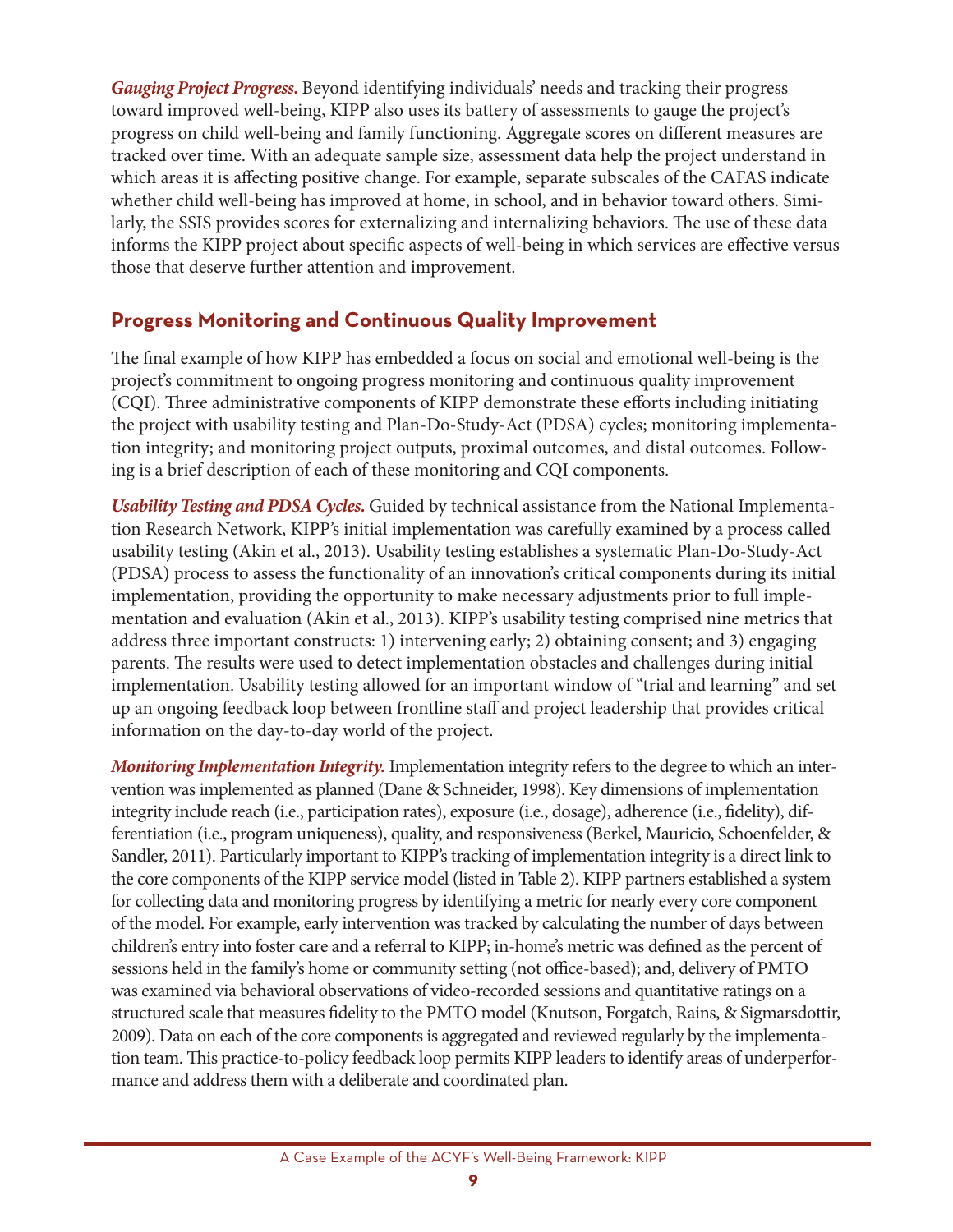***Gauging Project Progress.*** Beyond identifying individuals' needs and tracking their progress toward improved well-being, KIPP also uses its battery of assessments to gauge the project's progress on child well-being and family functioning. Aggregate scores on different measures are tracked over time. With an adequate sample size, assessment data help the project understand in which areas it is affecting positive change. For example, separate subscales of the CAFAS indicate whether child well-being has improved at home, in school, and in behavior toward others. Similarly, the SSIS provides scores for externalizing and internalizing behaviors. The use of these data informs the KIPP project about specific aspects of well-being in which services are effective versus those that deserve further attention and improvement.

## Progress Monitoring and Continuous Quality Improvement

The final example of how KIPP has embedded a focus on social and emotional well-being is the project's commitment to ongoing progress monitoring and continuous quality improvement (CQI). Three administrative components of KIPP demonstrate these efforts including initiating the project with usability testing and Plan-Do-Study-Act (PDSA) cycles; monitoring implementation integrity; and monitoring project outputs, proximal outcomes, and distal outcomes. Following is a brief description of each of these monitoring and CQI components.

***Usability Testing and PDSA Cycles.*** Guided by technical assistance from the National Implementation Research Network, KIPP's initial implementation was carefully examined by a process called usability testing (Akin et al., 2013). Usability testing establishes a systematic Plan-Do-Study-Act (PDSA) process to assess the functionality of an innovation's critical components during its initial implementation, providing the opportunity to make necessary adjustments prior to full implementation and evaluation (Akin et al., 2013). KIPP's usability testing comprised nine metrics that address three important constructs: 1) intervening early; 2) obtaining consent; and 3) engaging parents. The results were used to detect implementation obstacles and challenges during initial implementation. Usability testing allowed for an important window of "trial and learning" and set up an ongoing feedback loop between frontline staff and project leadership that provides critical information on the day-to-day world of the project.

***Monitoring Implementation Integrity.*** Implementation integrity refers to the degree to which an intervention was implemented as planned (Dane & Schneider, 1998). Key dimensions of implementation integrity include reach (i.e., participation rates), exposure (i.e., dosage), adherence (i.e., fidelity), differentiation (i.e., program uniqueness), quality, and responsiveness (Berkel, Mauricio, Schoenfelder, & Sandler, 2011). Particularly important to KIPP's tracking of implementation integrity is a direct link to the core components of the KIPP service model (listed in Table 2). KIPP partners established a system for collecting data and monitoring progress by identifying a metric for nearly every core component of the model. For example, early intervention was tracked by calculating the number of days between children's entry into foster care and a referral to KIPP; in-home's metric was defined as the percent of sessions held in the family's home or community setting (not office-based); and, delivery of PMTO was examined via behavioral observations of video-recorded sessions and quantitative ratings on a structured scale that measures fidelity to the PMTO model (Knutson, Forgatch, Rains, & Sigmarsdottir, 2009). Data on each of the core components is aggregated and reviewed regularly by the implementation team. This practice-to-policy feedback loop permits KIPP leaders to identify areas of underperformance and address them with a deliberate and coordinated plan.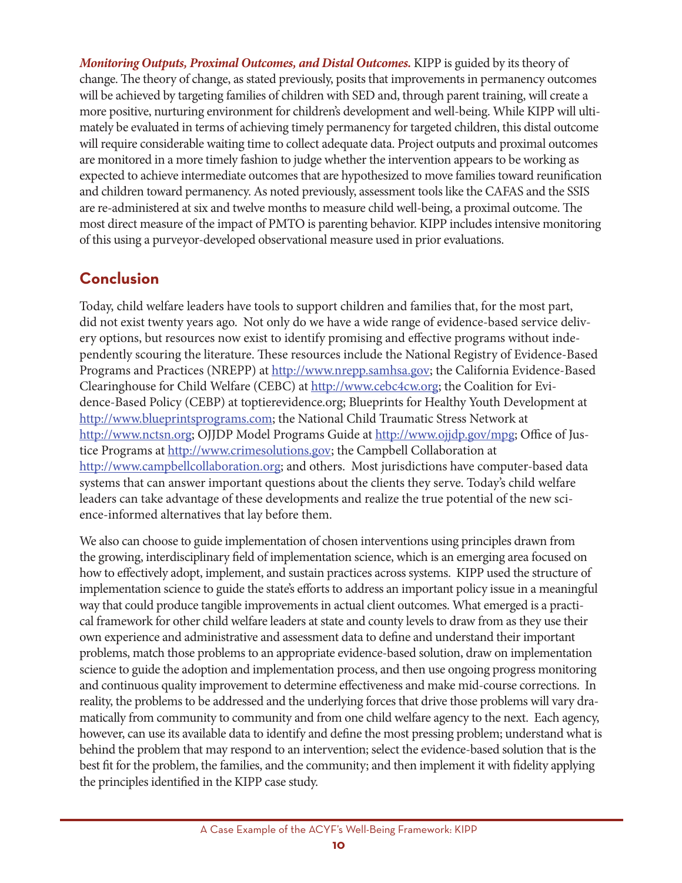***Monitoring Outputs, Proximal Outcomes, and Distal Outcomes.*** KIPP is guided by its theory of change. The theory of change, as stated previously, posits that improvements in permanency outcomes will be achieved by targeting families of children with SED and, through parent training, will create a more positive, nurturing environment for children's development and well-being. While KIPP will ultimately be evaluated in terms of achieving timely permanency for targeted children, this distal outcome will require considerable waiting time to collect adequate data. Project outputs and proximal outcomes are monitored in a more timely fashion to judge whether the intervention appears to be working as expected to achieve intermediate outcomes that are hypothesized to move families toward reunification and children toward permanency. As noted previously, assessment tools like the CAFAS and the SSIS are re-administered at six and twelve months to measure child well-being, a proximal outcome. The most direct measure of the impact of PMTO is parenting behavior. KIPP includes intensive monitoring of this using a purveyor-developed observational measure used in prior evaluations.

## Conclusion

Today, child welfare leaders have tools to support children and families that, for the most part, did not exist twenty years ago. Not only do we have a wide range of evidence-based service delivery options, but resources now exist to identify promising and effective programs without independently scouring the literature. These resources include the National Registry of Evidence-Based Programs and Practices (NREPP) at http://www.nrepp.samhsa.gov; the California Evidence-Based Clearinghouse for Child Welfare (CEBC) at http://www.cebc4cw.org; the Coalition for Evidence-Based Policy (CEBP) at toptierevidence.org; Blueprints for Healthy Youth Development at http://www.blueprintsprograms.com; the National Child Traumatic Stress Network at http://www.nctsn.org; OJJDP Model Programs Guide at http://www.ojjdp.gov/mpg; Office of Justice Programs at http://www.crimesolutions.gov; the Campbell Collaboration at http://www.campbellcollaboration.org; and others. Most jurisdictions have computer-based data systems that can answer important questions about the clients they serve. Today's child welfare leaders can take advantage of these developments and realize the true potential of the new science-informed alternatives that lay before them.

We also can choose to guide implementation of chosen interventions using principles drawn from the growing, interdisciplinary field of implementation science, which is an emerging area focused on how to effectively adopt, implement, and sustain practices across systems. KIPP used the structure of implementation science to guide the state's efforts to address an important policy issue in a meaningful way that could produce tangible improvements in actual client outcomes. What emerged is a practical framework for other child welfare leaders at state and county levels to draw from as they use their own experience and administrative and assessment data to define and understand their important problems, match those problems to an appropriate evidence-based solution, draw on implementation science to guide the adoption and implementation process, and then use ongoing progress monitoring and continuous quality improvement to determine effectiveness and make mid-course corrections. In reality, the problems to be addressed and the underlying forces that drive those problems will vary dramatically from community to community and from one child welfare agency to the next. Each agency, however, can use its available data to identify and define the most pressing problem; understand what is behind the problem that may respond to an intervention; select the evidence-based solution that is the best fit for the problem, the families, and the community; and then implement it with fidelity applying the principles identified in the KIPP case study.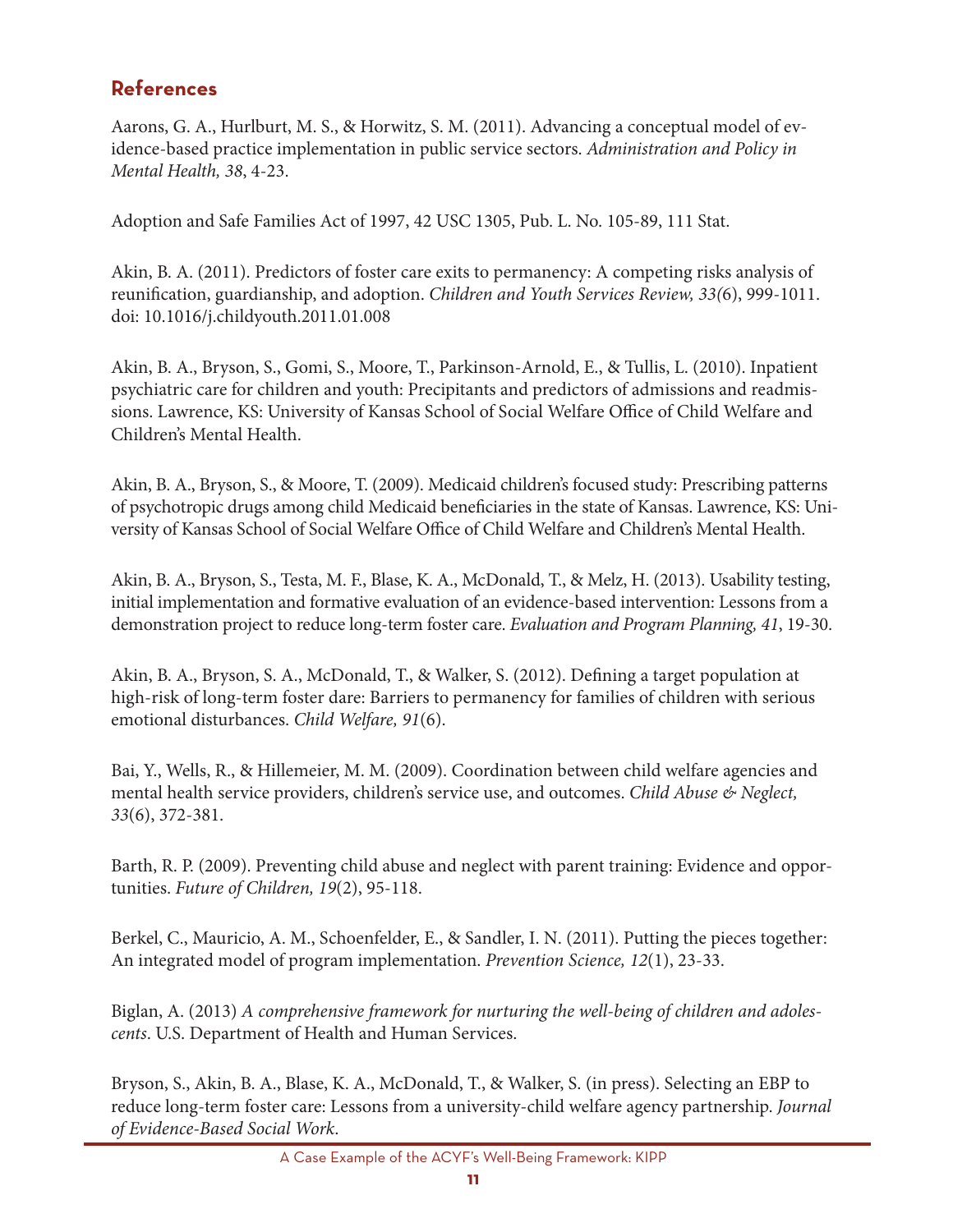## References

Aarons, G. A., Hurlburt, M. S., & Horwitz, S. M. (2011). Advancing a conceptual model of evidence-based practice implementation in public service sectors. *Administration and Policy in Mental Health, 38*, 4-23.

Adoption and Safe Families Act of 1997, 42 USC 1305, Pub. L. No. 105-89, 111 Stat.

Akin, B. A. (2011). Predictors of foster care exits to permanency: A competing risks analysis of reunification, guardianship, and adoption. *Children and Youth Services Review, 33(*6), 999-1011. doi: 10.1016/j.childyouth.2011.01.008

Akin, B. A., Bryson, S., Gomi, S., Moore, T., Parkinson-Arnold, E., & Tullis, L. (2010). Inpatient psychiatric care for children and youth: Precipitants and predictors of admissions and readmissions. Lawrence, KS: University of Kansas School of Social Welfare Office of Child Welfare and Children's Mental Health.

Akin, B. A., Bryson, S., & Moore, T. (2009). Medicaid children's focused study: Prescribing patterns of psychotropic drugs among child Medicaid beneficiaries in the state of Kansas. Lawrence, KS: University of Kansas School of Social Welfare Office of Child Welfare and Children's Mental Health.

Akin, B. A., Bryson, S., Testa, M. F., Blase, K. A., McDonald, T., & Melz, H. (2013). Usability testing, initial implementation and formative evaluation of an evidence-based intervention: Lessons from a demonstration project to reduce long-term foster care. *Evaluation and Program Planning, 41*, 19-30.

Akin, B. A., Bryson, S. A., McDonald, T., & Walker, S. (2012). Defining a target population at high-risk of long-term foster dare: Barriers to permanency for families of children with serious emotional disturbances. *Child Welfare, 91*(6).

Bai, Y., Wells, R., & Hillemeier, M. M. (2009). Coordination between child welfare agencies and mental health service providers, children's service use, and outcomes. *Child Abuse & Neglect, 33*(6), 372-381.

Barth, R. P. (2009). Preventing child abuse and neglect with parent training: Evidence and opportunities. *Future of Children, 19*(2), 95-118.

Berkel, C., Mauricio, A. M., Schoenfelder, E., & Sandler, I. N. (2011). Putting the pieces together: An integrated model of program implementation. *Prevention Science, 12*(1), 23-33.

Biglan, A. (2013) *A comprehensive framework for nurturing the well-being of children and adolescents*. U.S. Department of Health and Human Services.

Bryson, S., Akin, B. A., Blase, K. A., McDonald, T., & Walker, S. (in press). Selecting an EBP to reduce long-term foster care: Lessons from a university-child welfare agency partnership. *Journal of Evidence-Based Social Work*.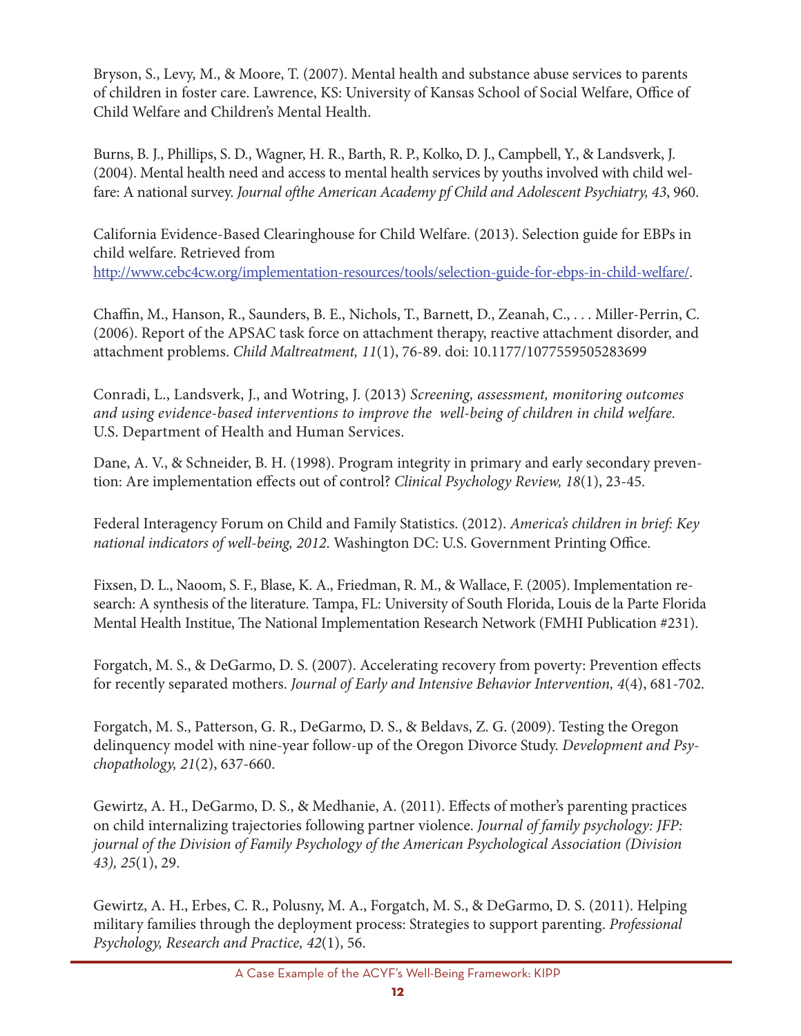Bryson, S., Levy, M., & Moore, T. (2007). Mental health and substance abuse services to parents of children in foster care. Lawrence, KS: University of Kansas School of Social Welfare, Office of Child Welfare and Children's Mental Health.

Burns, B. J., Phillips, S. D., Wagner, H. R., Barth, R. P., Kolko, D. J., Campbell, Y., & Landsverk, J. (2004). Mental health need and access to mental health services by youths involved with child welfare: A national survey. *Journal ofthe American Academy pf Child and Adolescent Psychiatry, 43*, 960.

California Evidence-Based Clearinghouse for Child Welfare. (2013). Selection guide for EBPs in child welfare. Retrieved from http://www.cebc4cw.org/implementation-resources/tools/selection-guide-for-ebps-in-child-welfare/.

Chaffin, M., Hanson, R., Saunders, B. E., Nichols, T., Barnett, D., Zeanah, C., . . . Miller-Perrin, C. (2006). Report of the APSAC task force on attachment therapy, reactive attachment disorder, and attachment problems. *Child Maltreatment, 11*(1), 76-89. doi: 10.1177/1077559505283699

Conradi, L., Landsverk, J., and Wotring, J. (2013) *Screening, assessment, monitoring outcomes and using evidence-based interventions to improve the well-being of children in child welfare.* U.S. Department of Health and Human Services.

Dane, A. V., & Schneider, B. H. (1998). Program integrity in primary and early secondary prevention: Are implementation effects out of control? *Clinical Psychology Review, 18*(1), 23-45.

Federal Interagency Forum on Child and Family Statistics. (2012). *America's children in brief: Key national indicators of well-being, 2012.* Washington DC: U.S. Government Printing Office.

Fixsen, D. L., Naoom, S. F., Blase, K. A., Friedman, R. M., & Wallace, F. (2005). Implementation research: A synthesis of the literature. Tampa, FL: University of South Florida, Louis de la Parte Florida Mental Health Institue, The National Implementation Research Network (FMHI Publication #231).

Forgatch, M. S., & DeGarmo, D. S. (2007). Accelerating recovery from poverty: Prevention effects for recently separated mothers. *Journal of Early and Intensive Behavior Intervention, 4*(4), 681-702.

Forgatch, M. S., Patterson, G. R., DeGarmo, D. S., & Beldavs, Z. G. (2009). Testing the Oregon delinquency model with nine-year follow-up of the Oregon Divorce Study. *Development and Psychopathology, 21*(2), 637-660.

Gewirtz, A. H., DeGarmo, D. S., & Medhanie, A. (2011). Effects of mother's parenting practices on child internalizing trajectories following partner violence. *Journal of family psychology: JFP: journal of the Division of Family Psychology of the American Psychological Association (Division 43), 25*(1), 29.

Gewirtz, A. H., Erbes, C. R., Polusny, M. A., Forgatch, M. S., & DeGarmo, D. S. (2011). Helping military families through the deployment process: Strategies to support parenting. *Professional Psychology, Research and Practice, 42*(1), 56.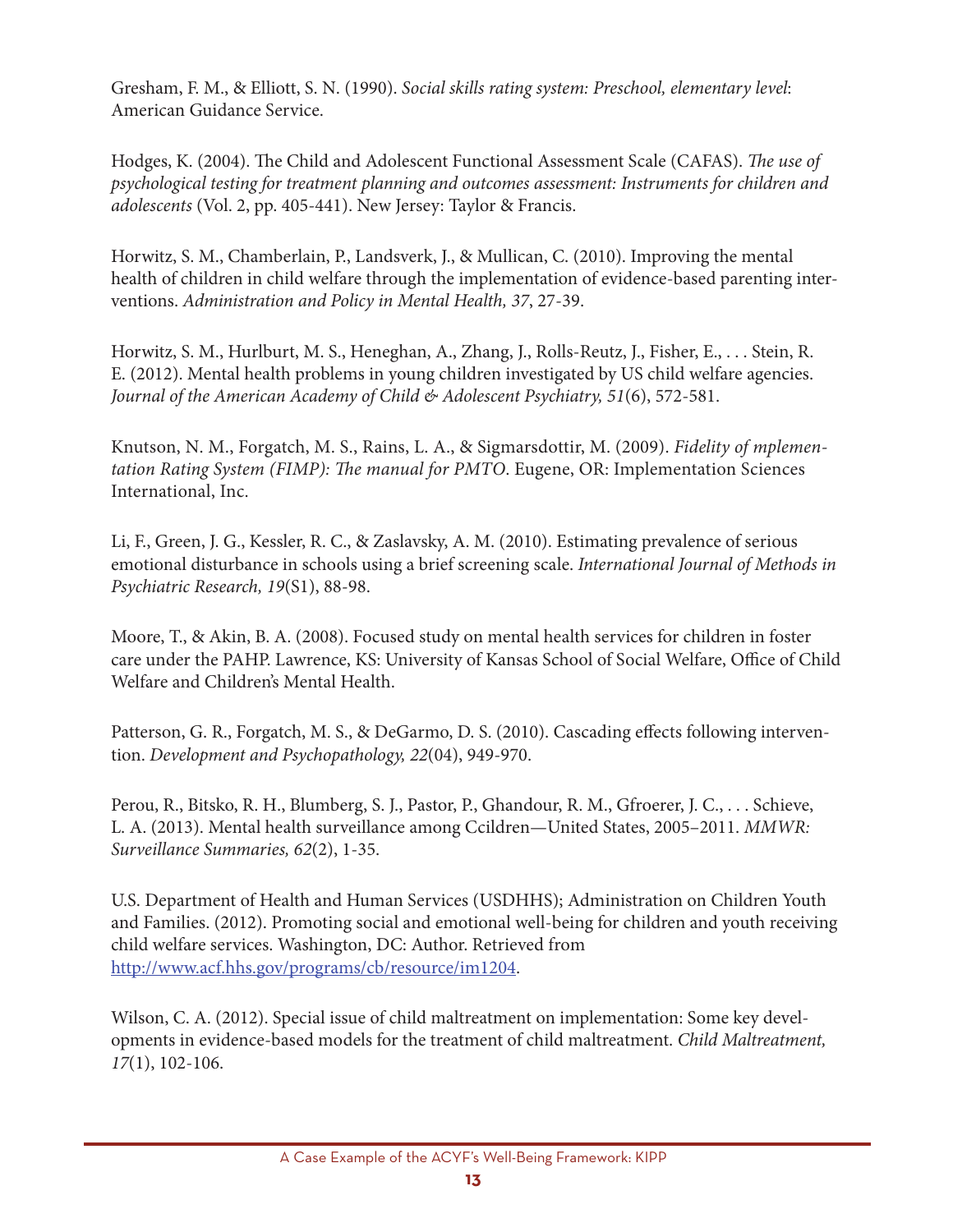Gresham, F. M., & Elliott, S. N. (1990). *Social skills rating system: Preschool, elementary level*: American Guidance Service.

Hodges, K. (2004). The Child and Adolescent Functional Assessment Scale (CAFAS). *The use of psychological testing for treatment planning and outcomes assessment: Instruments for children and adolescents* (Vol. 2, pp. 405-441). New Jersey: Taylor & Francis.

Horwitz, S. M., Chamberlain, P., Landsverk, J., & Mullican, C. (2010). Improving the mental health of children in child welfare through the implementation of evidence-based parenting interventions. *Administration and Policy in Mental Health, 37*, 27-39.

Horwitz, S. M., Hurlburt, M. S., Heneghan, A., Zhang, J., Rolls-Reutz, J., Fisher, E., . . . Stein, R. E. (2012). Mental health problems in young children investigated by US child welfare agencies. *Journal of the American Academy of Child & Adolescent Psychiatry, 51*(6), 572-581.

Knutson, N. M., Forgatch, M. S., Rains, L. A., & Sigmarsdottir, M. (2009). *Fidelity of mplementation Rating System (FIMP): The manual for PMTO*. Eugene, OR: Implementation Sciences International, Inc.

Li, F., Green, J. G., Kessler, R. C., & Zaslavsky, A. M. (2010). Estimating prevalence of serious emotional disturbance in schools using a brief screening scale. *International Journal of Methods in Psychiatric Research, 19*(S1), 88-98.

Moore, T., & Akin, B. A. (2008). Focused study on mental health services for children in foster care under the PAHP. Lawrence, KS: University of Kansas School of Social Welfare, Office of Child Welfare and Children's Mental Health.

Patterson, G. R., Forgatch, M. S., & DeGarmo, D. S. (2010). Cascading effects following intervention. *Development and Psychopathology, 22*(04), 949-970.

Perou, R., Bitsko, R. H., Blumberg, S. J., Pastor, P., Ghandour, R. M., Gfroerer, J. C., . . . Schieve, L. A. (2013). Mental health surveillance among Ccildren—United States, 2005–2011. *MMWR: Surveillance Summaries, 62*(2), 1-35.

U.S. Department of Health and Human Services (USDHHS); Administration on Children Youth and Families. (2012). Promoting social and emotional well-being for children and youth receiving child welfare services. Washington, DC: Author. Retrieved from http://www.acf.hhs.gov/programs/cb/resource/im1204.

Wilson, C. A. (2012). Special issue of child maltreatment on implementation: Some key developments in evidence-based models for the treatment of child maltreatment. *Child Maltreatment, 17*(1), 102-106.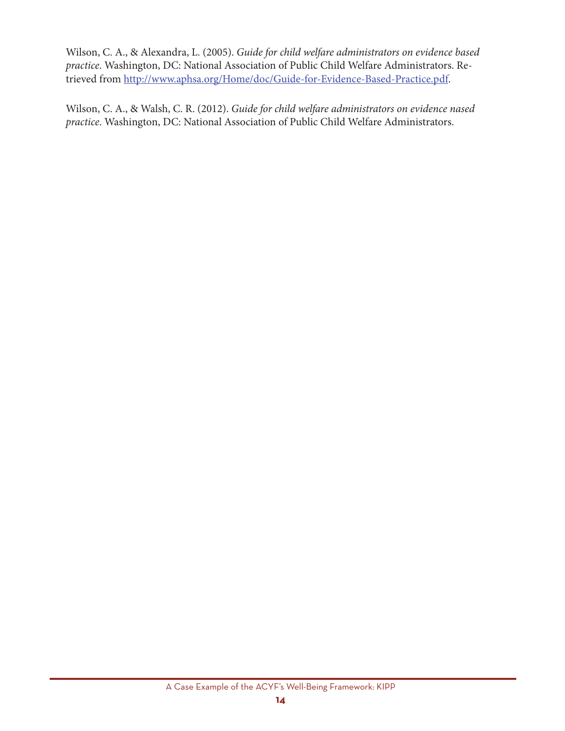Wilson, C. A., & Alexandra, L. (2005). *Guide for child welfare administrators on evidence based practice*. Washington, DC: National Association of Public Child Welfare Administrators. Retrieved from http://www.aphsa.org/Home/doc/Guide-for-Evidence-Based-Practice.pdf.

Wilson, C. A., & Walsh, C. R. (2012). *Guide for child welfare administrators on evidence nased practice*. Washington, DC: National Association of Public Child Welfare Administrators.